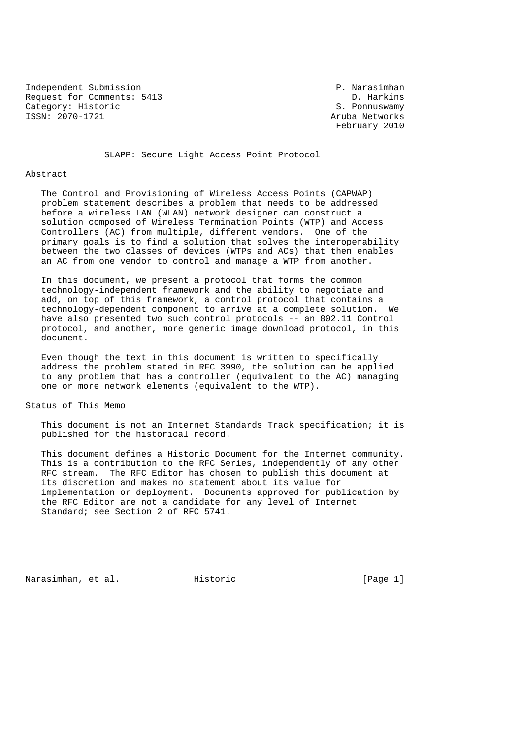Independent Submission P. Narasimhan
Request for Comments: 5413 D. Harkins
Category: Historic S. Ponnuswamy
ISSN: 2070-1721 Aruba Networks
February 2010

# SLAPP: Secure Light Access Point Protocol

## Abstract

The Control and Provisioning of Wireless Access Points (CAPWAP) problem statement describes a problem that needs to be addressed before a wireless LAN (WLAN) network designer can construct a solution composed of Wireless Termination Points (WTP) and Access Controllers (AC) from multiple, different vendors. One of the primary goals is to find a solution that solves the interoperability between the two classes of devices (WTPs and ACs) that then enables an AC from one vendor to control and manage a WTP from another.

In this document, we present a protocol that forms the common technology-independent framework and the ability to negotiate and add, on top of this framework, a control protocol that contains a technology-dependent component to arrive at a complete solution. We have also presented two such control protocols -- an 802.11 Control protocol, and another, more generic image download protocol, in this document.

Even though the text in this document is written to specifically address the problem stated in RFC 3990, the solution can be applied to any problem that has a controller (equivalent to the AC) managing one or more network elements (equivalent to the WTP).

## Status of This Memo

This document is not an Internet Standards Track specification; it is published for the historical record.

This document defines a Historic Document for the Internet community. This is a contribution to the RFC Series, independently of any other RFC stream. The RFC Editor has chosen to publish this document at its discretion and makes no statement about its value for implementation or deployment. Documents approved for publication by the RFC Editor are not a candidate for any level of Internet Standard; see Section 2 of RFC 5741.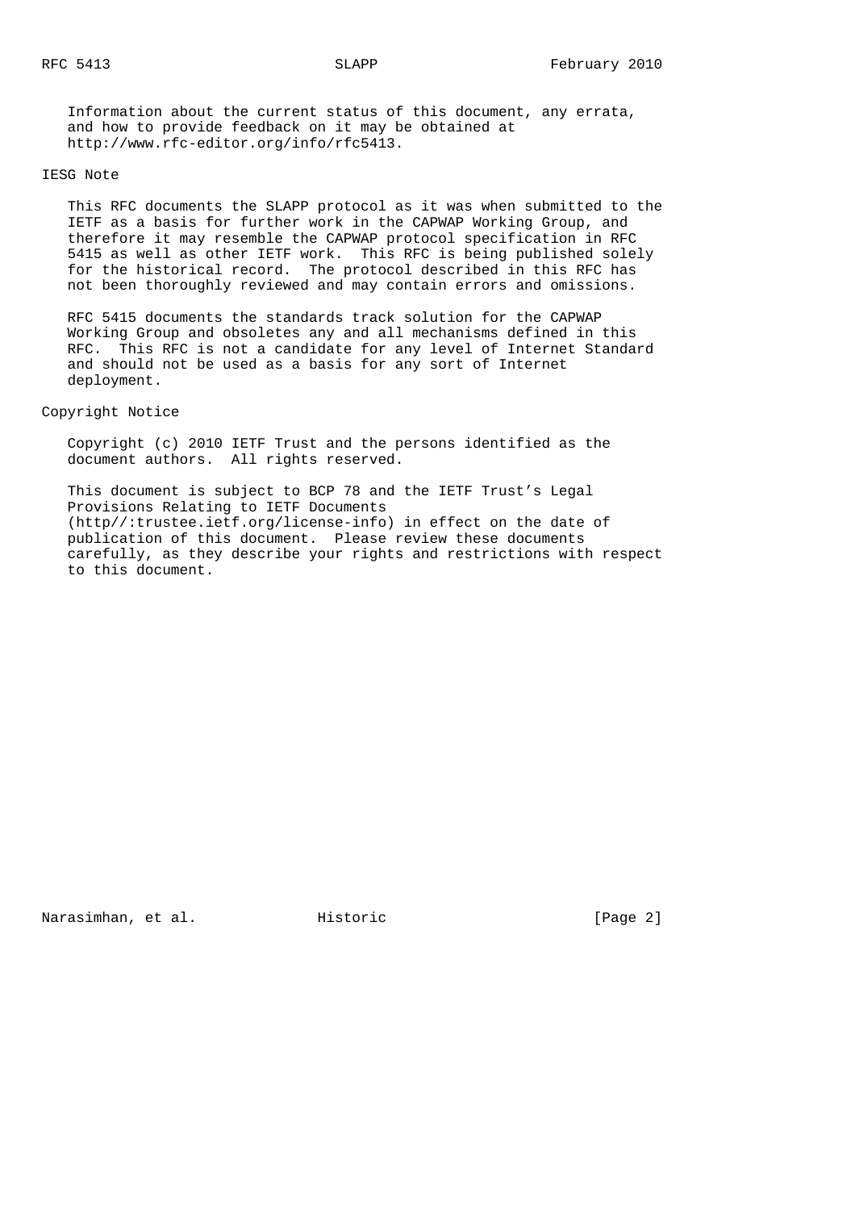Information about the current status of this document, any errata, and how to provide feedback on it may be obtained at http://www.rfc-editor.org/info/rfc5413.

## IESG Note

This RFC documents the SLAPP protocol as it was when submitted to the IETF as a basis for further work in the CAPWAP Working Group, and therefore it may resemble the CAPWAP protocol specification in RFC 5415 as well as other IETF work. This RFC is being published solely for the historical record. The protocol described in this RFC has not been thoroughly reviewed and may contain errors and omissions.

RFC 5415 documents the standards track solution for the CAPWAP Working Group and obsoletes any and all mechanisms defined in this RFC. This RFC is not a candidate for any level of Internet Standard and should not be used as a basis for any sort of Internet deployment.

## Copyright Notice

Copyright (c) 2010 IETF Trust and the persons identified as the document authors. All rights reserved.

This document is subject to BCP 78 and the IETF Trust's Legal Provisions Relating to IETF Documents (http//:trustee.ietf.org/license-info) in effect on the date of publication of this document. Please review these documents carefully, as they describe your rights and restrictions with respect to this document.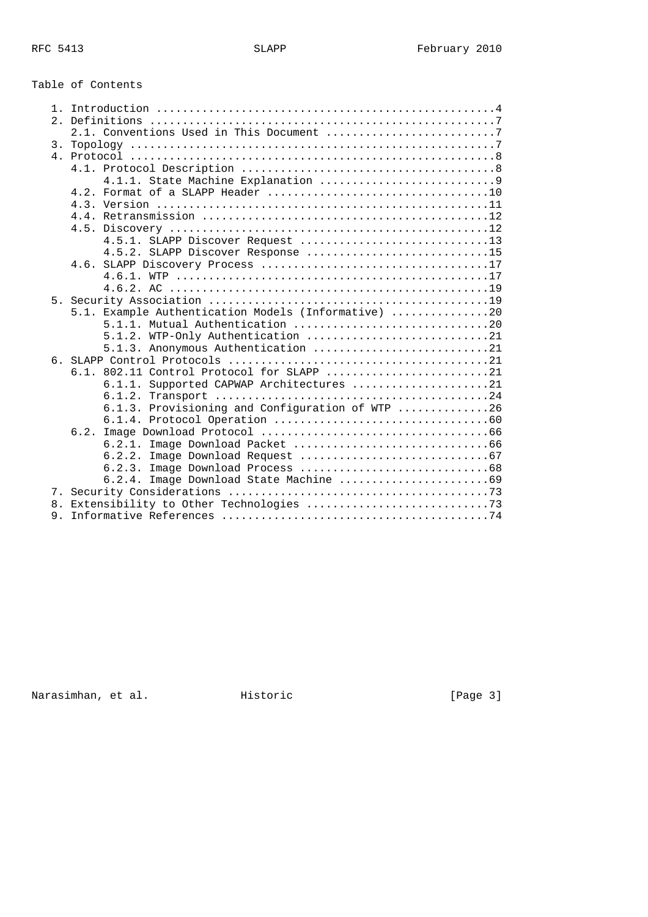Table of Contents

```
   1. Introduction ....................................................4
   2. Definitions .....................................................7
      2.1. Conventions Used in This Document ..........................7
   3. Topology ........................................................7
   4. Protocol ........................................................8
      4.1. Protocol Description .......................................8
           4.1.1. State Machine Explanation ...........................9
      4.2. Format of a SLAPP Header ..................................10
      4.3. Version ...................................................11
      4.4. Retransmission ............................................12
      4.5. Discovery .................................................12
           4.5.1. SLAPP Discover Request .............................13
           4.5.2. SLAPP Discover Response ............................15
      4.6. SLAPP Discovery Process ...................................17
           4.6.1. WTP ................................................17
           4.6.2. AC .................................................19
   5. Security Association ...........................................19
      5.1. Example Authentication Models (Informative) ...............20
           5.1.1. Mutual Authentication ..............................20
           5.1.2. WTP-Only Authentication ............................21
           5.1.3. Anonymous Authentication ...........................21
   6. SLAPP Control Protocols ........................................21
      6.1. 802.11 Control Protocol for SLAPP .........................21
           6.1.1. Supported CAPWAP Architectures .....................21
           6.1.2. Transport ..........................................24
           6.1.3. Provisioning and Configuration of WTP ..............26
           6.1.4. Protocol Operation .................................60
      6.2. Image Download Protocol ...................................66
           6.2.1. Image Download Packet ..............................66
           6.2.2. Image Download Request .............................67
           6.2.3. Image Download Process .............................68
           6.2.4. Image Download State Machine .......................69
   7. Security Considerations ........................................73
   8. Extensibility to Other Technologies ............................73
   9. Informative References .........................................74
```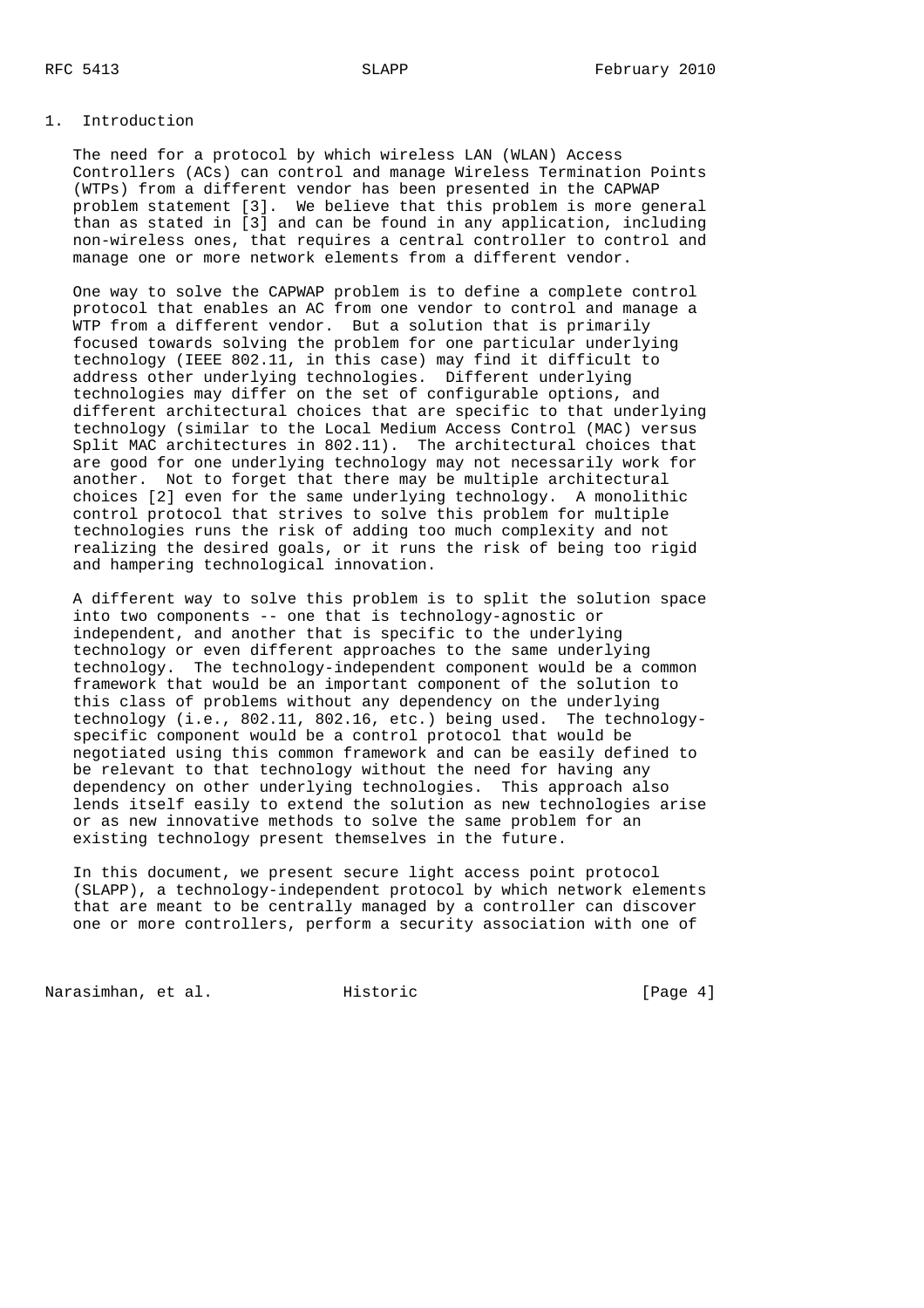# 1. Introduction

The need for a protocol by which wireless LAN (WLAN) Access Controllers (ACs) can control and manage Wireless Termination Points (WTPs) from a different vendor has been presented in the CAPWAP problem statement [3]. We believe that this problem is more general than as stated in [3] and can be found in any application, including non-wireless ones, that requires a central controller to control and manage one or more network elements from a different vendor.

One way to solve the CAPWAP problem is to define a complete control protocol that enables an AC from one vendor to control and manage a WTP from a different vendor. But a solution that is primarily focused towards solving the problem for one particular underlying technology (IEEE 802.11, in this case) may find it difficult to address other underlying technologies. Different underlying technologies may differ on the set of configurable options, and different architectural choices that are specific to that underlying technology (similar to the Local Medium Access Control (MAC) versus Split MAC architectures in 802.11). The architectural choices that are good for one underlying technology may not necessarily work for another. Not to forget that there may be multiple architectural choices [2] even for the same underlying technology. A monolithic control protocol that strives to solve this problem for multiple technologies runs the risk of adding too much complexity and not realizing the desired goals, or it runs the risk of being too rigid and hampering technological innovation.

A different way to solve this problem is to split the solution space into two components -- one that is technology-agnostic or independent, and another that is specific to the underlying technology or even different approaches to the same underlying technology. The technology-independent component would be a common framework that would be an important component of the solution to this class of problems without any dependency on the underlying technology (i.e., 802.11, 802.16, etc.) being used. The technology-specific component would be a control protocol that would be negotiated using this common framework and can be easily defined to be relevant to that technology without the need for having any dependency on other underlying technologies. This approach also lends itself easily to extend the solution as new technologies arise or as new innovative methods to solve the same problem for an existing technology present themselves in the future.

In this document, we present secure light access point protocol (SLAPP), a technology-independent protocol by which network elements that are meant to be centrally managed by a controller can discover one or more controllers, perform a security association with one of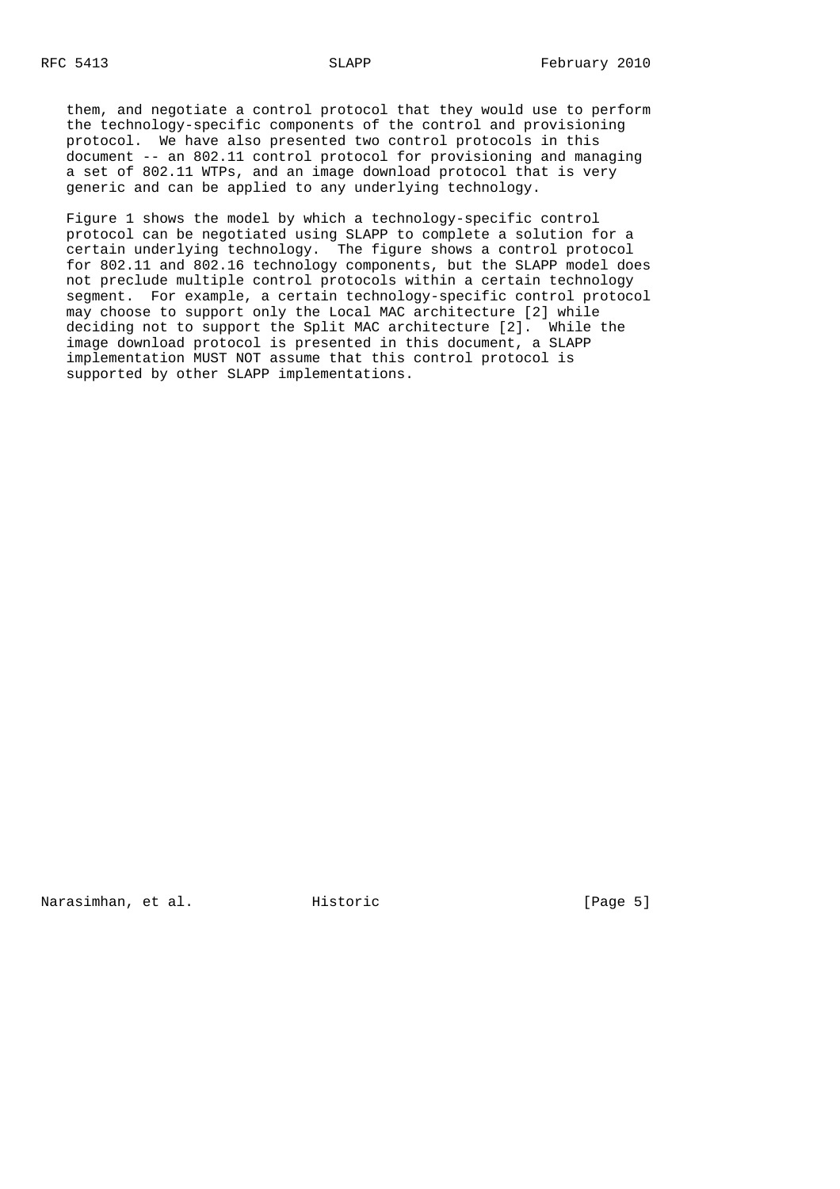them, and negotiate a control protocol that they would use to perform the technology-specific components of the control and provisioning protocol. We have also presented two control protocols in this document -- an 802.11 control protocol for provisioning and managing a set of 802.11 WTPs, and an image download protocol that is very generic and can be applied to any underlying technology.

Figure 1 shows the model by which a technology-specific control protocol can be negotiated using SLAPP to complete a solution for a certain underlying technology. The figure shows a control protocol for 802.11 and 802.16 technology components, but the SLAPP model does not preclude multiple control protocols within a certain technology segment. For example, a certain technology-specific control protocol may choose to support only the Local MAC architecture [2] while deciding not to support the Split MAC architecture [2]. While the image download protocol is presented in this document, a SLAPP implementation MUST NOT assume that this control protocol is supported by other SLAPP implementations.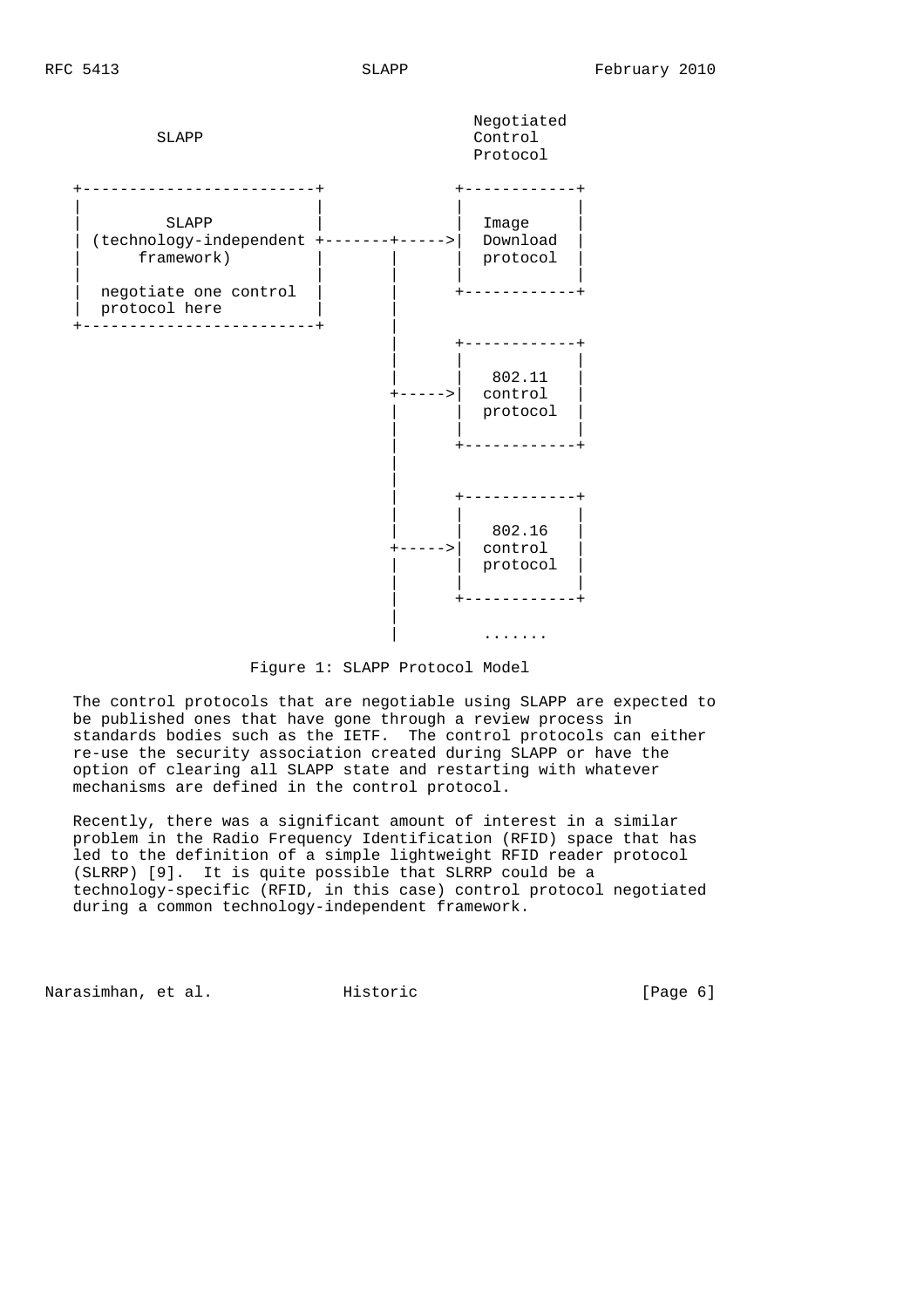```
                                              Negotiated
          SLAPP                               Control
                                              Protocol

   +-------------------------+             +------------+
   |                         |             |            |
   |         SLAPP           |             |  Image     |
   | (technology-independent +-------+----->|  Download  |
   |      framework)         |       |     |  protocol  |
   |                         |       |     |            |
   |  negotiate one control  |       |     +------------+
   |  protocol here          |       |
   +-------------------------+       |
                                     |     +------------+
                                     |     |            |
                                     |     |   802.11   |
                                     +----->|  control   |
                                     |     |  protocol  |
                                     |     |            |
                                     |     +------------+
                                     |
                                     |
                                     |     +------------+
                                     |     |            |
                                     |     |   802.16   |
                                     +----->|  control   |
                                     |     |  protocol  |
                                     |     |            |
                                     |     +------------+
                                     |
                                     |        .......
```

Figure 1: SLAPP Protocol Model

The control protocols that are negotiable using SLAPP are expected to be published ones that have gone through a review process in standards bodies such as the IETF. The control protocols can either re-use the security association created during SLAPP or have the option of clearing all SLAPP state and restarting with whatever mechanisms are defined in the control protocol.

Recently, there was a significant amount of interest in a similar problem in the Radio Frequency Identification (RFID) space that has led to the definition of a simple lightweight RFID reader protocol (SLRRP) [9]. It is quite possible that SLRRP could be a technology-specific (RFID, in this case) control protocol negotiated during a common technology-independent framework.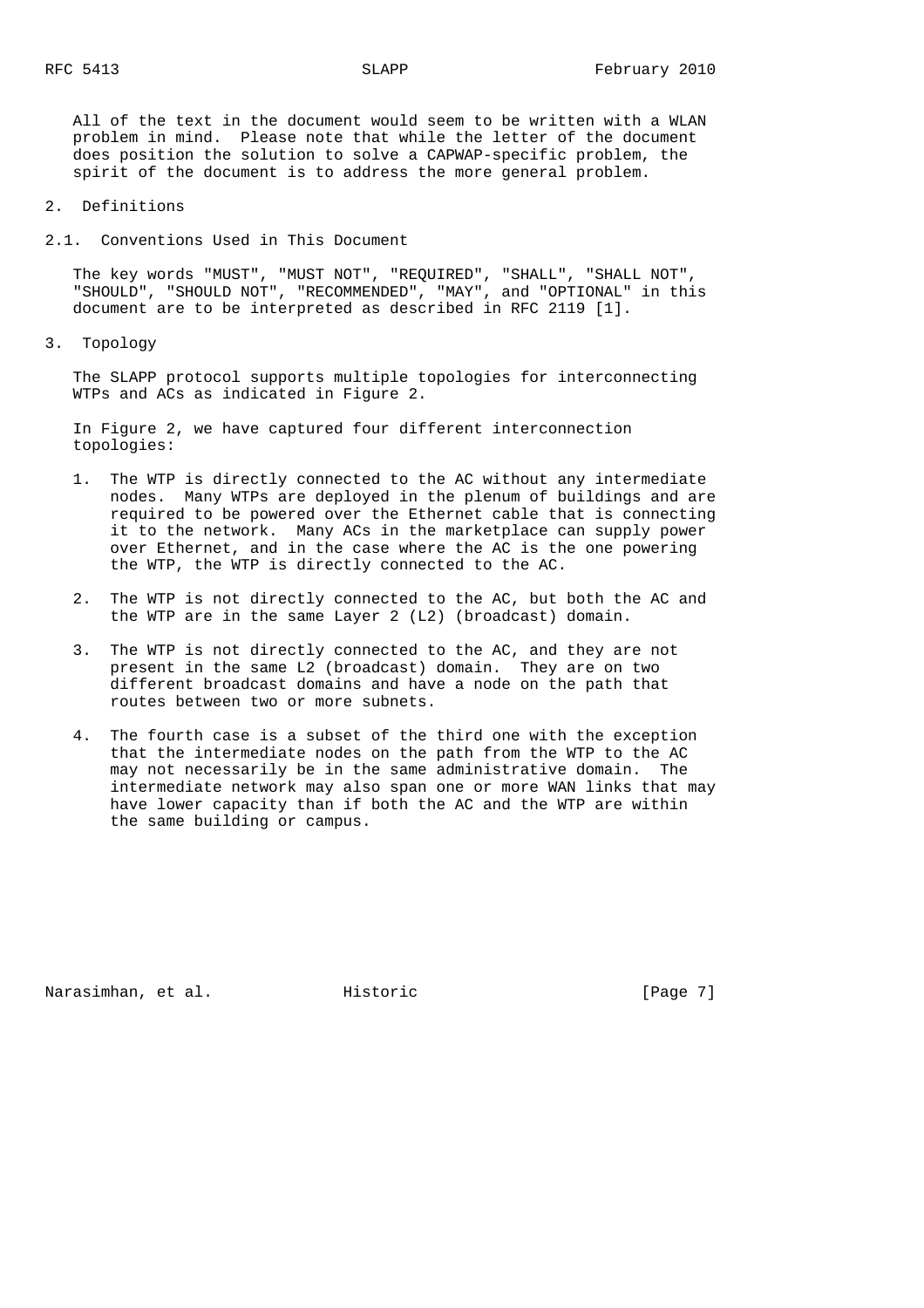All of the text in the document would seem to be written with a WLAN problem in mind. Please note that while the letter of the document does position the solution to solve a CAPWAP-specific problem, the spirit of the document is to address the more general problem.

## 2. Definitions

### 2.1. Conventions Used in This Document

The key words "MUST", "MUST NOT", "REQUIRED", "SHALL", "SHALL NOT", "SHOULD", "SHOULD NOT", "RECOMMENDED", "MAY", and "OPTIONAL" in this document are to be interpreted as described in RFC 2119 [1].

## 3. Topology

The SLAPP protocol supports multiple topologies for interconnecting WTPs and ACs as indicated in Figure 2.

In Figure 2, we have captured four different interconnection topologies:

1. The WTP is directly connected to the AC without any intermediate nodes. Many WTPs are deployed in the plenum of buildings and are required to be powered over the Ethernet cable that is connecting it to the network. Many ACs in the marketplace can supply power over Ethernet, and in the case where the AC is the one powering the WTP, the WTP is directly connected to the AC.

2. The WTP is not directly connected to the AC, but both the AC and the WTP are in the same Layer 2 (L2) (broadcast) domain.

3. The WTP is not directly connected to the AC, and they are not present in the same L2 (broadcast) domain. They are on two different broadcast domains and have a node on the path that routes between two or more subnets.

4. The fourth case is a subset of the third one with the exception that the intermediate nodes on the path from the WTP to the AC may not necessarily be in the same administrative domain. The intermediate network may also span one or more WAN links that may have lower capacity than if both the AC and the WTP are within the same building or campus.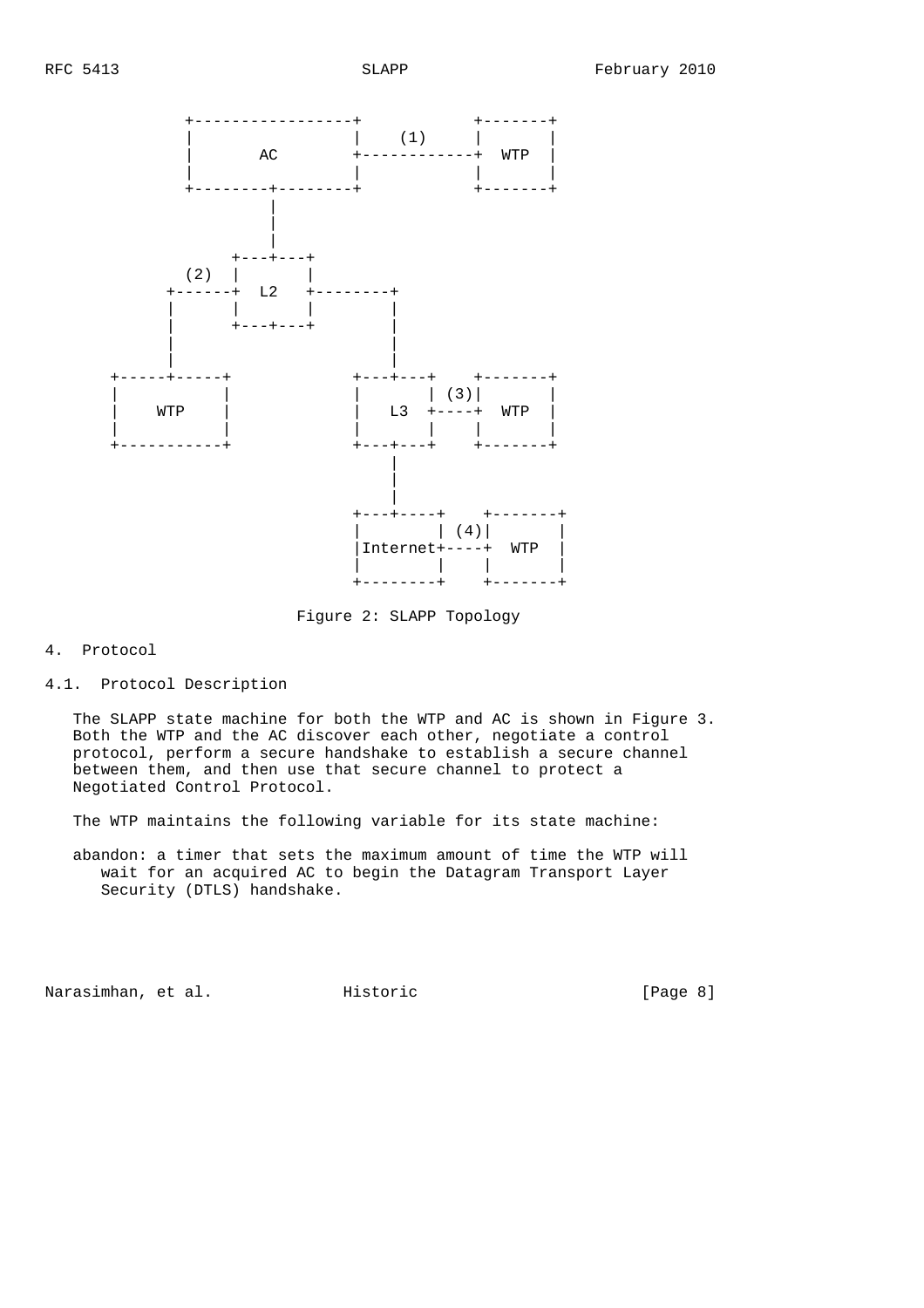```
                +------------------+           +-------+
                |                  |    (1)    |       |
                |       AC         +-----------+  WTP  |
                |                  |           |       |
                +--------+---------+           +-------+
                         |
                         |
                         |
                     +---+---+
                (2)  |       |
              +------+  L2   +---------+
              |      |       |         |
              |      +---+---+         |
              |                        |
              |                        |
        +-----+-----+              +---+---+    +-------+
        |           |              |       | (3)|       |
        |    WTP    |              |   L3  +----+  WTP  |
        |           |              |       |    |       |
        +-----------+              +---+---+    +-------+
                                       |
                                       |
                                       |
                                   +---+----+    +-------+
                                   |        | (4)|       |
                                   |Internet+----+  WTP  |
                                   |        |    |       |
                                   +--------+    +-------+
```

Figure 2: SLAPP Topology

# 4. Protocol

## 4.1. Protocol Description

The SLAPP state machine for both the WTP and AC is shown in Figure 3. Both the WTP and the AC discover each other, negotiate a control protocol, perform a secure handshake to establish a secure channel between them, and then use that secure channel to protect a Negotiated Control Protocol.

The WTP maintains the following variable for its state machine:

abandon: a timer that sets the maximum amount of time the WTP will wait for an acquired AC to begin the Datagram Transport Layer Security (DTLS) handshake.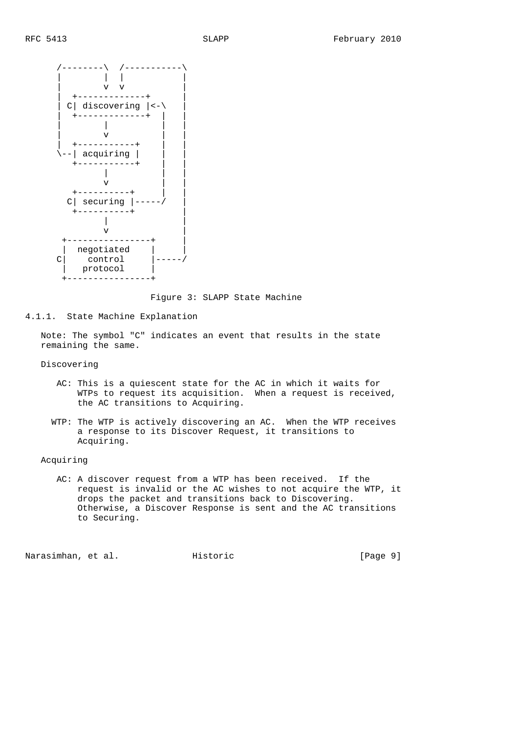```
      /--------\  /-----------\
      |        |  |           |
      |        v  v           |
      |  +-------------+      |
      | C| discovering |<-\   |
      |  +-------------+  |   |
      |        |          |   |
      |        v          |   |
      |  +-----------+    |   |
      \--| acquiring |    |   |
         +-----------+    |   |
               |          |   |
               v          |   |
         +----------+     |   |
        C| securing |-----/   |
         +----------+         |
               |              |
               v              |
       +----------------+     |
       |  negotiated    |     |
      C|    control     |-----/
       |   protocol     |
       +----------------+
```

Figure 3: SLAPP State Machine

### 4.1.1. State Machine Explanation

Note: The symbol "C" indicates an event that results in the state remaining the same.

Discovering

AC: This is a quiescent state for the AC in which it waits for WTPs to request its acquisition. When a request is received, the AC transitions to Acquiring.

WTP: The WTP is actively discovering an AC. When the WTP receives a response to its Discover Request, it transitions to Acquiring.

Acquiring

AC: A discover request from a WTP has been received. If the request is invalid or the AC wishes to not acquire the WTP, it drops the packet and transitions back to Discovering. Otherwise, a Discover Response is sent and the AC transitions to Securing.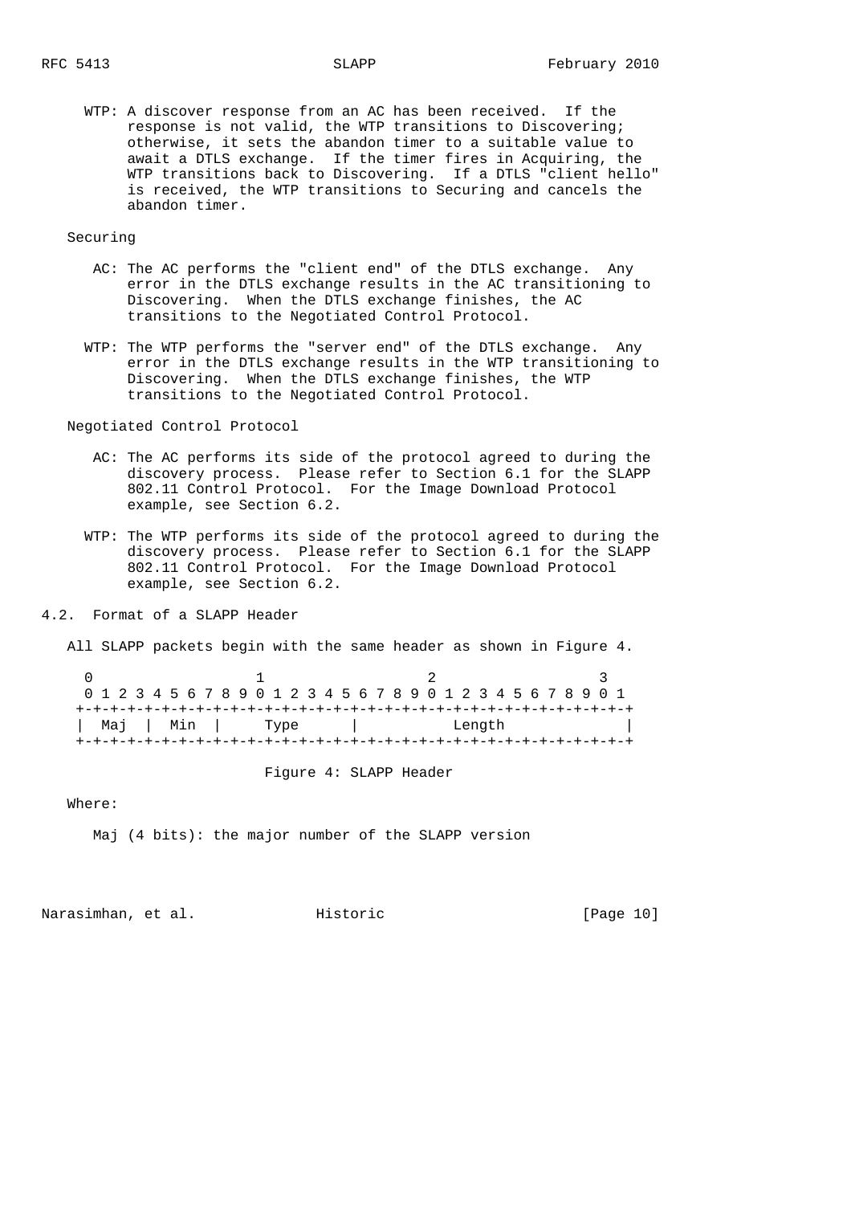WTP: A discover response from an AC has been received. If the response is not valid, the WTP transitions to Discovering; otherwise, it sets the abandon timer to a suitable value to await a DTLS exchange. If the timer fires in Acquiring, the WTP transitions back to Discovering. If a DTLS "client hello" is received, the WTP transitions to Securing and cancels the abandon timer.

Securing

AC: The AC performs the "client end" of the DTLS exchange. Any error in the DTLS exchange results in the AC transitioning to Discovering. When the DTLS exchange finishes, the AC transitions to the Negotiated Control Protocol.

WTP: The WTP performs the "server end" of the DTLS exchange. Any error in the DTLS exchange results in the WTP transitioning to Discovering. When the DTLS exchange finishes, the WTP transitions to the Negotiated Control Protocol.

Negotiated Control Protocol

AC: The AC performs its side of the protocol agreed to during the discovery process. Please refer to Section 6.1 for the SLAPP 802.11 Control Protocol. For the Image Download Protocol example, see Section 6.2.

WTP: The WTP performs its side of the protocol agreed to during the discovery process. Please refer to Section 6.1 for the SLAPP 802.11 Control Protocol. For the Image Download Protocol example, see Section 6.2.

## 4.2. Format of a SLAPP Header

All SLAPP packets begin with the same header as shown in Figure 4.

```
 0                   1                   2                   3
 0 1 2 3 4 5 6 7 8 9 0 1 2 3 4 5 6 7 8 9 0 1 2 3 4 5 6 7 8 9 0 1
+-+-+-+-+-+-+-+-+-+-+-+-+-+-+-+-+-+-+-+-+-+-+-+-+-+-+-+-+-+-+-+-+
| Maj  | Min  |     Type      |            Length               |
+-+-+-+-+-+-+-+-+-+-+-+-+-+-+-+-+-+-+-+-+-+-+-+-+-+-+-+-+-+-+-+-+
```

Figure 4: SLAPP Header

Where:

Maj (4 bits): the major number of the SLAPP version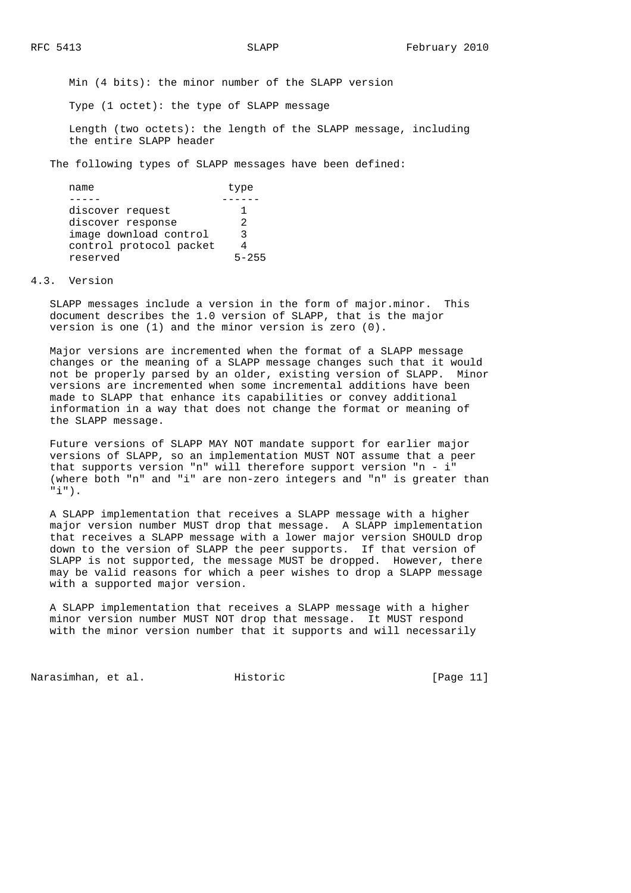Min (4 bits): the minor number of the SLAPP version

Type (1 octet): the type of SLAPP message

Length (two octets): the length of the SLAPP message, including the entire SLAPP header

The following types of SLAPP messages have been defined:

| name | type |
|---|---|
| discover request | 1 |
| discover response | 2 |
| image download control | 3 |
| control protocol packet | 4 |
| reserved | 5-255 |

### 4.3. Version

SLAPP messages include a version in the form of major.minor. This document describes the 1.0 version of SLAPP, that is the major version is one (1) and the minor version is zero (0).

Major versions are incremented when the format of a SLAPP message changes or the meaning of a SLAPP message changes such that it would not be properly parsed by an older, existing version of SLAPP. Minor versions are incremented when some incremental additions have been made to SLAPP that enhance its capabilities or convey additional information in a way that does not change the format or meaning of the SLAPP message.

Future versions of SLAPP MAY NOT mandate support for earlier major versions of SLAPP, so an implementation MUST NOT assume that a peer that supports version "n" will therefore support version "n - i" (where both "n" and "i" are non-zero integers and "n" is greater than "i").

A SLAPP implementation that receives a SLAPP message with a higher major version number MUST drop that message. A SLAPP implementation that receives a SLAPP message with a lower major version SHOULD drop down to the version of SLAPP the peer supports. If that version of SLAPP is not supported, the message MUST be dropped. However, there may be valid reasons for which a peer wishes to drop a SLAPP message with a supported major version.

A SLAPP implementation that receives a SLAPP message with a higher minor version number MUST NOT drop that message. It MUST respond with the minor version number that it supports and will necessarily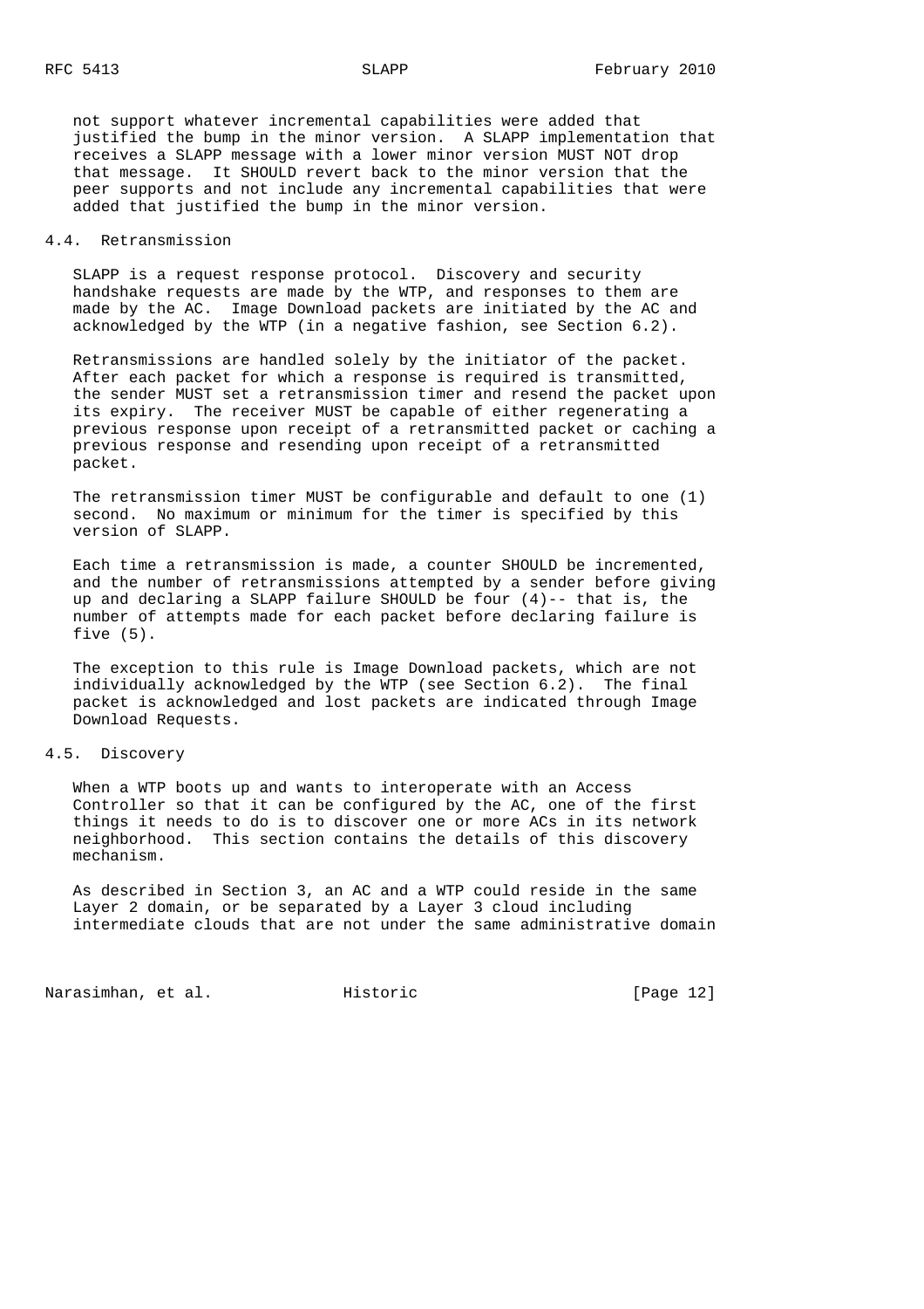not support whatever incremental capabilities were added that justified the bump in the minor version. A SLAPP implementation that receives a SLAPP message with a lower minor version MUST NOT drop that message. It SHOULD revert back to the minor version that the peer supports and not include any incremental capabilities that were added that justified the bump in the minor version.

### 4.4. Retransmission

SLAPP is a request response protocol. Discovery and security handshake requests are made by the WTP, and responses to them are made by the AC. Image Download packets are initiated by the AC and acknowledged by the WTP (in a negative fashion, see Section 6.2).

Retransmissions are handled solely by the initiator of the packet. After each packet for which a response is required is transmitted, the sender MUST set a retransmission timer and resend the packet upon its expiry. The receiver MUST be capable of either regenerating a previous response upon receipt of a retransmitted packet or caching a previous response and resending upon receipt of a retransmitted packet.

The retransmission timer MUST be configurable and default to one (1) second. No maximum or minimum for the timer is specified by this version of SLAPP.

Each time a retransmission is made, a counter SHOULD be incremented, and the number of retransmissions attempted by a sender before giving up and declaring a SLAPP failure SHOULD be four (4)-- that is, the number of attempts made for each packet before declaring failure is five (5).

The exception to this rule is Image Download packets, which are not individually acknowledged by the WTP (see Section 6.2). The final packet is acknowledged and lost packets are indicated through Image Download Requests.

### 4.5. Discovery

When a WTP boots up and wants to interoperate with an Access Controller so that it can be configured by the AC, one of the first things it needs to do is to discover one or more ACs in its network neighborhood. This section contains the details of this discovery mechanism.

As described in Section 3, an AC and a WTP could reside in the same Layer 2 domain, or be separated by a Layer 3 cloud including intermediate clouds that are not under the same administrative domain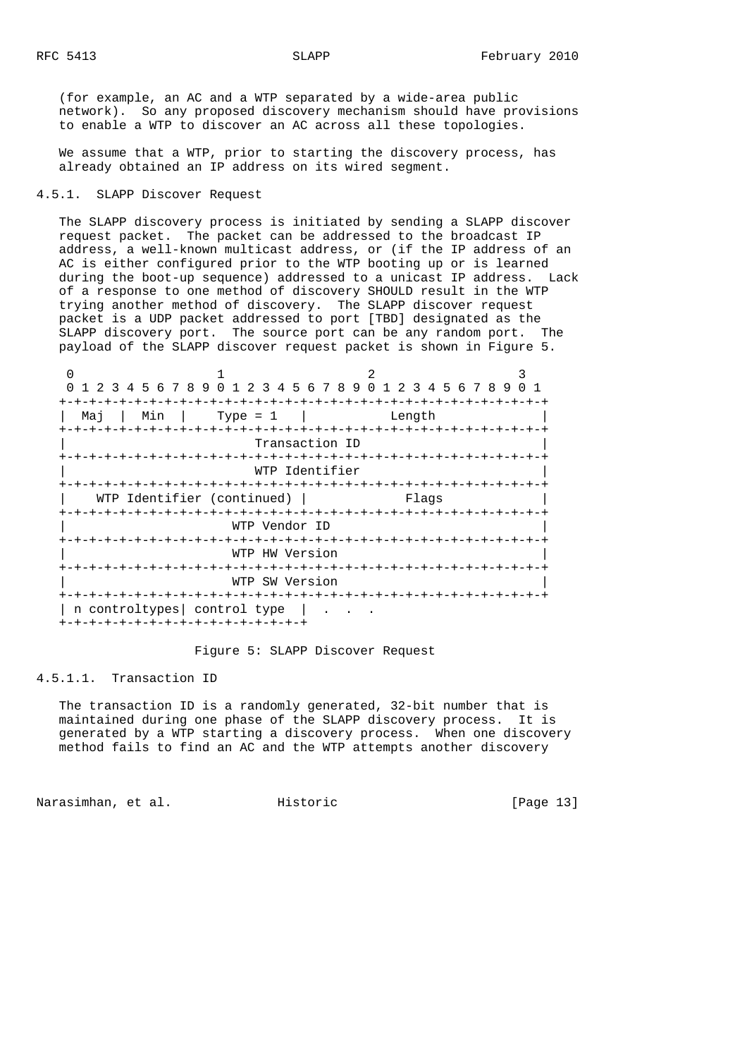(for example, an AC and a WTP separated by a wide-area public network). So any proposed discovery mechanism should have provisions to enable a WTP to discover an AC across all these topologies.

We assume that a WTP, prior to starting the discovery process, has already obtained an IP address on its wired segment.

### 4.5.1. SLAPP Discover Request

The SLAPP discovery process is initiated by sending a SLAPP discover request packet. The packet can be addressed to the broadcast IP address, a well-known multicast address, or (if the IP address of an AC is either configured prior to the WTP booting up or is learned during the boot-up sequence) addressed to a unicast IP address. Lack of a response to one method of discovery SHOULD result in the WTP trying another method of discovery. The SLAPP discover request packet is a UDP packet addressed to port [TBD] designated as the SLAPP discovery port. The source port can be any random port. The payload of the SLAPP discover request packet is shown in Figure 5.

```
 0                   1                   2                   3
 0 1 2 3 4 5 6 7 8 9 0 1 2 3 4 5 6 7 8 9 0 1 2 3 4 5 6 7 8 9 0 1
+-+-+-+-+-+-+-+-+-+-+-+-+-+-+-+-+-+-+-+-+-+-+-+-+-+-+-+-+-+-+-+-+
|  Maj  |  Min  |    Type = 1   |            Length             |
+-+-+-+-+-+-+-+-+-+-+-+-+-+-+-+-+-+-+-+-+-+-+-+-+-+-+-+-+-+-+-+-+
|                         Transaction ID                        |
+-+-+-+-+-+-+-+-+-+-+-+-+-+-+-+-+-+-+-+-+-+-+-+-+-+-+-+-+-+-+-+-+
|                         WTP Identifier                        |
+-+-+-+-+-+-+-+-+-+-+-+-+-+-+-+-+-+-+-+-+-+-+-+-+-+-+-+-+-+-+-+-+
|    WTP Identifier (continued) |             Flags             |
+-+-+-+-+-+-+-+-+-+-+-+-+-+-+-+-+-+-+-+-+-+-+-+-+-+-+-+-+-+-+-+-+
|                       WTP Vendor ID                           |
+-+-+-+-+-+-+-+-+-+-+-+-+-+-+-+-+-+-+-+-+-+-+-+-+-+-+-+-+-+-+-+-+
|                       WTP HW Version                          |
+-+-+-+-+-+-+-+-+-+-+-+-+-+-+-+-+-+-+-+-+-+-+-+-+-+-+-+-+-+-+-+-+
|                       WTP SW Version                          |
+-+-+-+-+-+-+-+-+-+-+-+-+-+-+-+-+-+-+-+-+-+-+-+-+-+-+-+-+-+-+-+-+
| n controltypes| control type  |  .  .  .
+-+-+-+-+-+-+-+-+-+-+-+-+-+-+-+-+
```

Figure 5: SLAPP Discover Request

#### 4.5.1.1. Transaction ID

The transaction ID is a randomly generated, 32-bit number that is maintained during one phase of the SLAPP discovery process. It is generated by a WTP starting a discovery process. When one discovery method fails to find an AC and the WTP attempts another discovery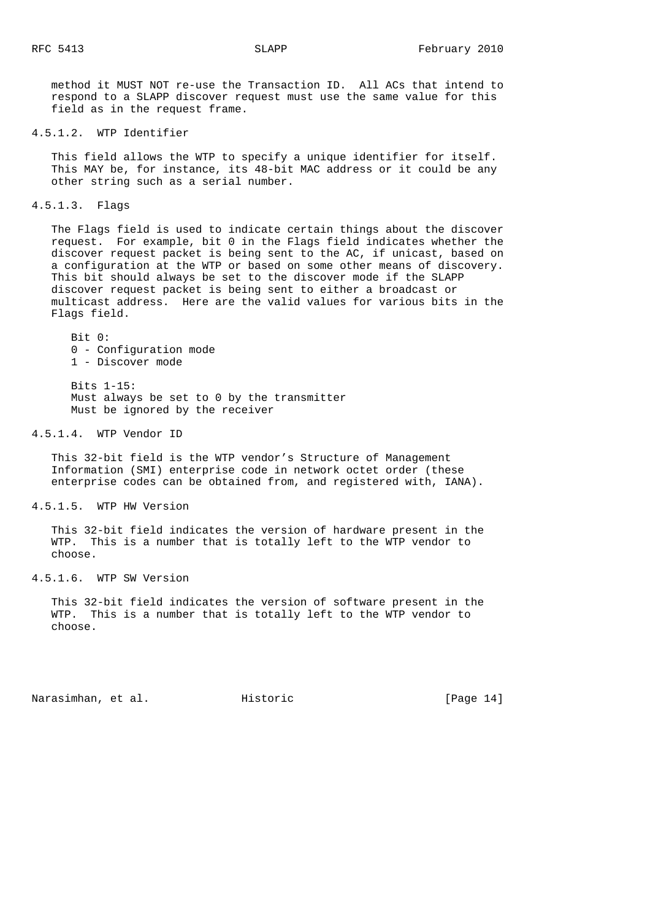method it MUST NOT re-use the Transaction ID. All ACs that intend to respond to a SLAPP discover request must use the same value for this field as in the request frame.

#### 4.5.1.2. WTP Identifier

This field allows the WTP to specify a unique identifier for itself. This MAY be, for instance, its 48-bit MAC address or it could be any other string such as a serial number.

#### 4.5.1.3. Flags

The Flags field is used to indicate certain things about the discover request. For example, bit 0 in the Flags field indicates whether the discover request packet is being sent to the AC, if unicast, based on a configuration at the WTP or based on some other means of discovery. This bit should always be set to the discover mode if the SLAPP discover request packet is being sent to either a broadcast or multicast address. Here are the valid values for various bits in the Flags field.

Bit 0:
0 - Configuration mode
1 - Discover mode

Bits 1-15:
Must always be set to 0 by the transmitter
Must be ignored by the receiver

#### 4.5.1.4. WTP Vendor ID

This 32-bit field is the WTP vendor's Structure of Management Information (SMI) enterprise code in network octet order (these enterprise codes can be obtained from, and registered with, IANA).

#### 4.5.1.5. WTP HW Version

This 32-bit field indicates the version of hardware present in the WTP. This is a number that is totally left to the WTP vendor to choose.

#### 4.5.1.6. WTP SW Version

This 32-bit field indicates the version of software present in the WTP. This is a number that is totally left to the WTP vendor to choose.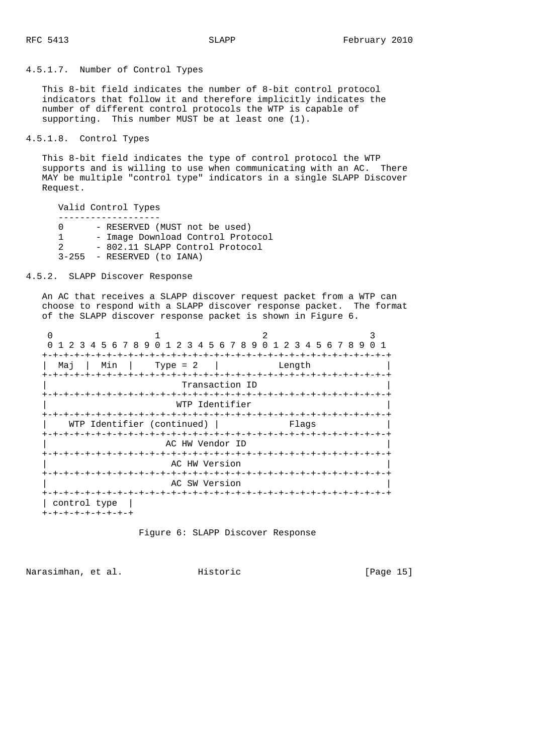#### 4.5.1.7. Number of Control Types

This 8-bit field indicates the number of 8-bit control protocol indicators that follow it and therefore implicitly indicates the number of different control protocols the WTP is capable of supporting. This number MUST be at least one (1).

#### 4.5.1.8. Control Types

This 8-bit field indicates the type of control protocol the WTP supports and is willing to use when communicating with an AC. There MAY be multiple "control type" indicators in a single SLAPP Discover Request.

```
Valid Control Types
-------------------
0      - RESERVED (MUST not be used)
1      - Image Download Control Protocol
2      - 802.11 SLAPP Control Protocol
3-255  - RESERVED (to IANA)
```

### 4.5.2. SLAPP Discover Response

An AC that receives a SLAPP discover request packet from a WTP can choose to respond with a SLAPP discover response packet. The format of the SLAPP discover response packet is shown in Figure 6.

```
 0                   1                   2                   3
 0 1 2 3 4 5 6 7 8 9 0 1 2 3 4 5 6 7 8 9 0 1 2 3 4 5 6 7 8 9 0 1
+-+-+-+-+-+-+-+-+-+-+-+-+-+-+-+-+-+-+-+-+-+-+-+-+-+-+-+-+-+-+-+-+
|  Maj  |  Min  |    Type = 2   |           Length              |
+-+-+-+-+-+-+-+-+-+-+-+-+-+-+-+-+-+-+-+-+-+-+-+-+-+-+-+-+-+-+-+-+
|                        Transaction ID                         |
+-+-+-+-+-+-+-+-+-+-+-+-+-+-+-+-+-+-+-+-+-+-+-+-+-+-+-+-+-+-+-+-+
|                        WTP Identifier                         |
+-+-+-+-+-+-+-+-+-+-+-+-+-+-+-+-+-+-+-+-+-+-+-+-+-+-+-+-+-+-+-+-+
|    WTP Identifier (continued) |            Flags              |
+-+-+-+-+-+-+-+-+-+-+-+-+-+-+-+-+-+-+-+-+-+-+-+-+-+-+-+-+-+-+-+-+
|                       AC HW Vendor ID                         |
+-+-+-+-+-+-+-+-+-+-+-+-+-+-+-+-+-+-+-+-+-+-+-+-+-+-+-+-+-+-+-+-+
|                        AC HW Version                          |
+-+-+-+-+-+-+-+-+-+-+-+-+-+-+-+-+-+-+-+-+-+-+-+-+-+-+-+-+-+-+-+-+
|                        AC SW Version                          |
+-+-+-+-+-+-+-+-+-+-+-+-+-+-+-+-+-+-+-+-+-+-+-+-+-+-+-+-+-+-+-+-+
| control type  |
+-+-+-+-+-+-+-+-+
```

Figure 6: SLAPP Discover Response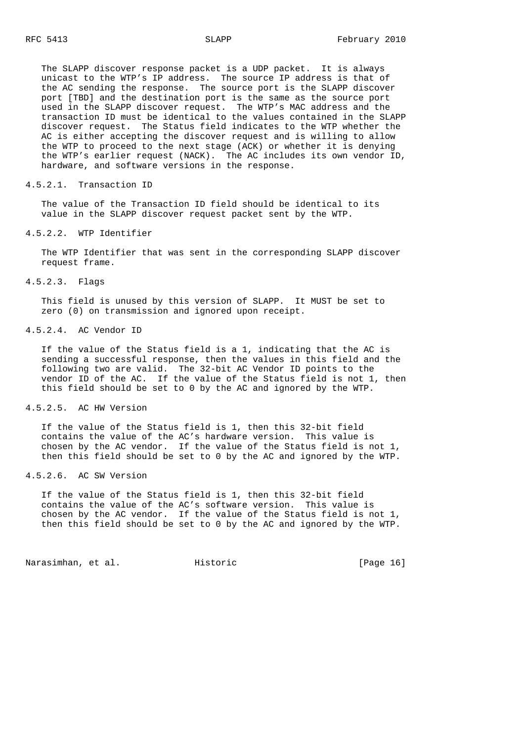The SLAPP discover response packet is a UDP packet. It is always unicast to the WTP's IP address. The source IP address is that of the AC sending the response. The source port is the SLAPP discover port [TBD] and the destination port is the same as the source port used in the SLAPP discover request. The WTP's MAC address and the transaction ID must be identical to the values contained in the SLAPP discover request. The Status field indicates to the WTP whether the AC is either accepting the discover request and is willing to allow the WTP to proceed to the next stage (ACK) or whether it is denying the WTP's earlier request (NACK). The AC includes its own vendor ID, hardware, and software versions in the response.

#### 4.5.2.1. Transaction ID

The value of the Transaction ID field should be identical to its value in the SLAPP discover request packet sent by the WTP.

#### 4.5.2.2. WTP Identifier

The WTP Identifier that was sent in the corresponding SLAPP discover request frame.

#### 4.5.2.3. Flags

This field is unused by this version of SLAPP. It MUST be set to zero (0) on transmission and ignored upon receipt.

#### 4.5.2.4. AC Vendor ID

If the value of the Status field is a 1, indicating that the AC is sending a successful response, then the values in this field and the following two are valid. The 32-bit AC Vendor ID points to the vendor ID of the AC. If the value of the Status field is not 1, then this field should be set to 0 by the AC and ignored by the WTP.

#### 4.5.2.5. AC HW Version

If the value of the Status field is 1, then this 32-bit field contains the value of the AC's hardware version. This value is chosen by the AC vendor. If the value of the Status field is not 1, then this field should be set to 0 by the AC and ignored by the WTP.

#### 4.5.2.6. AC SW Version

If the value of the Status field is 1, then this 32-bit field contains the value of the AC's software version. This value is chosen by the AC vendor. If the value of the Status field is not 1, then this field should be set to 0 by the AC and ignored by the WTP.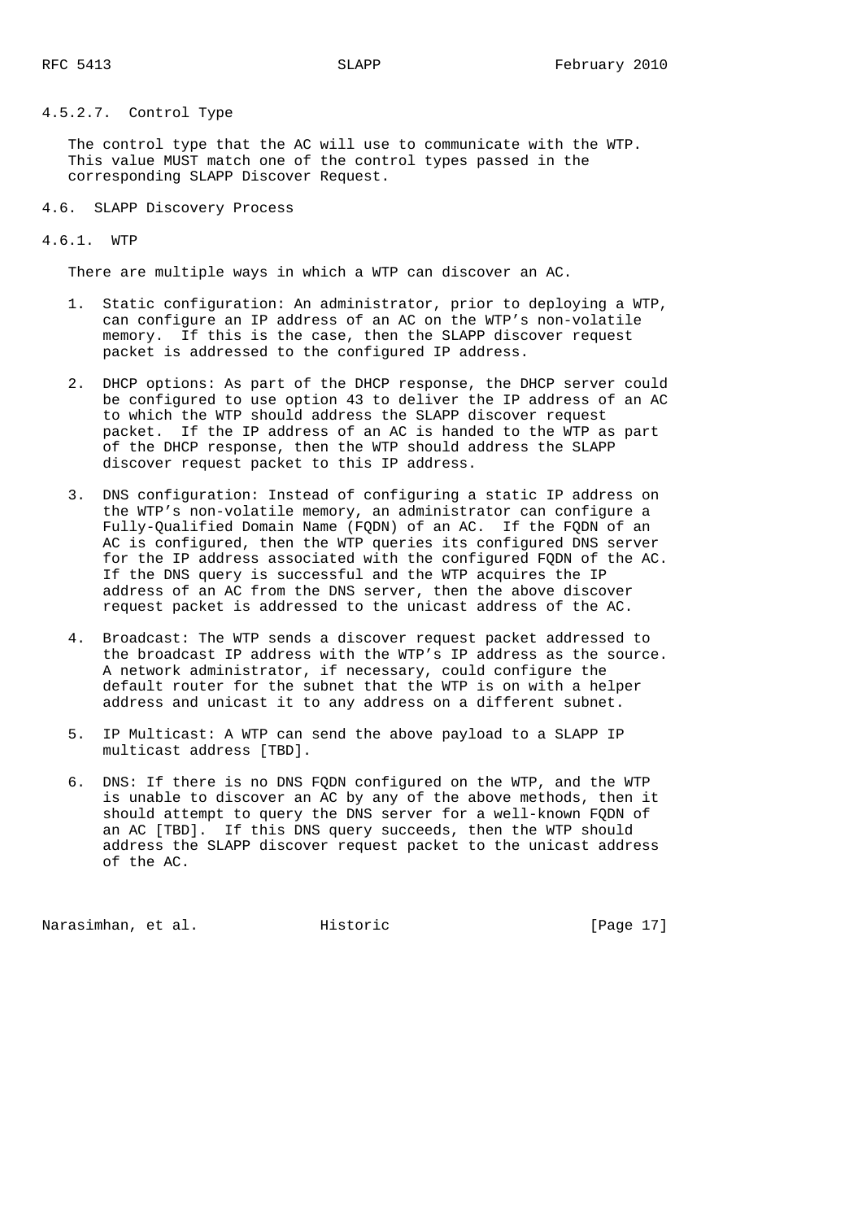#### 4.5.2.7. Control Type

The control type that the AC will use to communicate with the WTP. This value MUST match one of the control types passed in the corresponding SLAPP Discover Request.

## 4.6. SLAPP Discovery Process

### 4.6.1. WTP

There are multiple ways in which a WTP can discover an AC.

1. Static configuration: An administrator, prior to deploying a WTP, can configure an IP address of an AC on the WTP's non-volatile memory. If this is the case, then the SLAPP discover request packet is addressed to the configured IP address.

2. DHCP options: As part of the DHCP response, the DHCP server could be configured to use option 43 to deliver the IP address of an AC to which the WTP should address the SLAPP discover request packet. If the IP address of an AC is handed to the WTP as part of the DHCP response, then the WTP should address the SLAPP discover request packet to this IP address.

3. DNS configuration: Instead of configuring a static IP address on the WTP's non-volatile memory, an administrator can configure a Fully-Qualified Domain Name (FQDN) of an AC. If the FQDN of an AC is configured, then the WTP queries its configured DNS server for the IP address associated with the configured FQDN of the AC. If the DNS query is successful and the WTP acquires the IP address of an AC from the DNS server, then the above discover request packet is addressed to the unicast address of the AC.

4. Broadcast: The WTP sends a discover request packet addressed to the broadcast IP address with the WTP's IP address as the source. A network administrator, if necessary, could configure the default router for the subnet that the WTP is on with a helper address and unicast it to any address on a different subnet.

5. IP Multicast: A WTP can send the above payload to a SLAPP IP multicast address [TBD].

6. DNS: If there is no DNS FQDN configured on the WTP, and the WTP is unable to discover an AC by any of the above methods, then it should attempt to query the DNS server for a well-known FQDN of an AC [TBD]. If this DNS query succeeds, then the WTP should address the SLAPP discover request packet to the unicast address of the AC.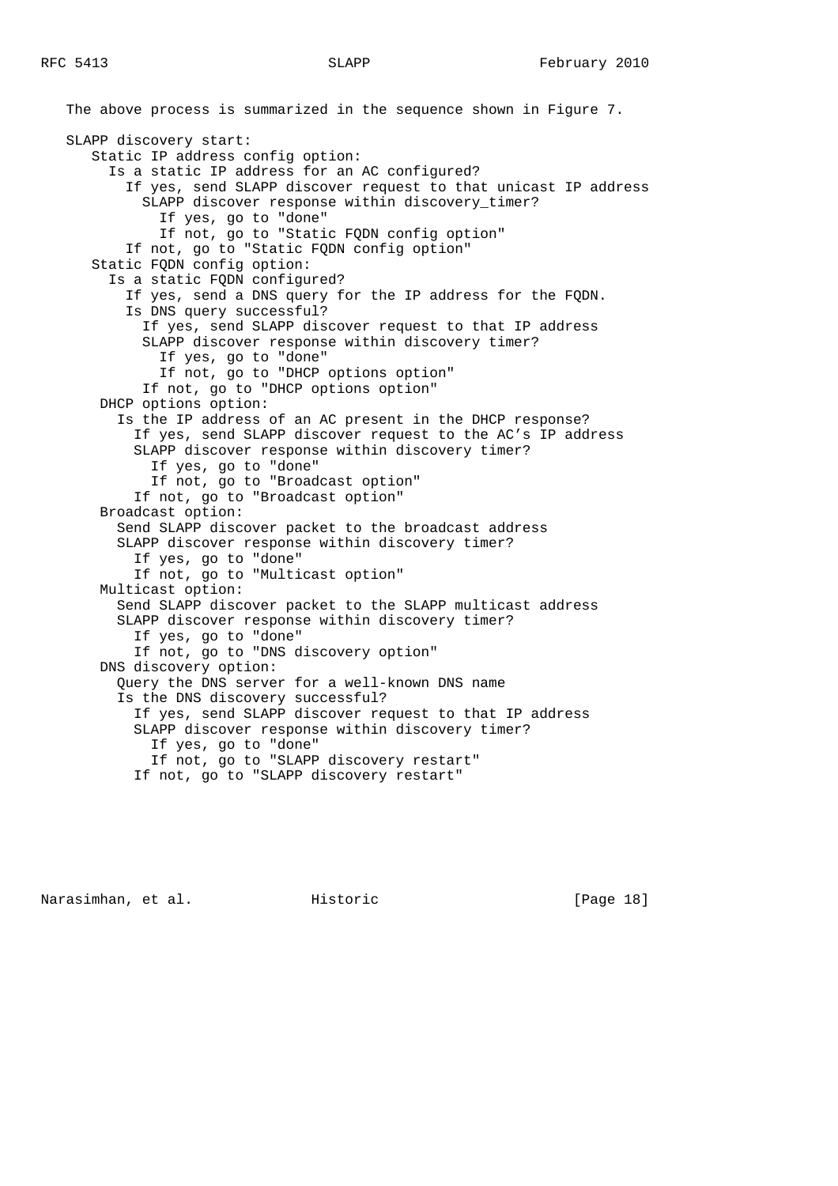The above process is summarized in the sequence shown in Figure 7.

```
SLAPP discovery start:
   Static IP address config option:
     Is a static IP address for an AC configured?
       If yes, send SLAPP discover request to that unicast IP address
         SLAPP discover response within discovery_timer?
           If yes, go to "done"
           If not, go to "Static FQDN config option"
       If not, go to "Static FQDN config option"
   Static FQDN config option:
     Is a static FQDN configured?
       If yes, send a DNS query for the IP address for the FQDN.
       Is DNS query successful?
         If yes, send SLAPP discover request to that IP address
         SLAPP discover response within discovery timer?
           If yes, go to "done"
           If not, go to "DHCP options option"
         If not, go to "DHCP options option"
    DHCP options option:
      Is the IP address of an AC present in the DHCP response?
        If yes, send SLAPP discover request to the AC's IP address
        SLAPP discover response within discovery timer?
          If yes, go to "done"
          If not, go to "Broadcast option"
        If not, go to "Broadcast option"
    Broadcast option:
      Send SLAPP discover packet to the broadcast address
      SLAPP discover response within discovery timer?
        If yes, go to "done"
        If not, go to "Multicast option"
    Multicast option:
      Send SLAPP discover packet to the SLAPP multicast address
      SLAPP discover response within discovery timer?
        If yes, go to "done"
        If not, go to "DNS discovery option"
    DNS discovery option:
      Query the DNS server for a well-known DNS name
      Is the DNS discovery successful?
        If yes, send SLAPP discover request to that IP address
        SLAPP discover response within discovery timer?
          If yes, go to "done"
          If not, go to "SLAPP discovery restart"
        If not, go to "SLAPP discovery restart"
```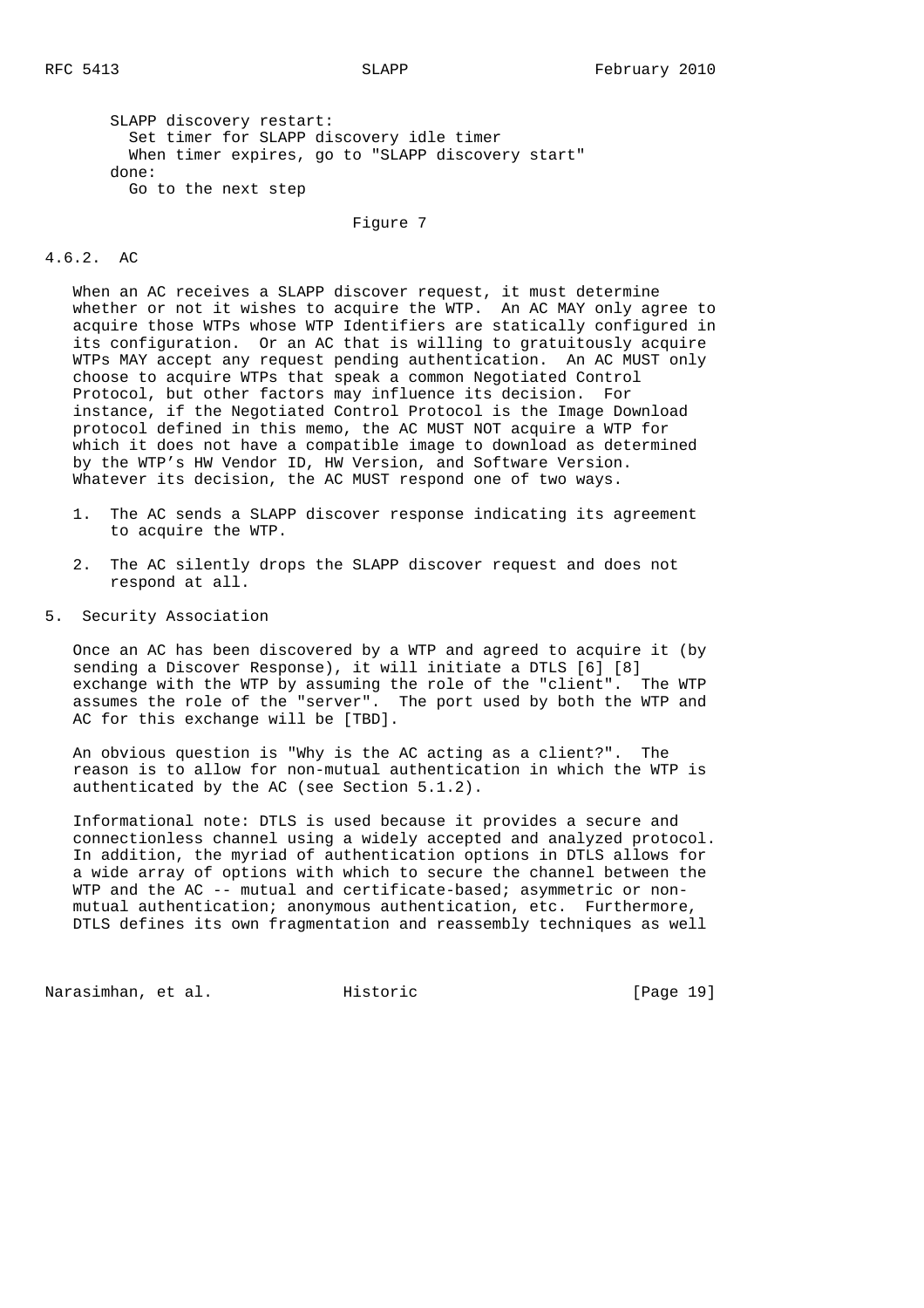```
SLAPP discovery restart:
  Set timer for SLAPP discovery idle timer
  When timer expires, go to "SLAPP discovery start"
done:
  Go to the next step
```

Figure 7

### 4.6.2. AC

When an AC receives a SLAPP discover request, it must determine whether or not it wishes to acquire the WTP. An AC MAY only agree to acquire those WTPs whose WTP Identifiers are statically configured in its configuration. Or an AC that is willing to gratuitously acquire WTPs MAY accept any request pending authentication. An AC MUST only choose to acquire WTPs that speak a common Negotiated Control Protocol, but other factors may influence its decision. For instance, if the Negotiated Control Protocol is the Image Download protocol defined in this memo, the AC MUST NOT acquire a WTP for which it does not have a compatible image to download as determined by the WTP's HW Vendor ID, HW Version, and Software Version. Whatever its decision, the AC MUST respond one of two ways.

1. The AC sends a SLAPP discover response indicating its agreement to acquire the WTP.

2. The AC silently drops the SLAPP discover request and does not respond at all.

## 5. Security Association

Once an AC has been discovered by a WTP and agreed to acquire it (by sending a Discover Response), it will initiate a DTLS [6] [8] exchange with the WTP by assuming the role of the "client". The WTP assumes the role of the "server". The port used by both the WTP and AC for this exchange will be [TBD].

An obvious question is "Why is the AC acting as a client?". The reason is to allow for non-mutual authentication in which the WTP is authenticated by the AC (see Section 5.1.2).

Informational note: DTLS is used because it provides a secure and connectionless channel using a widely accepted and analyzed protocol. In addition, the myriad of authentication options in DTLS allows for a wide array of options with which to secure the channel between the WTP and the AC -- mutual and certificate-based; asymmetric or non-mutual authentication; anonymous authentication, etc. Furthermore, DTLS defines its own fragmentation and reassembly techniques as well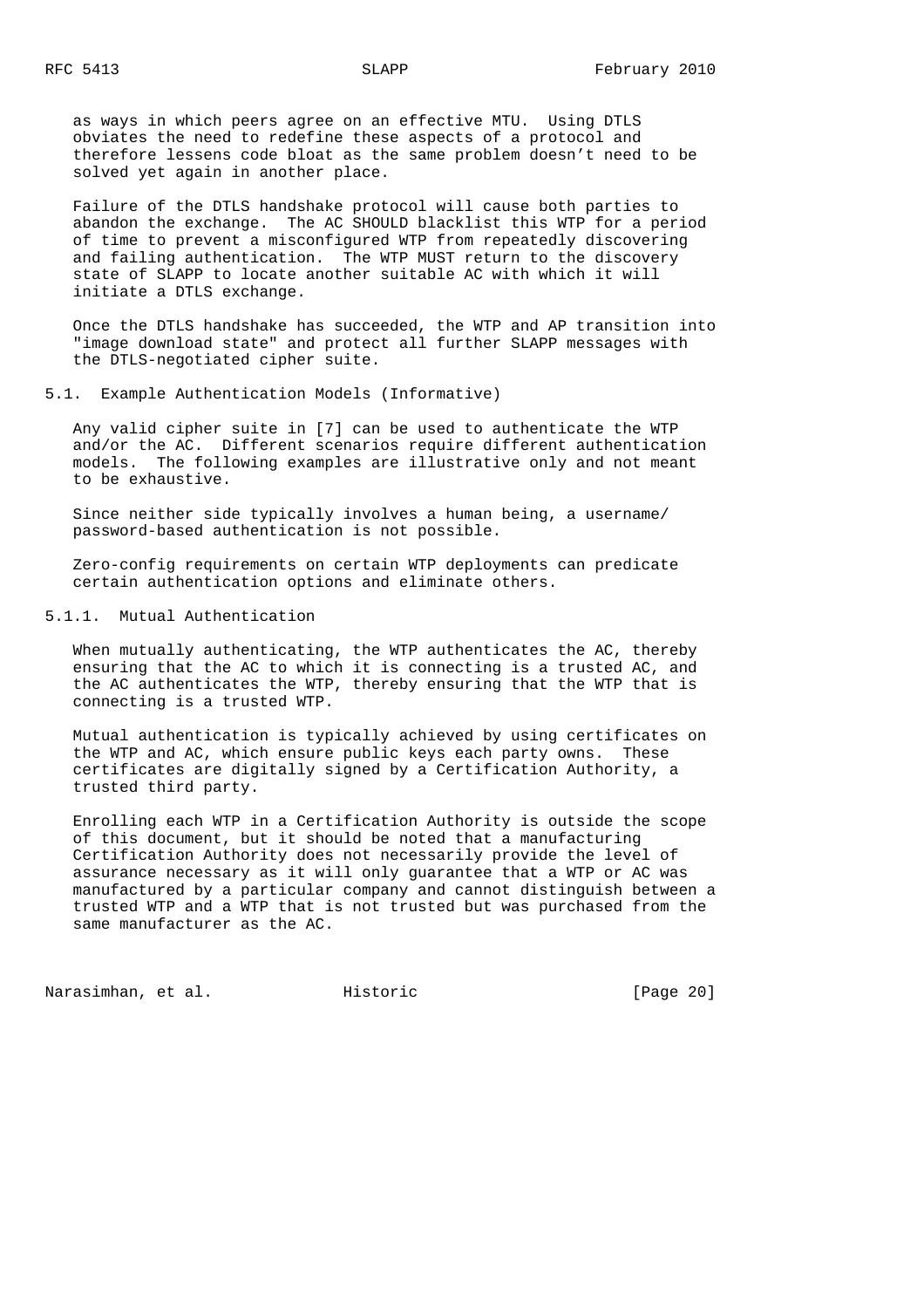as ways in which peers agree on an effective MTU. Using DTLS obviates the need to redefine these aspects of a protocol and therefore lessens code bloat as the same problem doesn't need to be solved yet again in another place.

Failure of the DTLS handshake protocol will cause both parties to abandon the exchange. The AC SHOULD blacklist this WTP for a period of time to prevent a misconfigured WTP from repeatedly discovering and failing authentication. The WTP MUST return to the discovery state of SLAPP to locate another suitable AC with which it will initiate a DTLS exchange.

Once the DTLS handshake has succeeded, the WTP and AP transition into "image download state" and protect all further SLAPP messages with the DTLS-negotiated cipher suite.

### 5.1. Example Authentication Models (Informative)

Any valid cipher suite in [7] can be used to authenticate the WTP and/or the AC. Different scenarios require different authentication models. The following examples are illustrative only and not meant to be exhaustive.

Since neither side typically involves a human being, a username/ password-based authentication is not possible.

Zero-config requirements on certain WTP deployments can predicate certain authentication options and eliminate others.

#### 5.1.1. Mutual Authentication

When mutually authenticating, the WTP authenticates the AC, thereby ensuring that the AC to which it is connecting is a trusted AC, and the AC authenticates the WTP, thereby ensuring that the WTP that is connecting is a trusted WTP.

Mutual authentication is typically achieved by using certificates on the WTP and AC, which ensure public keys each party owns. These certificates are digitally signed by a Certification Authority, a trusted third party.

Enrolling each WTP in a Certification Authority is outside the scope of this document, but it should be noted that a manufacturing Certification Authority does not necessarily provide the level of assurance necessary as it will only guarantee that a WTP or AC was manufactured by a particular company and cannot distinguish between a trusted WTP and a WTP that is not trusted but was purchased from the same manufacturer as the AC.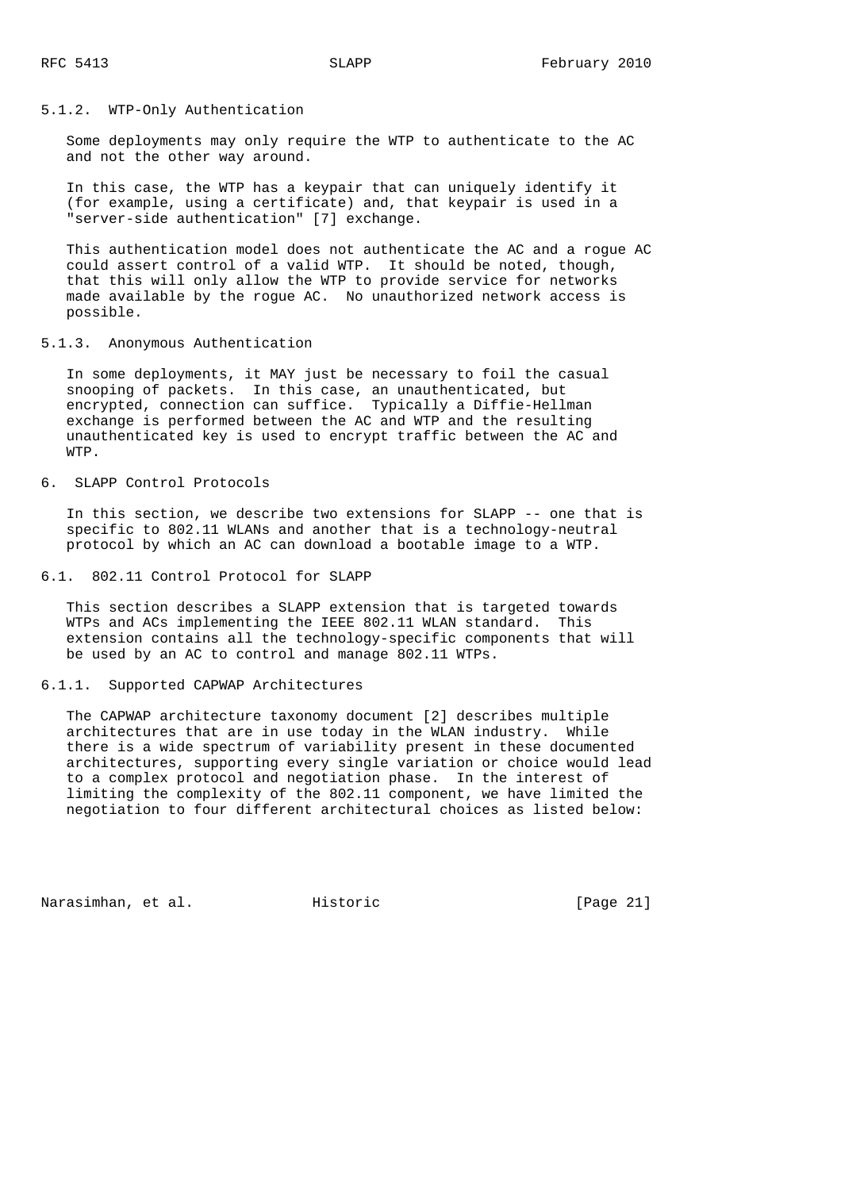#### 5.1.2. WTP-Only Authentication

Some deployments may only require the WTP to authenticate to the AC and not the other way around.

In this case, the WTP has a keypair that can uniquely identify it (for example, using a certificate) and, that keypair is used in a "server-side authentication" [7] exchange.

This authentication model does not authenticate the AC and a rogue AC could assert control of a valid WTP. It should be noted, though, that this will only allow the WTP to provide service for networks made available by the rogue AC. No unauthorized network access is possible.

#### 5.1.3. Anonymous Authentication

In some deployments, it MAY just be necessary to foil the casual snooping of packets. In this case, an unauthenticated, but encrypted, connection can suffice. Typically a Diffie-Hellman exchange is performed between the AC and WTP and the resulting unauthenticated key is used to encrypt traffic between the AC and WTP.

## 6. SLAPP Control Protocols

In this section, we describe two extensions for SLAPP -- one that is specific to 802.11 WLANs and another that is a technology-neutral protocol by which an AC can download a bootable image to a WTP.

### 6.1. 802.11 Control Protocol for SLAPP

This section describes a SLAPP extension that is targeted towards WTPs and ACs implementing the IEEE 802.11 WLAN standard. This extension contains all the technology-specific components that will be used by an AC to control and manage 802.11 WTPs.

#### 6.1.1. Supported CAPWAP Architectures

The CAPWAP architecture taxonomy document [2] describes multiple architectures that are in use today in the WLAN industry. While there is a wide spectrum of variability present in these documented architectures, supporting every single variation or choice would lead to a complex protocol and negotiation phase. In the interest of limiting the complexity of the 802.11 component, we have limited the negotiation to four different architectural choices as listed below: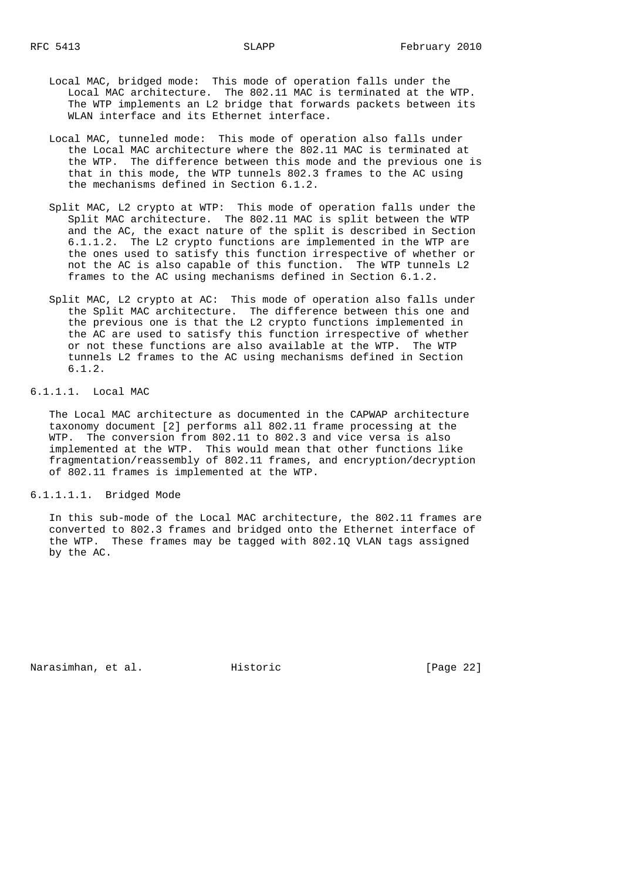Local MAC, bridged mode: This mode of operation falls under the Local MAC architecture. The 802.11 MAC is terminated at the WTP. The WTP implements an L2 bridge that forwards packets between its WLAN interface and its Ethernet interface.

Local MAC, tunneled mode: This mode of operation also falls under the Local MAC architecture where the 802.11 MAC is terminated at the WTP. The difference between this mode and the previous one is that in this mode, the WTP tunnels 802.3 frames to the AC using the mechanisms defined in Section 6.1.2.

Split MAC, L2 crypto at WTP: This mode of operation falls under the Split MAC architecture. The 802.11 MAC is split between the WTP and the AC, the exact nature of the split is described in Section 6.1.1.2. The L2 crypto functions are implemented in the WTP are the ones used to satisfy this function irrespective of whether or not the AC is also capable of this function. The WTP tunnels L2 frames to the AC using mechanisms defined in Section 6.1.2.

Split MAC, L2 crypto at AC: This mode of operation also falls under the Split MAC architecture. The difference between this one and the previous one is that the L2 crypto functions implemented in the AC are used to satisfy this function irrespective of whether or not these functions are also available at the WTP. The WTP tunnels L2 frames to the AC using mechanisms defined in Section 6.1.2.

#### 6.1.1.1. Local MAC

The Local MAC architecture as documented in the CAPWAP architecture taxonomy document [2] performs all 802.11 frame processing at the WTP. The conversion from 802.11 to 802.3 and vice versa is also implemented at the WTP. This would mean that other functions like fragmentation/reassembly of 802.11 frames, and encryption/decryption of 802.11 frames is implemented at the WTP.

##### 6.1.1.1.1. Bridged Mode

In this sub-mode of the Local MAC architecture, the 802.11 frames are converted to 802.3 frames and bridged onto the Ethernet interface of the WTP. These frames may be tagged with 802.1Q VLAN tags assigned by the AC.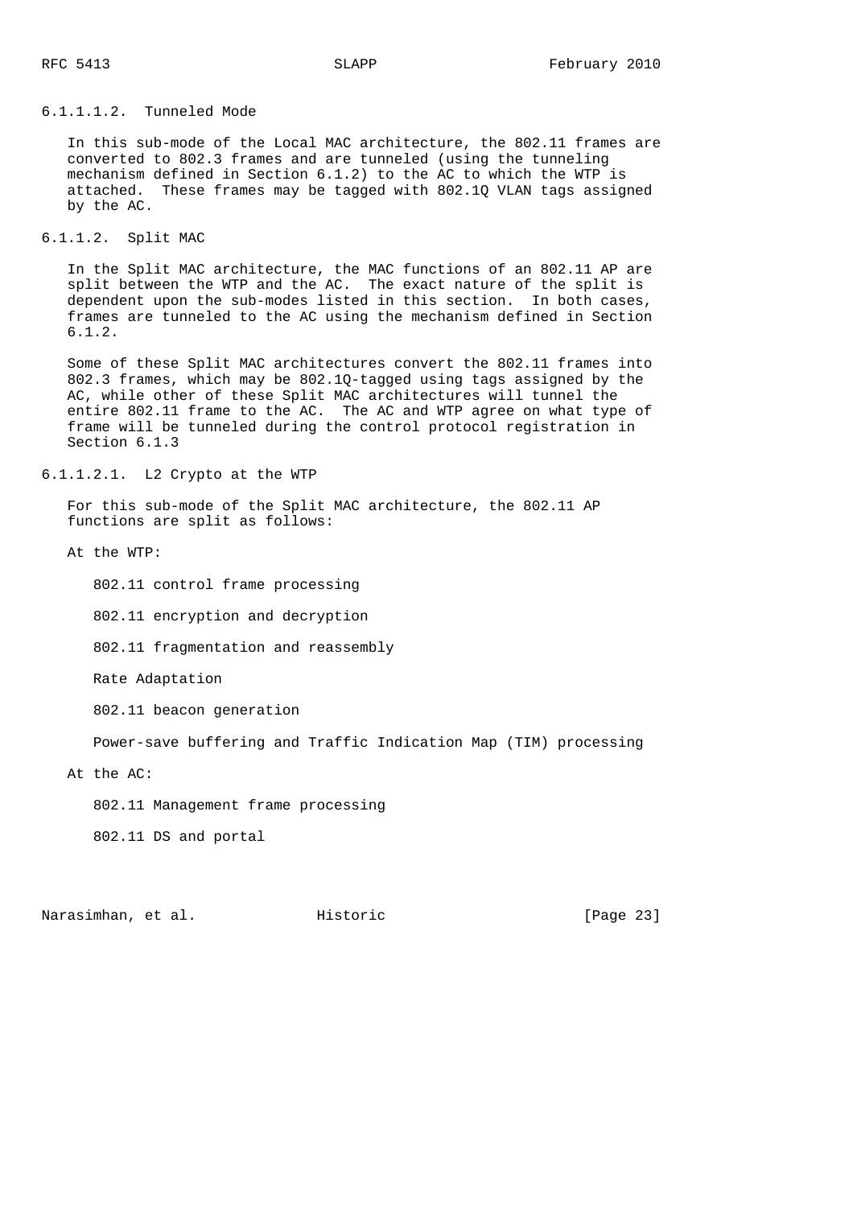#### 6.1.1.1.2. Tunneled Mode

In this sub-mode of the Local MAC architecture, the 802.11 frames are converted to 802.3 frames and are tunneled (using the tunneling mechanism defined in Section 6.1.2) to the AC to which the WTP is attached. These frames may be tagged with 802.1Q VLAN tags assigned by the AC.

### 6.1.1.2. Split MAC

In the Split MAC architecture, the MAC functions of an 802.11 AP are split between the WTP and the AC. The exact nature of the split is dependent upon the sub-modes listed in this section. In both cases, frames are tunneled to the AC using the mechanism defined in Section 6.1.2.

Some of these Split MAC architectures convert the 802.11 frames into 802.3 frames, which may be 802.1Q-tagged using tags assigned by the AC, while other of these Split MAC architectures will tunnel the entire 802.11 frame to the AC. The AC and WTP agree on what type of frame will be tunneled during the control protocol registration in Section 6.1.3

#### 6.1.1.2.1. L2 Crypto at the WTP

For this sub-mode of the Split MAC architecture, the 802.11 AP functions are split as follows:

At the WTP:

- 802.11 control frame processing
- 802.11 encryption and decryption
- 802.11 fragmentation and reassembly
- Rate Adaptation
- 802.11 beacon generation
- Power-save buffering and Traffic Indication Map (TIM) processing

At the AC:

- 802.11 Management frame processing
- 802.11 DS and portal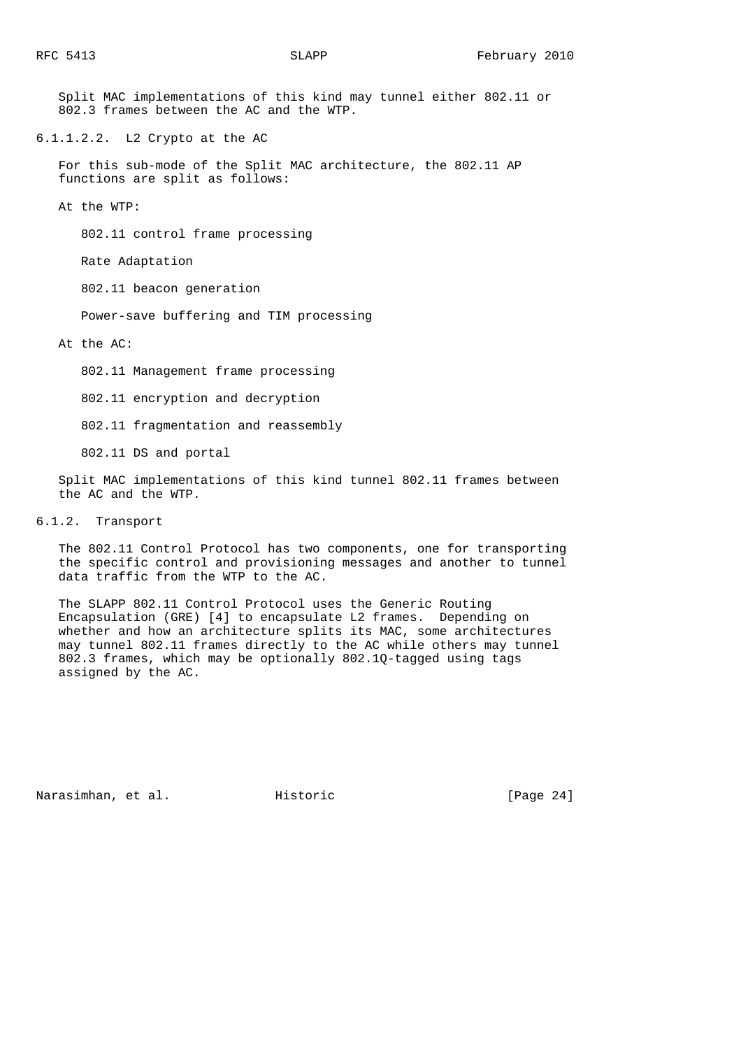Split MAC implementations of this kind may tunnel either 802.11 or 802.3 frames between the AC and the WTP.

#### 6.1.1.2.2. L2 Crypto at the AC

For this sub-mode of the Split MAC architecture, the 802.11 AP functions are split as follows:

At the WTP:

- 802.11 control frame processing
- Rate Adaptation
- 802.11 beacon generation
- Power-save buffering and TIM processing

At the AC:

- 802.11 Management frame processing
- 802.11 encryption and decryption
- 802.11 fragmentation and reassembly
- 802.11 DS and portal

Split MAC implementations of this kind tunnel 802.11 frames between the AC and the WTP.

### 6.1.2. Transport

The 802.11 Control Protocol has two components, one for transporting the specific control and provisioning messages and another to tunnel data traffic from the WTP to the AC.

The SLAPP 802.11 Control Protocol uses the Generic Routing Encapsulation (GRE) [4] to encapsulate L2 frames. Depending on whether and how an architecture splits its MAC, some architectures may tunnel 802.11 frames directly to the AC while others may tunnel 802.3 frames, which may be optionally 802.1Q-tagged using tags assigned by the AC.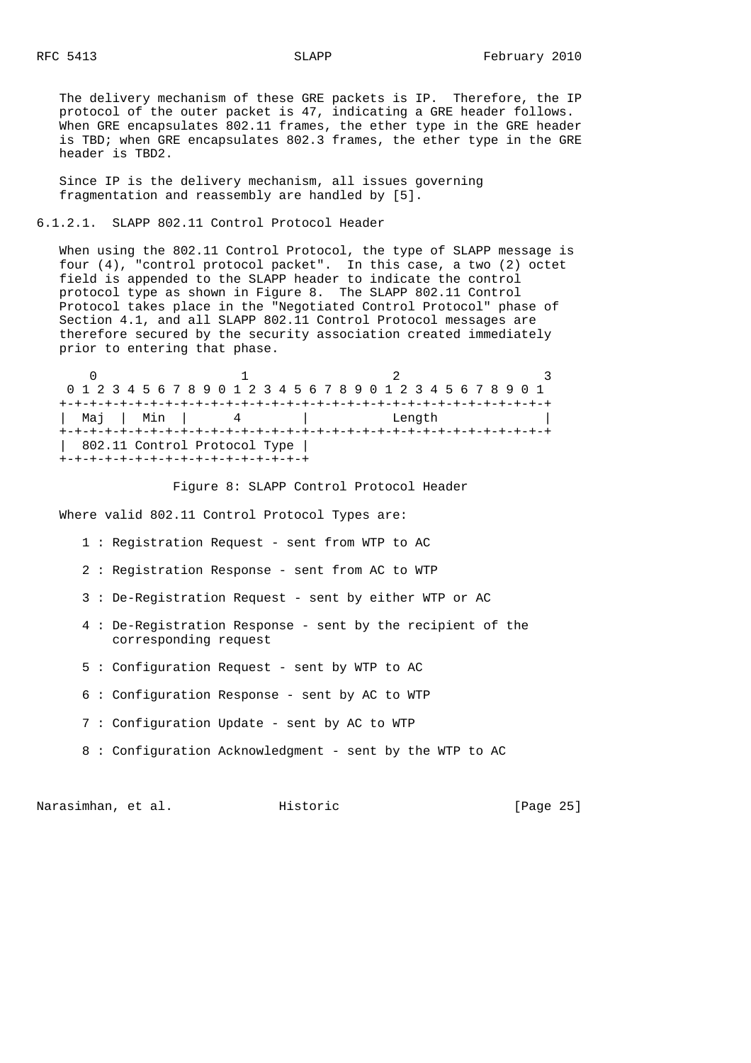The delivery mechanism of these GRE packets is IP. Therefore, the IP protocol of the outer packet is 47, indicating a GRE header follows. When GRE encapsulates 802.11 frames, the ether type in the GRE header is TBD; when GRE encapsulates 802.3 frames, the ether type in the GRE header is TBD2.

Since IP is the delivery mechanism, all issues governing fragmentation and reassembly are handled by [5].

#### 6.1.2.1. SLAPP 802.11 Control Protocol Header

When using the 802.11 Control Protocol, the type of SLAPP message is four (4), "control protocol packet". In this case, a two (2) octet field is appended to the SLAPP header to indicate the control protocol type as shown in Figure 8. The SLAPP 802.11 Control Protocol takes place in the "Negotiated Control Protocol" phase of Section 4.1, and all SLAPP 802.11 Control Protocol messages are therefore secured by the security association created immediately prior to entering that phase.

```
    0                   1                   2                   3
    0 1 2 3 4 5 6 7 8 9 0 1 2 3 4 5 6 7 8 9 0 1 2 3 4 5 6 7 8 9 0 1
   +-+-+-+-+-+-+-+-+-+-+-+-+-+-+-+-+-+-+-+-+-+-+-+-+-+-+-+-+-+-+-+-+
   |  Maj  |  Min  |       4       |            Length             |
   +-+-+-+-+-+-+-+-+-+-+-+-+-+-+-+-+-+-+-+-+-+-+-+-+-+-+-+-+-+-+-+-+
   |  802.11 Control Protocol Type |
   +-+-+-+-+-+-+-+-+-+-+-+-+-+-+-+-+
```

Figure 8: SLAPP Control Protocol Header

Where valid 802.11 Control Protocol Types are:

- 1 : Registration Request - sent from WTP to AC
- 2 : Registration Response - sent from AC to WTP
- 3 : De-Registration Request - sent by either WTP or AC
- 4 : De-Registration Response - sent by the recipient of the corresponding request
- 5 : Configuration Request - sent by WTP to AC
- 6 : Configuration Response - sent by AC to WTP
- 7 : Configuration Update - sent by AC to WTP
- 8 : Configuration Acknowledgment - sent by the WTP to AC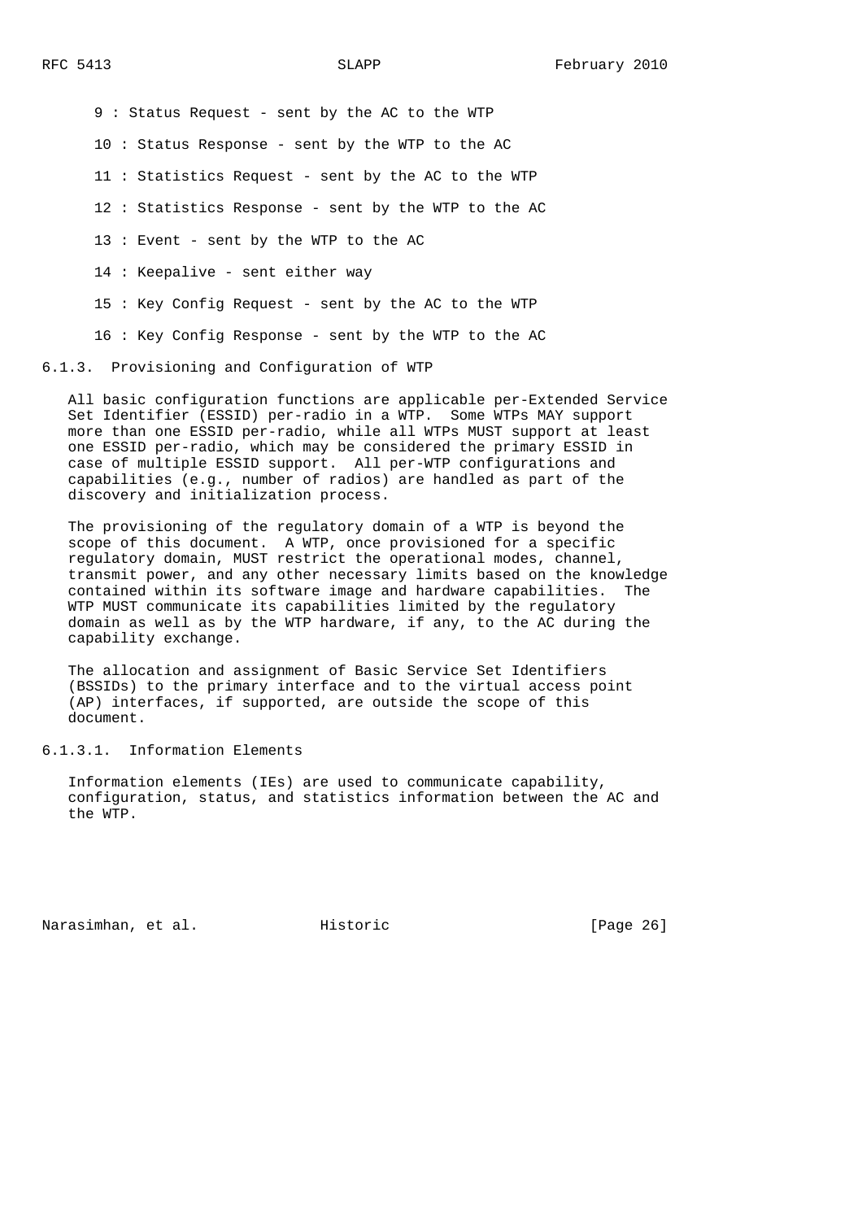9 : Status Request - sent by the AC to the WTP

10 : Status Response - sent by the WTP to the AC

11 : Statistics Request - sent by the AC to the WTP

12 : Statistics Response - sent by the WTP to the AC

13 : Event - sent by the WTP to the AC

14 : Keepalive - sent either way

15 : Key Config Request - sent by the AC to the WTP

16 : Key Config Response - sent by the WTP to the AC

#### 6.1.3. Provisioning and Configuration of WTP

All basic configuration functions are applicable per-Extended Service Set Identifier (ESSID) per-radio in a WTP. Some WTPs MAY support more than one ESSID per-radio, while all WTPs MUST support at least one ESSID per-radio, which may be considered the primary ESSID in case of multiple ESSID support. All per-WTP configurations and capabilities (e.g., number of radios) are handled as part of the discovery and initialization process.

The provisioning of the regulatory domain of a WTP is beyond the scope of this document. A WTP, once provisioned for a specific regulatory domain, MUST restrict the operational modes, channel, transmit power, and any other necessary limits based on the knowledge contained within its software image and hardware capabilities. The WTP MUST communicate its capabilities limited by the regulatory domain as well as by the WTP hardware, if any, to the AC during the capability exchange.

The allocation and assignment of Basic Service Set Identifiers (BSSIDs) to the primary interface and to the virtual access point (AP) interfaces, if supported, are outside the scope of this document.

##### 6.1.3.1. Information Elements

Information elements (IEs) are used to communicate capability, configuration, status, and statistics information between the AC and the WTP.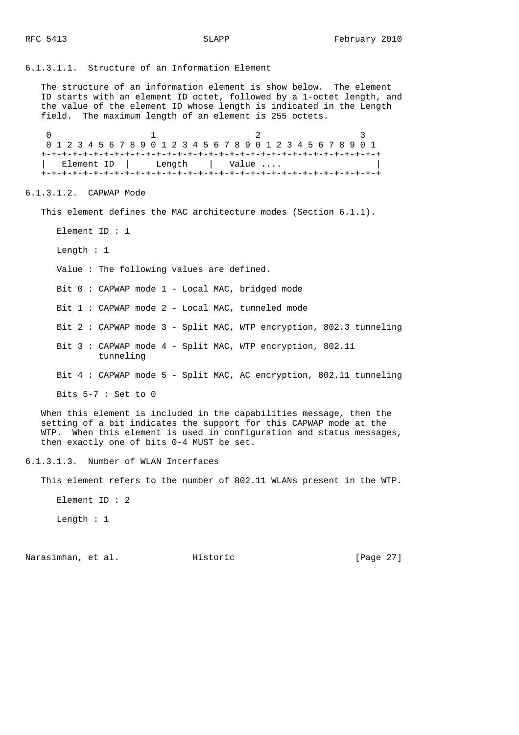#### 6.1.3.1.1. Structure of an Information Element

The structure of an information element is show below. The element ID starts with an element ID octet, followed by a 1-octet length, and the value of the element ID whose length is indicated in the Length field. The maximum length of an element is 255 octets.

```
 0                   1                   2                   3
 0 1 2 3 4 5 6 7 8 9 0 1 2 3 4 5 6 7 8 9 0 1 2 3 4 5 6 7 8 9 0 1
+-+-+-+-+-+-+-+-+-+-+-+-+-+-+-+-+-+-+-+-+-+-+-+-+-+-+-+-+-+-+-+-+
|  Element ID   |     Length    |   Value ....                  |
+-+-+-+-+-+-+-+-+-+-+-+-+-+-+-+-+-+-+-+-+-+-+-+-+-+-+-+-+-+-+-+-+
```

#### 6.1.3.1.2. CAPWAP Mode

This element defines the MAC architecture modes (Section 6.1.1).

Element ID : 1

Length : 1

Value : The following values are defined.

Bit 0 : CAPWAP mode 1 - Local MAC, bridged mode

Bit 1 : CAPWAP mode 2 - Local MAC, tunneled mode

Bit 2 : CAPWAP mode 3 - Split MAC, WTP encryption, 802.3 tunneling

Bit 3 : CAPWAP mode 4 - Split MAC, WTP encryption, 802.11 tunneling

Bit 4 : CAPWAP mode 5 - Split MAC, AC encryption, 802.11 tunneling

Bits 5-7 : Set to 0

When this element is included in the capabilities message, then the setting of a bit indicates the support for this CAPWAP mode at the WTP. When this element is used in configuration and status messages, then exactly one of bits 0-4 MUST be set.

#### 6.1.3.1.3. Number of WLAN Interfaces

This element refers to the number of 802.11 WLANs present in the WTP.

Element ID : 2

Length : 1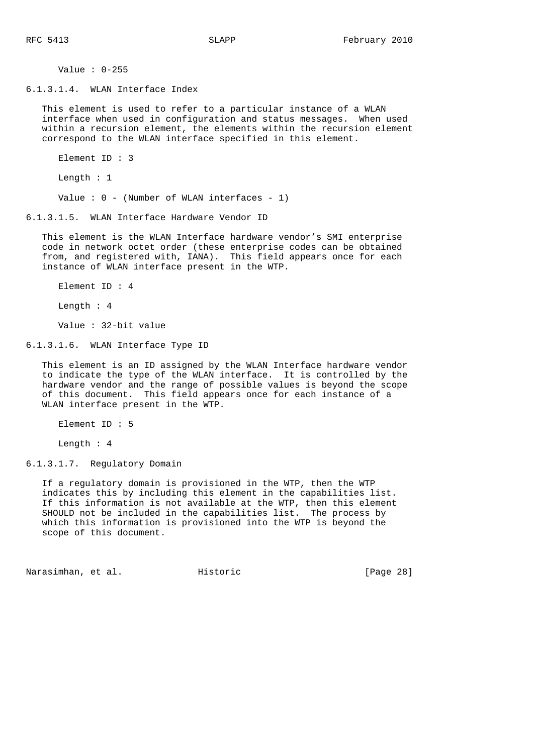Value : 0-255

#### 6.1.3.1.4. WLAN Interface Index

This element is used to refer to a particular instance of a WLAN interface when used in configuration and status messages. When used within a recursion element, the elements within the recursion element correspond to the WLAN interface specified in this element.

Element ID : 3

Length : 1

Value : 0 - (Number of WLAN interfaces - 1)

#### 6.1.3.1.5. WLAN Interface Hardware Vendor ID

This element is the WLAN Interface hardware vendor's SMI enterprise code in network octet order (these enterprise codes can be obtained from, and registered with, IANA). This field appears once for each instance of WLAN interface present in the WTP.

Element ID : 4

Length : 4

Value : 32-bit value

#### 6.1.3.1.6. WLAN Interface Type ID

This element is an ID assigned by the WLAN Interface hardware vendor to indicate the type of the WLAN interface. It is controlled by the hardware vendor and the range of possible values is beyond the scope of this document. This field appears once for each instance of a WLAN interface present in the WTP.

Element ID : 5

Length : 4

#### 6.1.3.1.7. Regulatory Domain

If a regulatory domain is provisioned in the WTP, then the WTP indicates this by including this element in the capabilities list. If this information is not available at the WTP, then this element SHOULD not be included in the capabilities list. The process by which this information is provisioned into the WTP is beyond the scope of this document.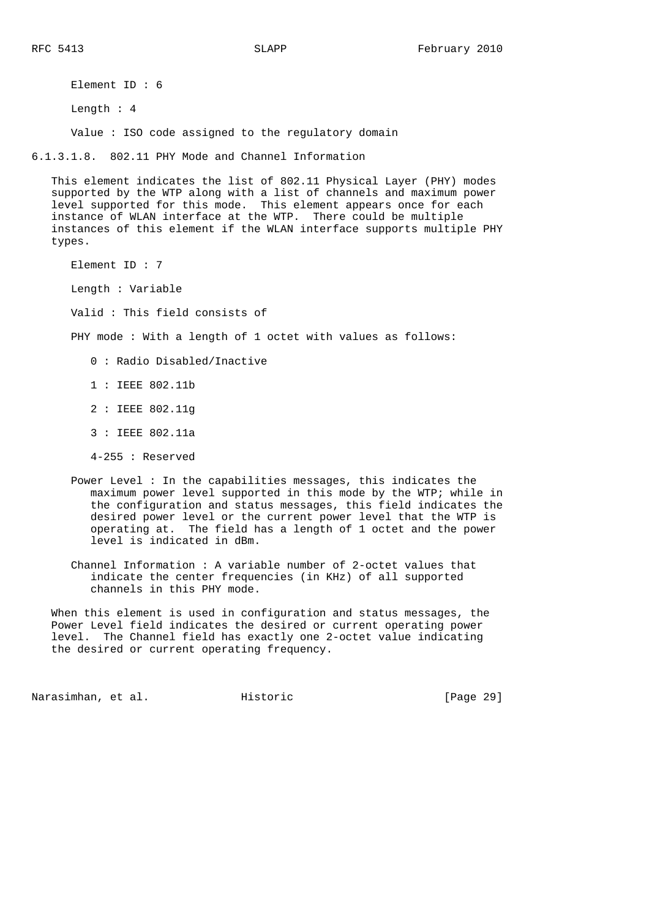Element ID : 6

Length : 4

Value : ISO code assigned to the regulatory domain

#### 6.1.3.1.8. 802.11 PHY Mode and Channel Information

This element indicates the list of 802.11 Physical Layer (PHY) modes supported by the WTP along with a list of channels and maximum power level supported for this mode. This element appears once for each instance of WLAN interface at the WTP. There could be multiple instances of this element if the WLAN interface supports multiple PHY types.

Element ID : 7

Length : Variable

Valid : This field consists of

PHY mode : With a length of 1 octet with values as follows:

- 0 : Radio Disabled/Inactive
- 1 : IEEE 802.11b
- 2 : IEEE 802.11g
- 3 : IEEE 802.11a
- 4-255 : Reserved

Power Level : In the capabilities messages, this indicates the maximum power level supported in this mode by the WTP; while in the configuration and status messages, this field indicates the desired power level or the current power level that the WTP is operating at. The field has a length of 1 octet and the power level is indicated in dBm.

Channel Information : A variable number of 2-octet values that indicate the center frequencies (in KHz) of all supported channels in this PHY mode.

When this element is used in configuration and status messages, the Power Level field indicates the desired or current operating power level. The Channel field has exactly one 2-octet value indicating the desired or current operating frequency.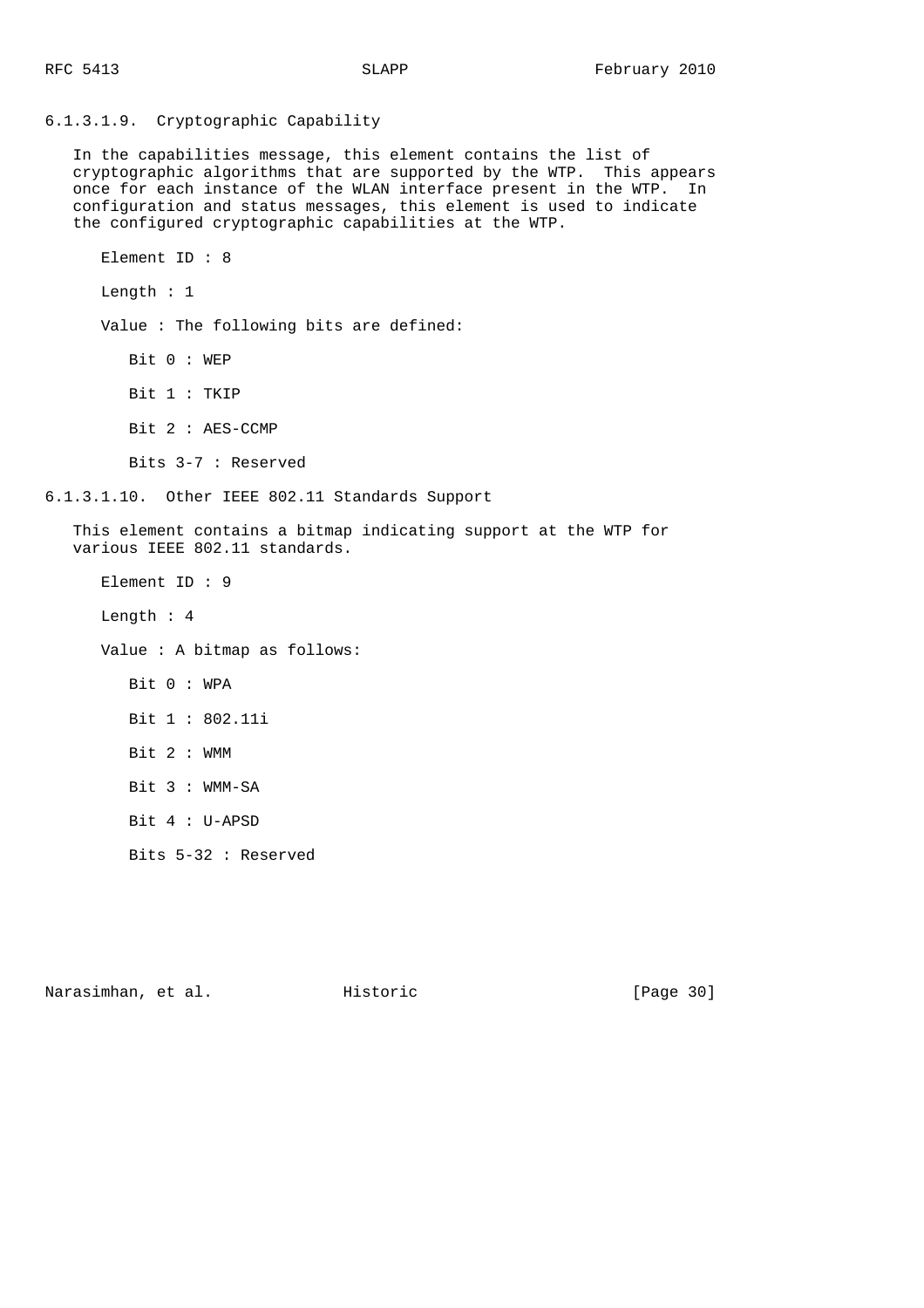#### 6.1.3.1.9. Cryptographic Capability

In the capabilities message, this element contains the list of cryptographic algorithms that are supported by the WTP. This appears once for each instance of the WLAN interface present in the WTP. In configuration and status messages, this element is used to indicate the configured cryptographic capabilities at the WTP.

Element ID : 8

Length : 1

Value : The following bits are defined:

- Bit 0 : WEP
- Bit 1 : TKIP
- Bit 2 : AES-CCMP
- Bits 3-7 : Reserved

#### 6.1.3.1.10. Other IEEE 802.11 Standards Support

This element contains a bitmap indicating support at the WTP for various IEEE 802.11 standards.

Element ID : 9

Length : 4

Value : A bitmap as follows:

- Bit 0 : WPA
- Bit 1 : 802.11i
- Bit 2 : WMM
- Bit 3 : WMM-SA
- Bit 4 : U-APSD
- Bits 5-32 : Reserved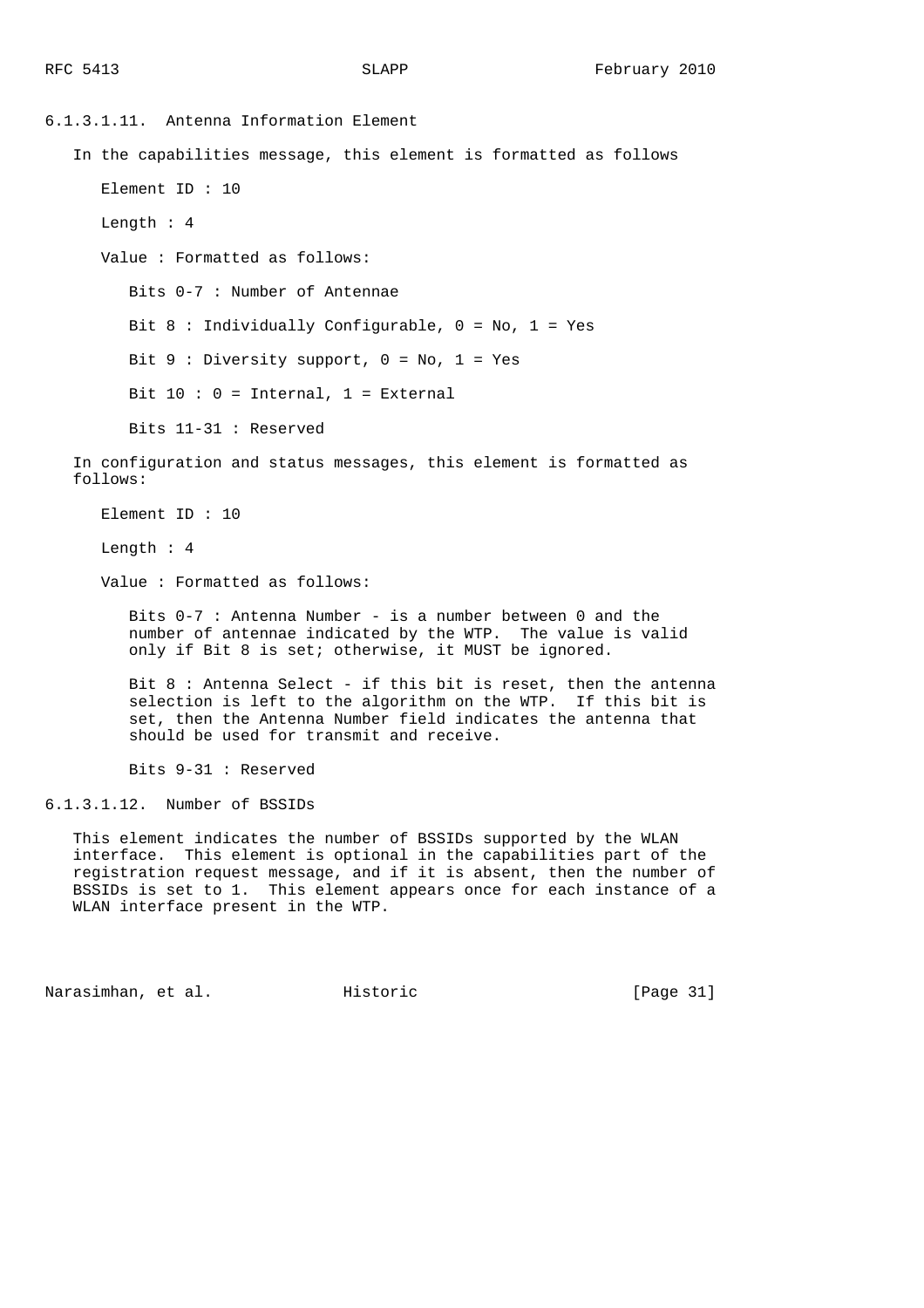#### 6.1.3.1.11. Antenna Information Element

In the capabilities message, this element is formatted as follows

Element ID : 10

Length : 4

Value : Formatted as follows:

Bits 0-7 : Number of Antennae

Bit 8 : Individually Configurable, 0 = No, 1 = Yes

Bit 9 : Diversity support, 0 = No, 1 = Yes

Bit 10 : 0 = Internal, 1 = External

Bits 11-31 : Reserved

In configuration and status messages, this element is formatted as follows:

Element ID : 10

Length : 4

Value : Formatted as follows:

Bits 0-7 : Antenna Number - is a number between 0 and the number of antennae indicated by the WTP. The value is valid only if Bit 8 is set; otherwise, it MUST be ignored.

Bit 8 : Antenna Select - if this bit is reset, then the antenna selection is left to the algorithm on the WTP. If this bit is set, then the Antenna Number field indicates the antenna that should be used for transmit and receive.

Bits 9-31 : Reserved

#### 6.1.3.1.12. Number of BSSIDs

This element indicates the number of BSSIDs supported by the WLAN interface. This element is optional in the capabilities part of the registration request message, and if it is absent, then the number of BSSIDs is set to 1. This element appears once for each instance of a WLAN interface present in the WTP.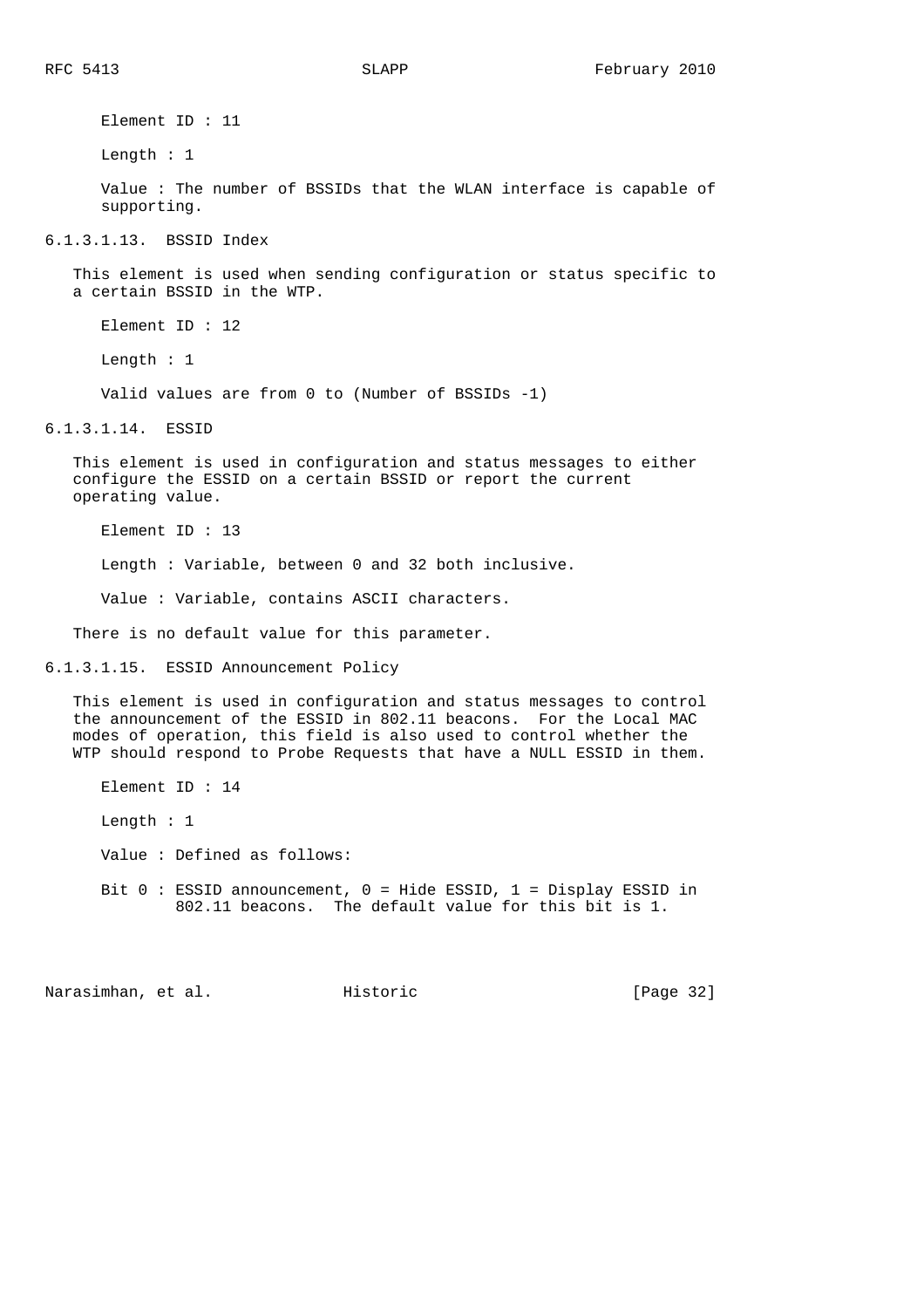Element ID : 11

Length : 1

Value : The number of BSSIDs that the WLAN interface is capable of supporting.

#### 6.1.3.1.13. BSSID Index

This element is used when sending configuration or status specific to a certain BSSID in the WTP.

Element ID : 12

Length : 1

Valid values are from 0 to (Number of BSSIDs -1)

#### 6.1.3.1.14. ESSID

This element is used in configuration and status messages to either configure the ESSID on a certain BSSID or report the current operating value.

Element ID : 13

Length : Variable, between 0 and 32 both inclusive.

Value : Variable, contains ASCII characters.

There is no default value for this parameter.

#### 6.1.3.1.15. ESSID Announcement Policy

This element is used in configuration and status messages to control the announcement of the ESSID in 802.11 beacons. For the Local MAC modes of operation, this field is also used to control whether the WTP should respond to Probe Requests that have a NULL ESSID in them.

Element ID : 14

Length : 1

Value : Defined as follows:

Bit 0 : ESSID announcement, 0 = Hide ESSID, 1 = Display ESSID in 802.11 beacons. The default value for this bit is 1.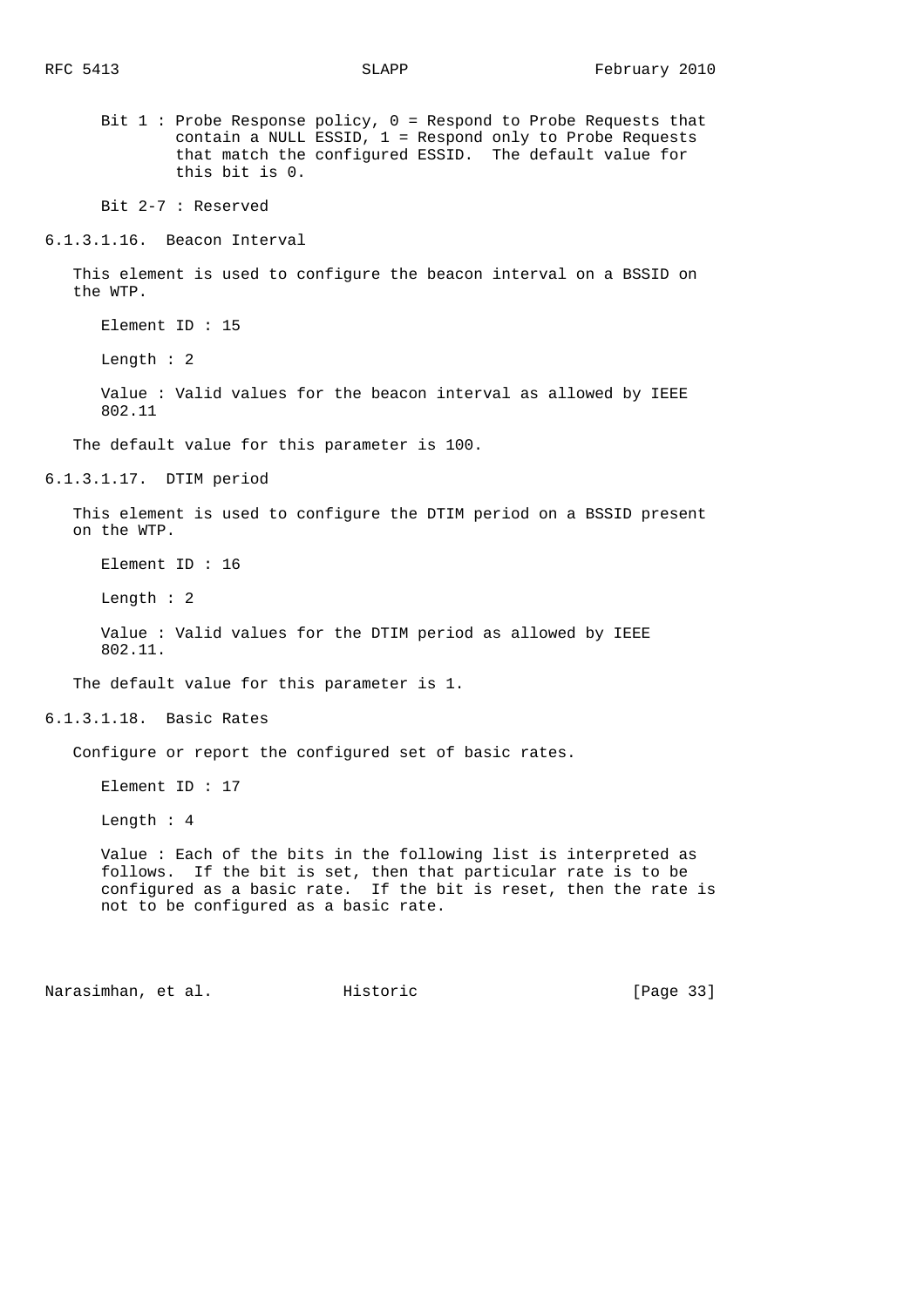Bit 1 : Probe Response policy, 0 = Respond to Probe Requests that contain a NULL ESSID, 1 = Respond only to Probe Requests that match the configured ESSID. The default value for this bit is 0.

Bit 2-7 : Reserved

###### 6.1.3.1.16. Beacon Interval

This element is used to configure the beacon interval on a BSSID on the WTP.

Element ID : 15

Length : 2

Value : Valid values for the beacon interval as allowed by IEEE 802.11

The default value for this parameter is 100.

###### 6.1.3.1.17. DTIM period

This element is used to configure the DTIM period on a BSSID present on the WTP.

Element ID : 16

Length : 2

Value : Valid values for the DTIM period as allowed by IEEE 802.11.

The default value for this parameter is 1.

###### 6.1.3.1.18. Basic Rates

Configure or report the configured set of basic rates.

Element ID : 17

Length : 4

Value : Each of the bits in the following list is interpreted as follows. If the bit is set, then that particular rate is to be configured as a basic rate. If the bit is reset, then the rate is not to be configured as a basic rate.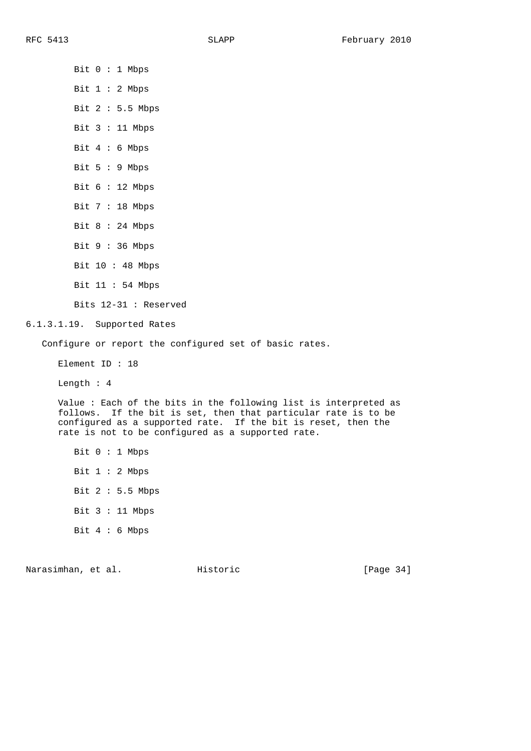Bit 0 : 1 Mbps

Bit 1 : 2 Mbps

Bit 2 : 5.5 Mbps

Bit 3 : 11 Mbps

Bit 4 : 6 Mbps

Bit 5 : 9 Mbps

Bit 6 : 12 Mbps

Bit 7 : 18 Mbps

Bit 8 : 24 Mbps

Bit 9 : 36 Mbps

Bit 10 : 48 Mbps

Bit 11 : 54 Mbps

Bits 12-31 : Reserved

#### 6.1.3.1.19. Supported Rates

Configure or report the configured set of basic rates.

Element ID : 18

Length : 4

Value : Each of the bits in the following list is interpreted as follows. If the bit is set, then that particular rate is to be configured as a supported rate. If the bit is reset, then the rate is not to be configured as a supported rate.

Bit 0 : 1 Mbps

Bit 1 : 2 Mbps

Bit 2 : 5.5 Mbps

Bit 3 : 11 Mbps

Bit 4 : 6 Mbps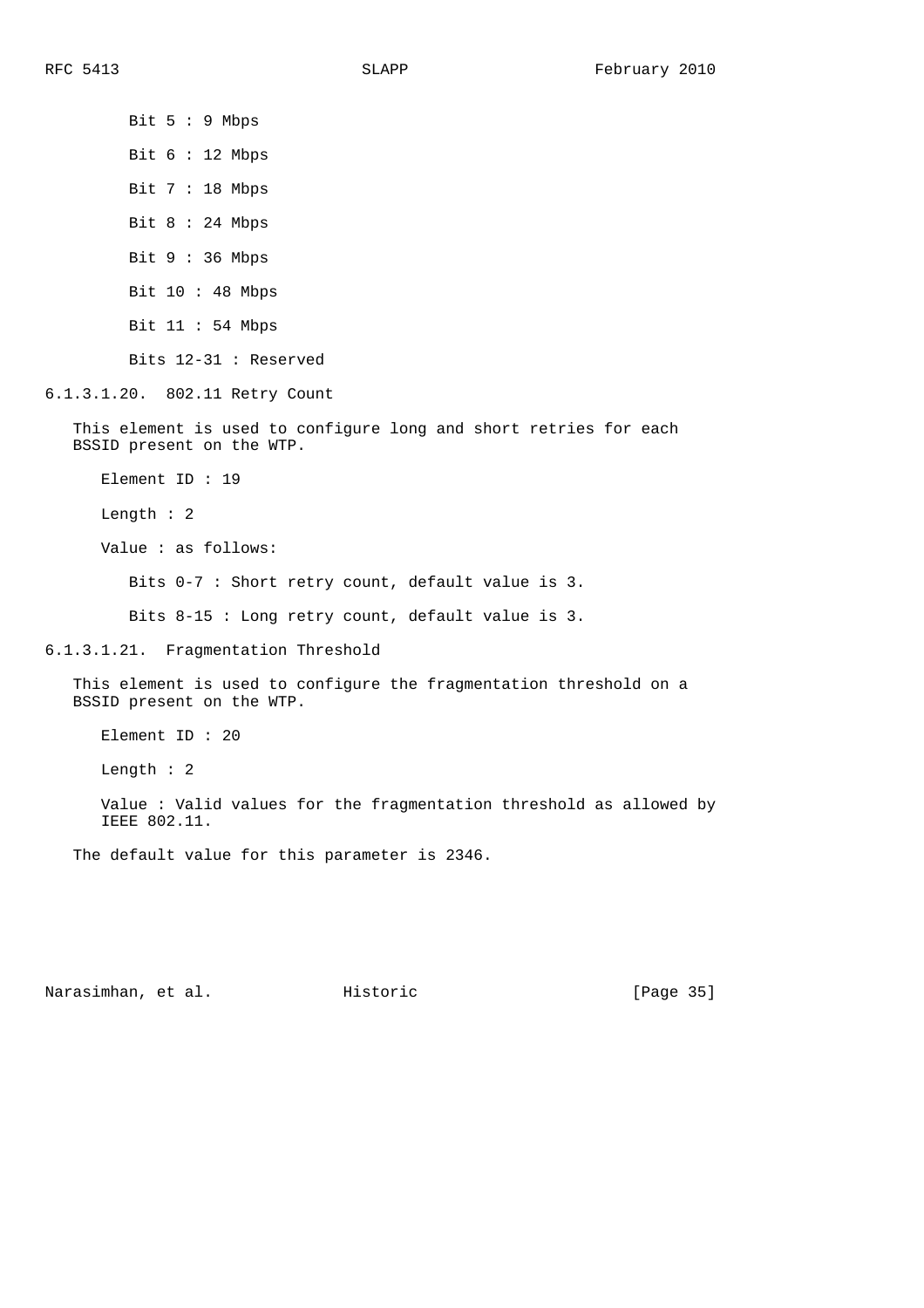Bit 5 : 9 Mbps

Bit 6 : 12 Mbps

Bit 7 : 18 Mbps

Bit 8 : 24 Mbps

Bit 9 : 36 Mbps

Bit 10 : 48 Mbps

Bit 11 : 54 Mbps

Bits 12-31 : Reserved

###### 6.1.3.1.20. 802.11 Retry Count

This element is used to configure long and short retries for each BSSID present on the WTP.

Element ID : 19

Length : 2

Value : as follows:

Bits 0-7 : Short retry count, default value is 3.

Bits 8-15 : Long retry count, default value is 3.

###### 6.1.3.1.21. Fragmentation Threshold

This element is used to configure the fragmentation threshold on a BSSID present on the WTP.

Element ID : 20

Length : 2

Value : Valid values for the fragmentation threshold as allowed by IEEE 802.11.

The default value for this parameter is 2346.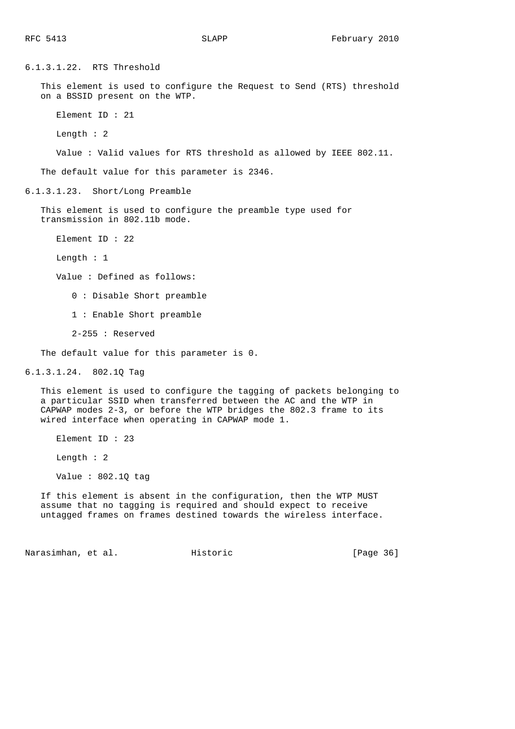#### 6.1.3.1.22. RTS Threshold

This element is used to configure the Request to Send (RTS) threshold on a BSSID present on the WTP.

Element ID : 21

Length : 2

Value : Valid values for RTS threshold as allowed by IEEE 802.11.

The default value for this parameter is 2346.

#### 6.1.3.1.23. Short/Long Preamble

This element is used to configure the preamble type used for transmission in 802.11b mode.

Element ID : 22

Length : 1

Value : Defined as follows:

- 0 : Disable Short preamble
- 1 : Enable Short preamble
- 2-255 : Reserved

The default value for this parameter is 0.

#### 6.1.3.1.24. 802.1Q Tag

This element is used to configure the tagging of packets belonging to a particular SSID when transferred between the AC and the WTP in CAPWAP modes 2-3, or before the WTP bridges the 802.3 frame to its wired interface when operating in CAPWAP mode 1.

Element ID : 23

Length : 2

Value : 802.1Q tag

If this element is absent in the configuration, then the WTP MUST assume that no tagging is required and should expect to receive untagged frames on frames destined towards the wireless interface.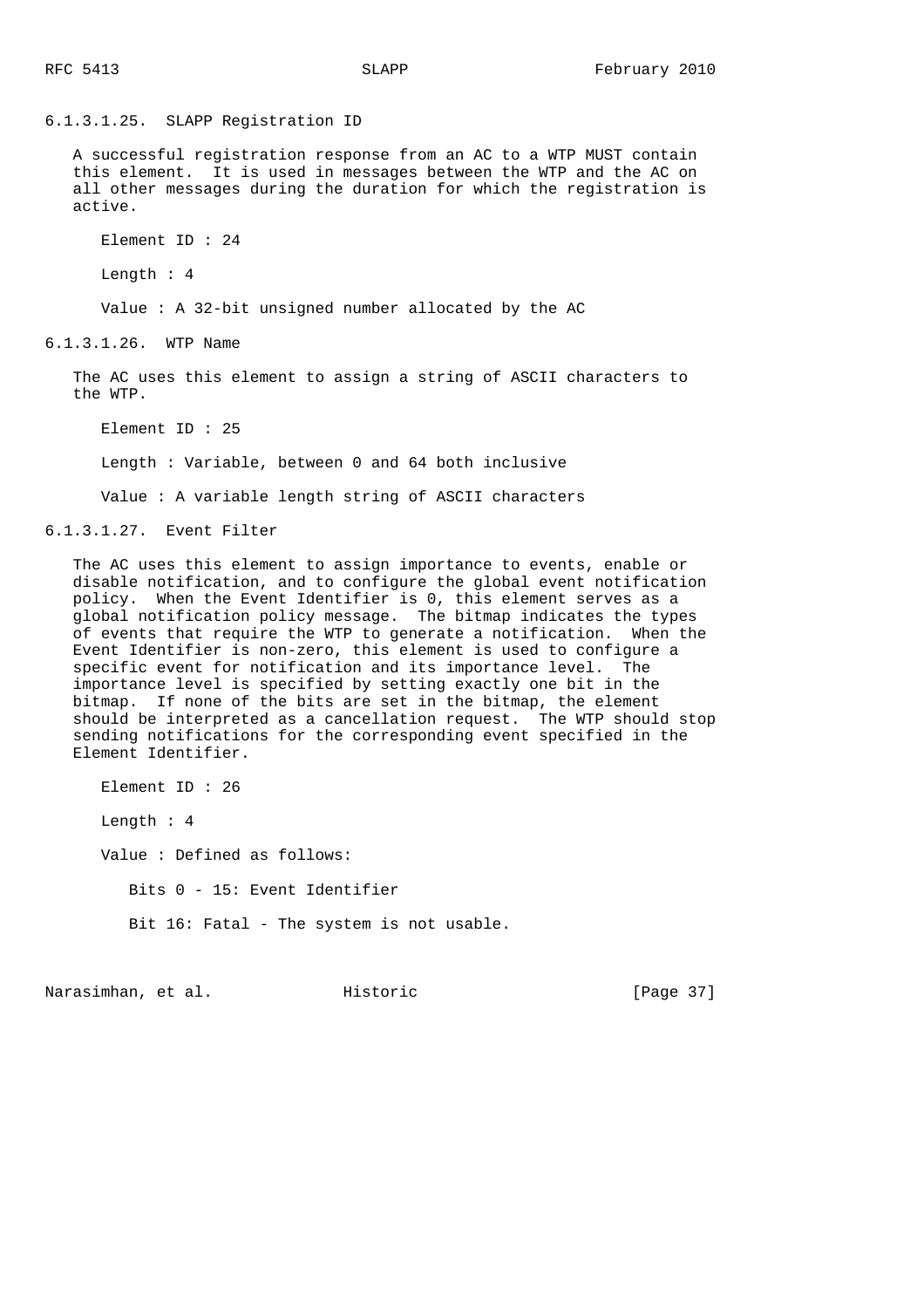#### 6.1.3.1.25. SLAPP Registration ID

A successful registration response from an AC to a WTP MUST contain this element. It is used in messages between the WTP and the AC on all other messages during the duration for which the registration is active.

Element ID : 24

Length : 4

Value : A 32-bit unsigned number allocated by the AC

#### 6.1.3.1.26. WTP Name

The AC uses this element to assign a string of ASCII characters to the WTP.

Element ID : 25

Length : Variable, between 0 and 64 both inclusive

Value : A variable length string of ASCII characters

#### 6.1.3.1.27. Event Filter

The AC uses this element to assign importance to events, enable or disable notification, and to configure the global event notification policy. When the Event Identifier is 0, this element serves as a global notification policy message. The bitmap indicates the types of events that require the WTP to generate a notification. When the Event Identifier is non-zero, this element is used to configure a specific event for notification and its importance level. The importance level is specified by setting exactly one bit in the bitmap. If none of the bits are set in the bitmap, the element should be interpreted as a cancellation request. The WTP should stop sending notifications for the corresponding event specified in the Element Identifier.

Element ID : 26

Length : 4

Value : Defined as follows:

Bits 0 - 15: Event Identifier

Bit 16: Fatal - The system is not usable.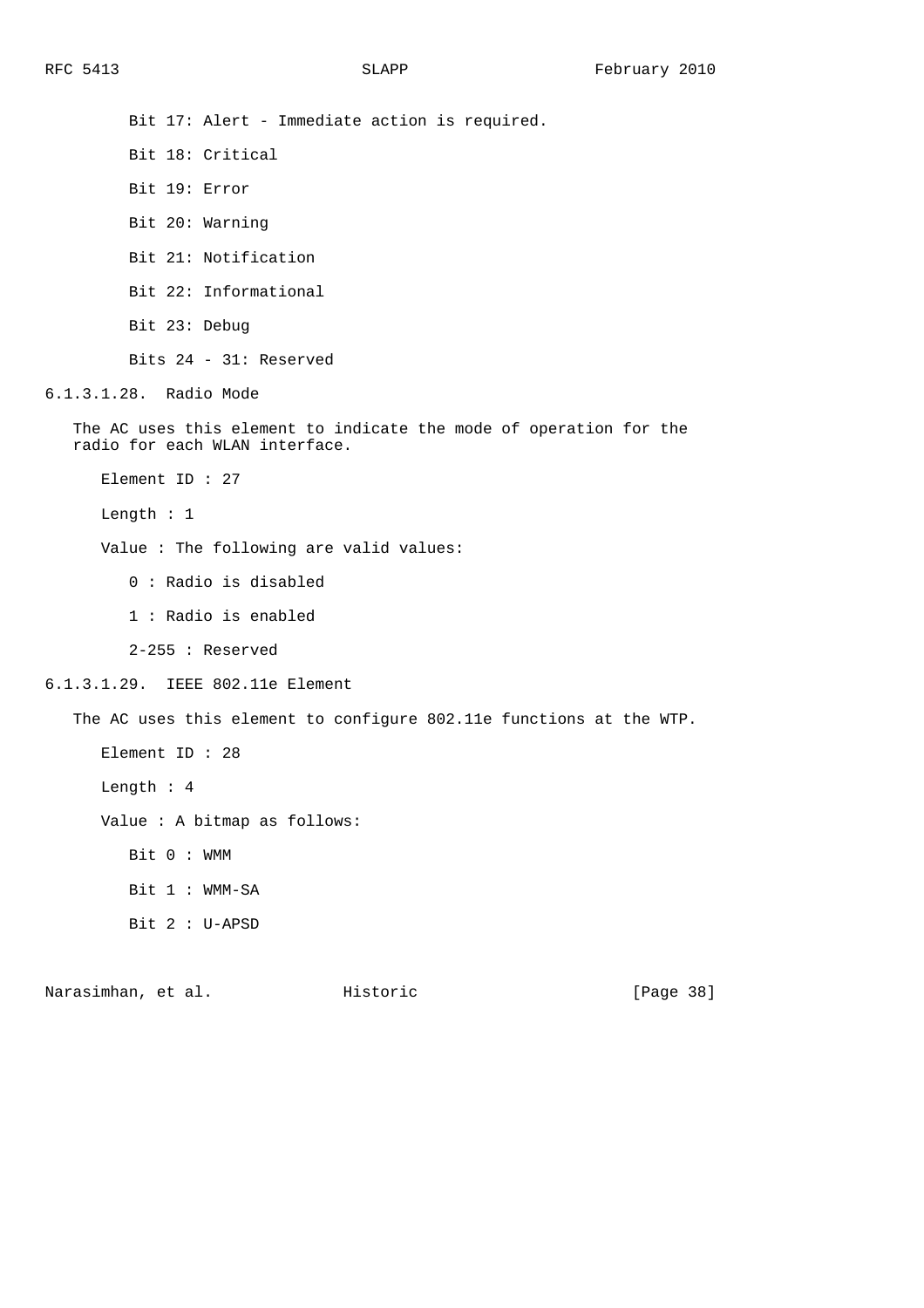Bit 17: Alert - Immediate action is required.

Bit 18: Critical

Bit 19: Error

Bit 20: Warning

Bit 21: Notification

Bit 22: Informational

Bit 23: Debug

Bits 24 - 31: Reserved

#### 6.1.3.1.28. Radio Mode

The AC uses this element to indicate the mode of operation for the radio for each WLAN interface.

Element ID : 27

Length : 1

Value : The following are valid values:

0 : Radio is disabled

1 : Radio is enabled

2-255 : Reserved

#### 6.1.3.1.29. IEEE 802.11e Element

The AC uses this element to configure 802.11e functions at the WTP.

Element ID : 28

Length : 4

Value : A bitmap as follows:

Bit 0 : WMM

Bit 1 : WMM-SA

Bit 2 : U-APSD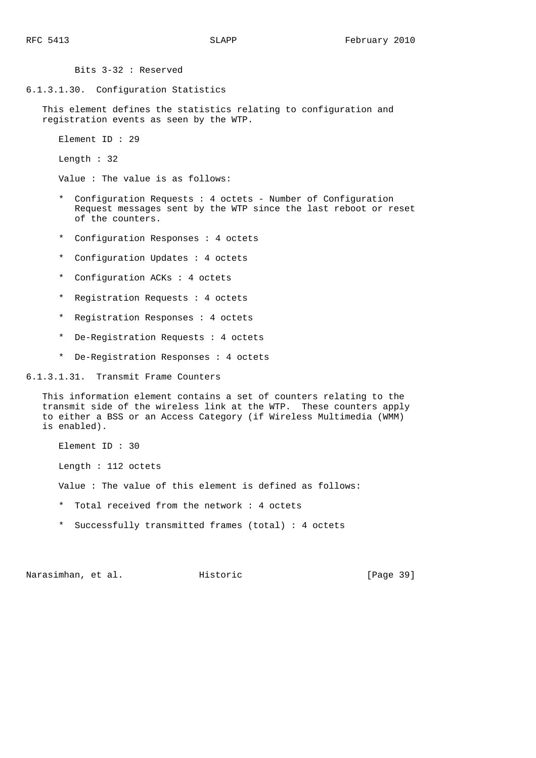Bits 3-32 : Reserved

#### 6.1.3.1.30. Configuration Statistics

This element defines the statistics relating to configuration and registration events as seen by the WTP.

Element ID : 29

Length : 32

Value : The value is as follows:

* Configuration Requests : 4 octets - Number of Configuration Request messages sent by the WTP since the last reboot or reset of the counters.
* Configuration Responses : 4 octets
* Configuration Updates : 4 octets
* Configuration ACKs : 4 octets
* Registration Requests : 4 octets
* Registration Responses : 4 octets
* De-Registration Requests : 4 octets
* De-Registration Responses : 4 octets

#### 6.1.3.1.31. Transmit Frame Counters

This information element contains a set of counters relating to the transmit side of the wireless link at the WTP. These counters apply to either a BSS or an Access Category (if Wireless Multimedia (WMM) is enabled).

Element ID : 30

Length : 112 octets

Value : The value of this element is defined as follows:

* Total received from the network : 4 octets
* Successfully transmitted frames (total) : 4 octets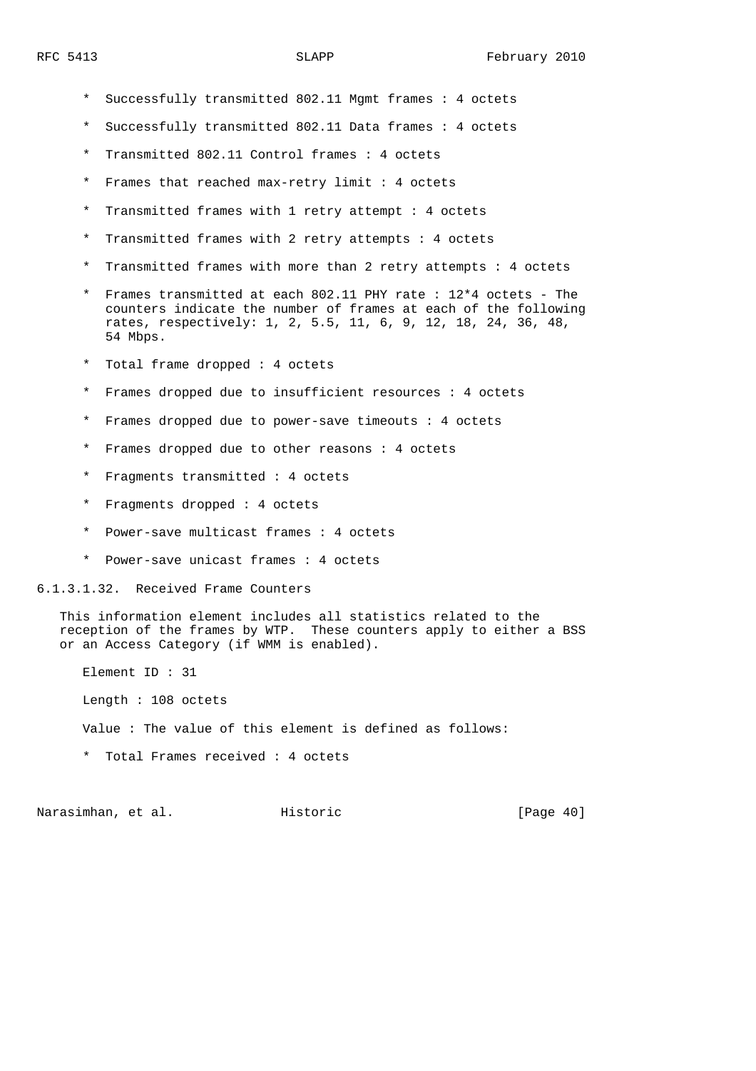* Successfully transmitted 802.11 Mgmt frames : 4 octets
* Successfully transmitted 802.11 Data frames : 4 octets
* Transmitted 802.11 Control frames : 4 octets
* Frames that reached max-retry limit : 4 octets
* Transmitted frames with 1 retry attempt : 4 octets
* Transmitted frames with 2 retry attempts : 4 octets
* Transmitted frames with more than 2 retry attempts : 4 octets
* Frames transmitted at each 802.11 PHY rate : 12*4 octets - The counters indicate the number of frames at each of the following rates, respectively: 1, 2, 5.5, 11, 6, 9, 12, 18, 24, 36, 48, 54 Mbps.
* Total frame dropped : 4 octets
* Frames dropped due to insufficient resources : 4 octets
* Frames dropped due to power-save timeouts : 4 octets
* Frames dropped due to other reasons : 4 octets
* Fragments transmitted : 4 octets
* Fragments dropped : 4 octets
* Power-save multicast frames : 4 octets
* Power-save unicast frames : 4 octets

#### 6.1.3.1.32. Received Frame Counters

This information element includes all statistics related to the reception of the frames by WTP. These counters apply to either a BSS or an Access Category (if WMM is enabled).

Element ID : 31

Length : 108 octets

Value : The value of this element is defined as follows:

* Total Frames received : 4 octets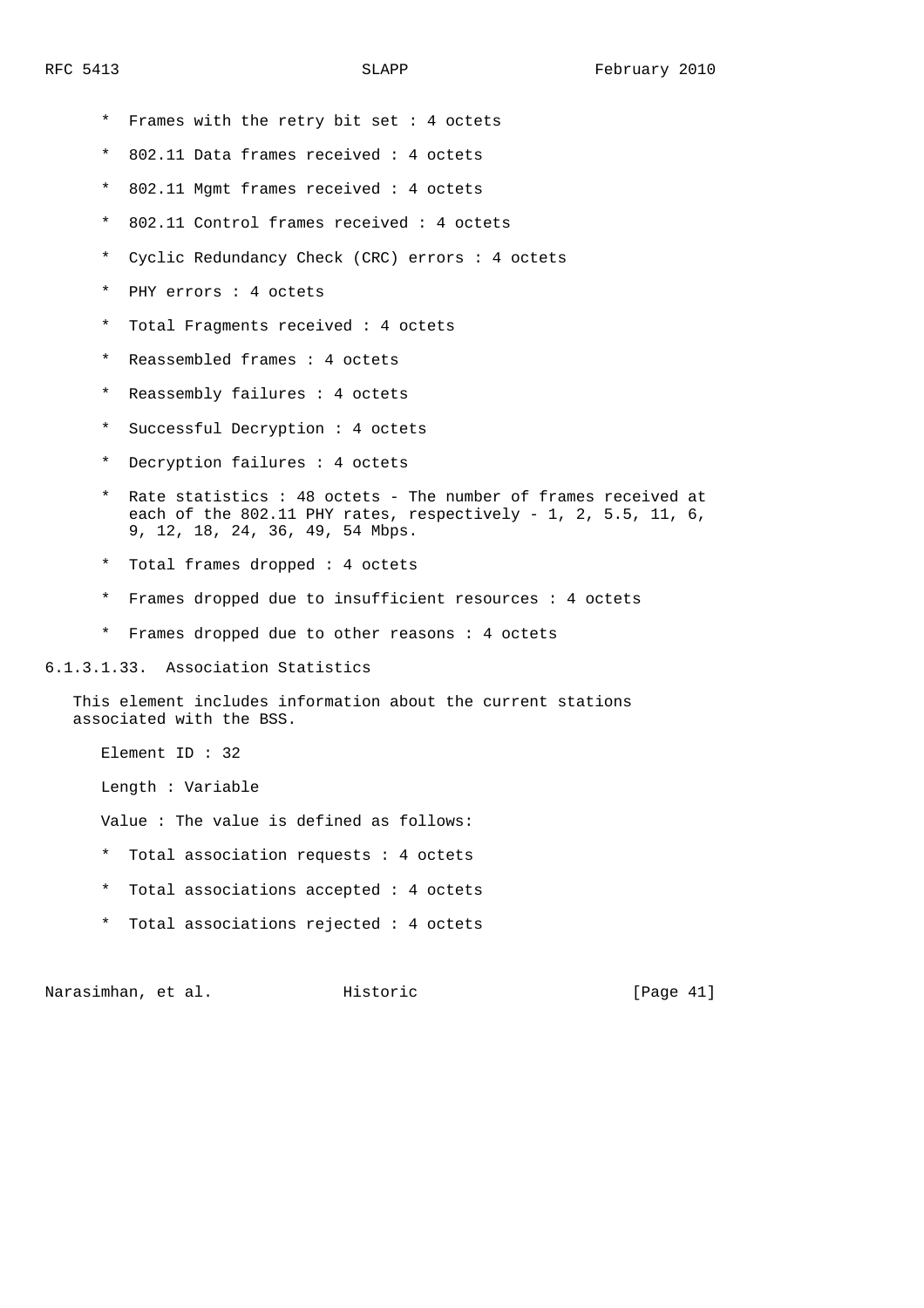* Frames with the retry bit set : 4 octets

* 802.11 Data frames received : 4 octets

* 802.11 Mgmt frames received : 4 octets

* 802.11 Control frames received : 4 octets

* Cyclic Redundancy Check (CRC) errors : 4 octets

* PHY errors : 4 octets

* Total Fragments received : 4 octets

* Reassembled frames : 4 octets

* Reassembly failures : 4 octets

* Successful Decryption : 4 octets

* Decryption failures : 4 octets

* Rate statistics : 48 octets - The number of frames received at each of the 802.11 PHY rates, respectively - 1, 2, 5.5, 11, 6, 9, 12, 18, 24, 36, 49, 54 Mbps.

* Total frames dropped : 4 octets

* Frames dropped due to insufficient resources : 4 octets

* Frames dropped due to other reasons : 4 octets

#### 6.1.3.1.33. Association Statistics

This element includes information about the current stations associated with the BSS.

Element ID : 32

Length : Variable

Value : The value is defined as follows:

* Total association requests : 4 octets

* Total associations accepted : 4 octets

* Total associations rejected : 4 octets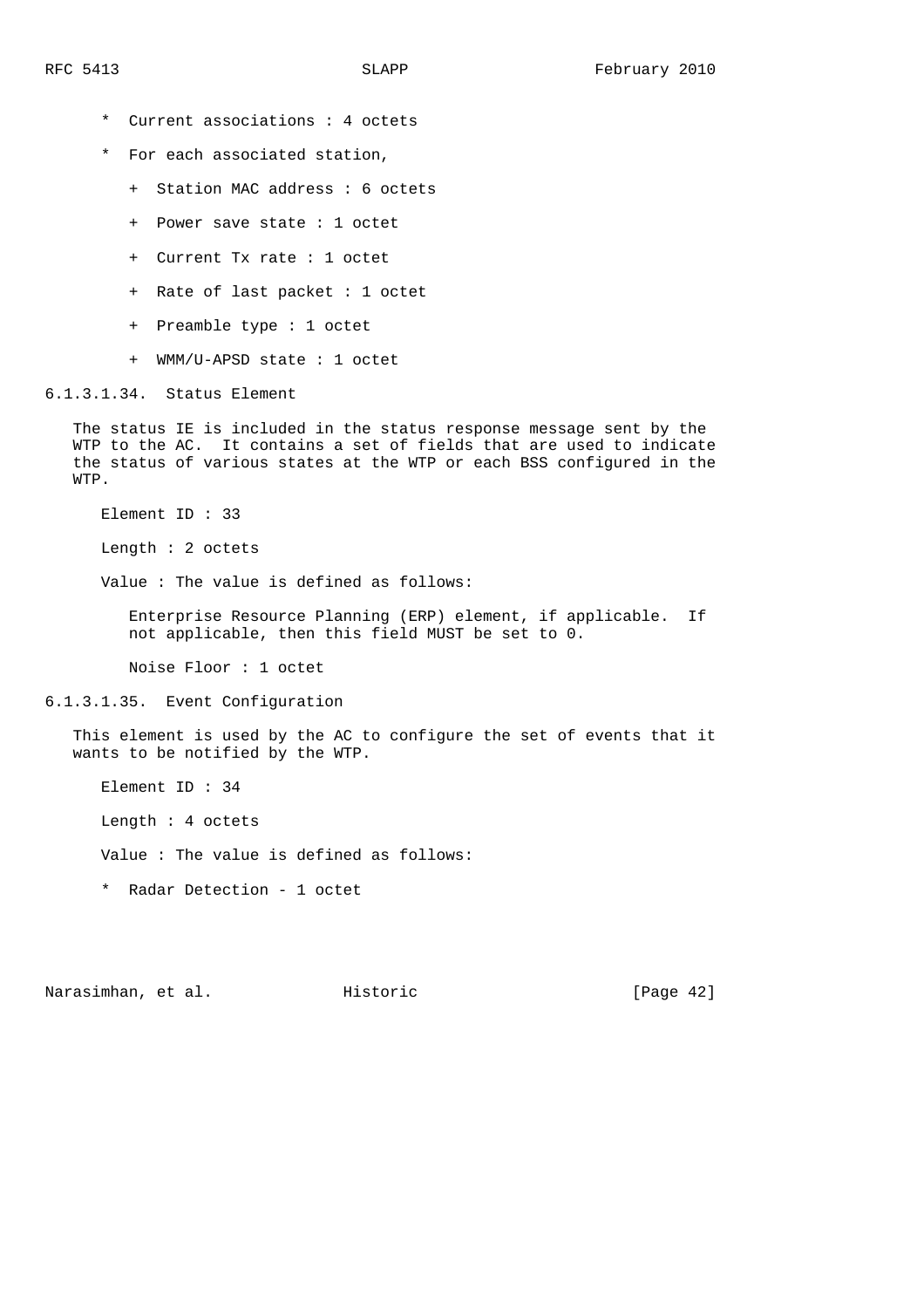* Current associations : 4 octets

* For each associated station,

  + Station MAC address : 6 octets

  + Power save state : 1 octet

  + Current Tx rate : 1 octet

  + Rate of last packet : 1 octet

  + Preamble type : 1 octet

  + WMM/U-APSD state : 1 octet

#### 6.1.3.1.34. Status Element

The status IE is included in the status response message sent by the WTP to the AC. It contains a set of fields that are used to indicate the status of various states at the WTP or each BSS configured in the WTP.

Element ID : 33

Length : 2 octets

Value : The value is defined as follows:

Enterprise Resource Planning (ERP) element, if applicable. If not applicable, then this field MUST be set to 0.

Noise Floor : 1 octet

#### 6.1.3.1.35. Event Configuration

This element is used by the AC to configure the set of events that it wants to be notified by the WTP.

Element ID : 34

Length : 4 octets

Value : The value is defined as follows:

* Radar Detection - 1 octet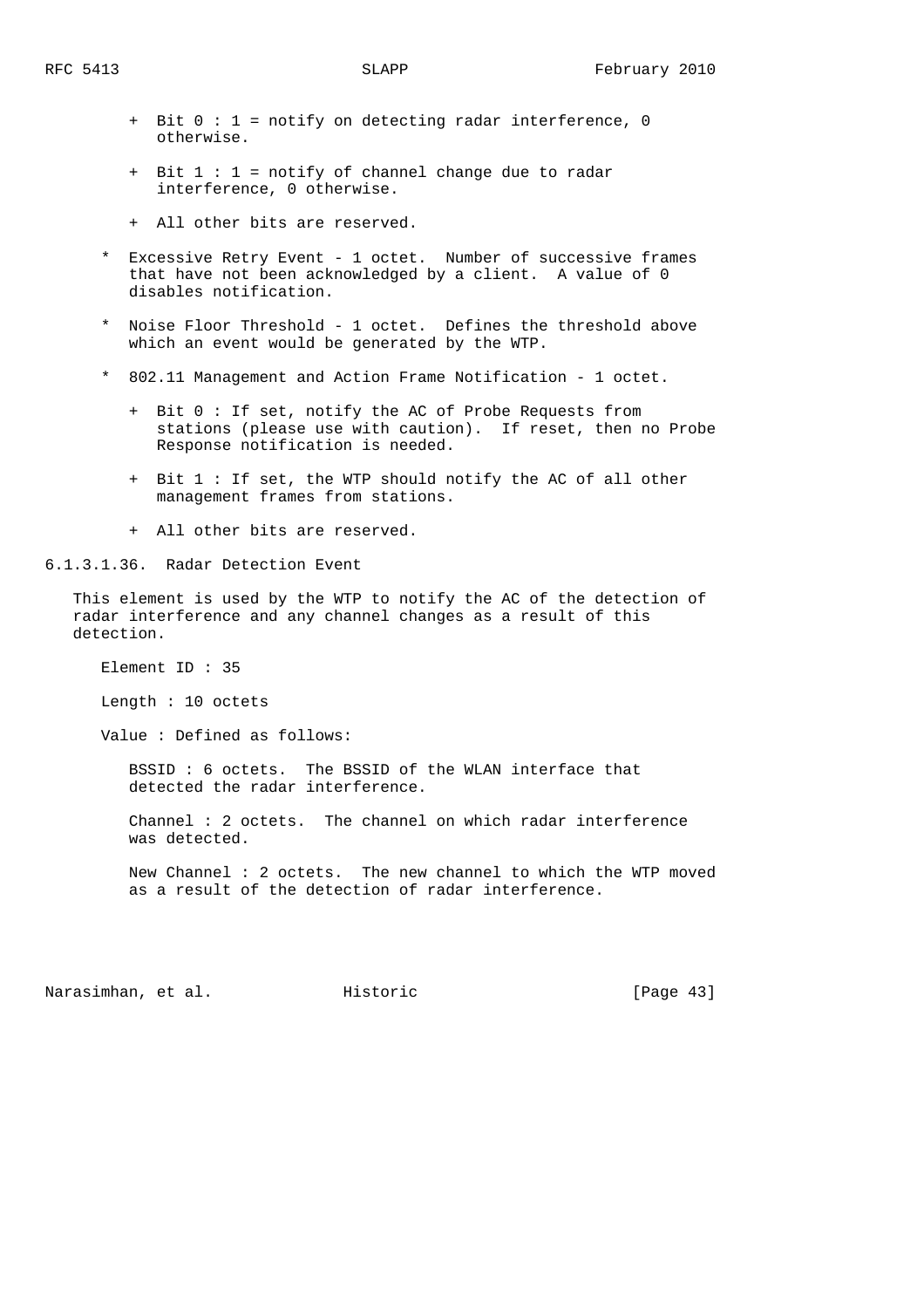+ Bit 0 : 1 = notify on detecting radar interference, 0 otherwise.

      + Bit 1 : 1 = notify of channel change due to radar interference, 0 otherwise.

      + All other bits are reserved.

   * Excessive Retry Event - 1 octet. Number of successive frames that have not been acknowledged by a client. A value of 0 disables notification.

   * Noise Floor Threshold - 1 octet. Defines the threshold above which an event would be generated by the WTP.

   * 802.11 Management and Action Frame Notification - 1 octet.

      + Bit 0 : If set, notify the AC of Probe Requests from stations (please use with caution). If reset, then no Probe Response notification is needed.

      + Bit 1 : If set, the WTP should notify the AC of all other management frames from stations.

      + All other bits are reserved.

#### 6.1.3.1.36. Radar Detection Event

This element is used by the WTP to notify the AC of the detection of radar interference and any channel changes as a result of this detection.

Element ID : 35

Length : 10 octets

Value : Defined as follows:

BSSID : 6 octets. The BSSID of the WLAN interface that detected the radar interference.

Channel : 2 octets. The channel on which radar interference was detected.

New Channel : 2 octets. The new channel to which the WTP moved as a result of the detection of radar interference.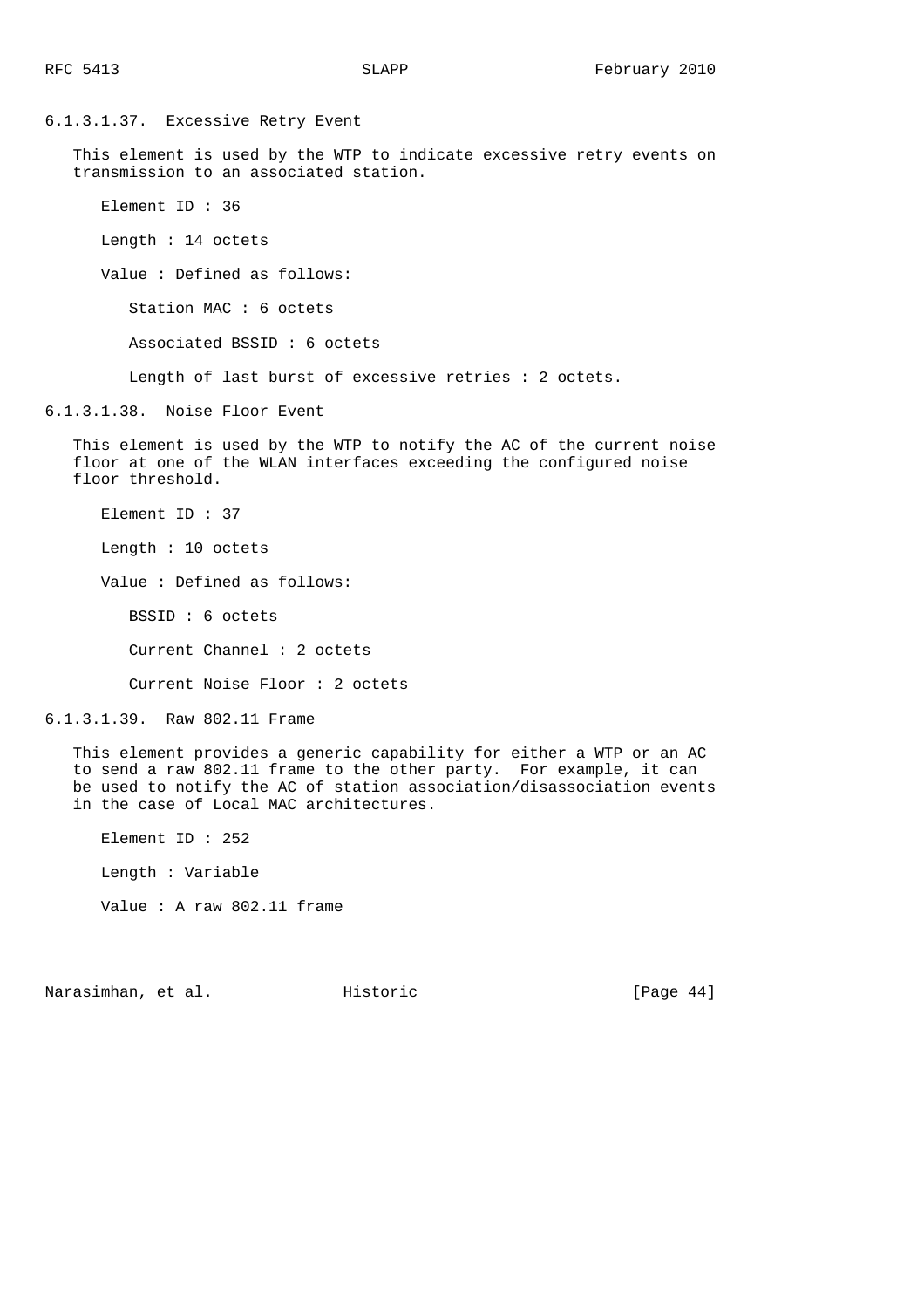#### 6.1.3.1.37. Excessive Retry Event

This element is used by the WTP to indicate excessive retry events on transmission to an associated station.

- Element ID : 36
- Length : 14 octets
- Value : Defined as follows:
  - Station MAC : 6 octets
  - Associated BSSID : 6 octets
  - Length of last burst of excessive retries : 2 octets.

#### 6.1.3.1.38. Noise Floor Event

This element is used by the WTP to notify the AC of the current noise floor at one of the WLAN interfaces exceeding the configured noise floor threshold.

- Element ID : 37
- Length : 10 octets
- Value : Defined as follows:
  - BSSID : 6 octets
  - Current Channel : 2 octets
  - Current Noise Floor : 2 octets

#### 6.1.3.1.39. Raw 802.11 Frame

This element provides a generic capability for either a WTP or an AC to send a raw 802.11 frame to the other party. For example, it can be used to notify the AC of station association/disassociation events in the case of Local MAC architectures.

- Element ID : 252
- Length : Variable
- Value : A raw 802.11 frame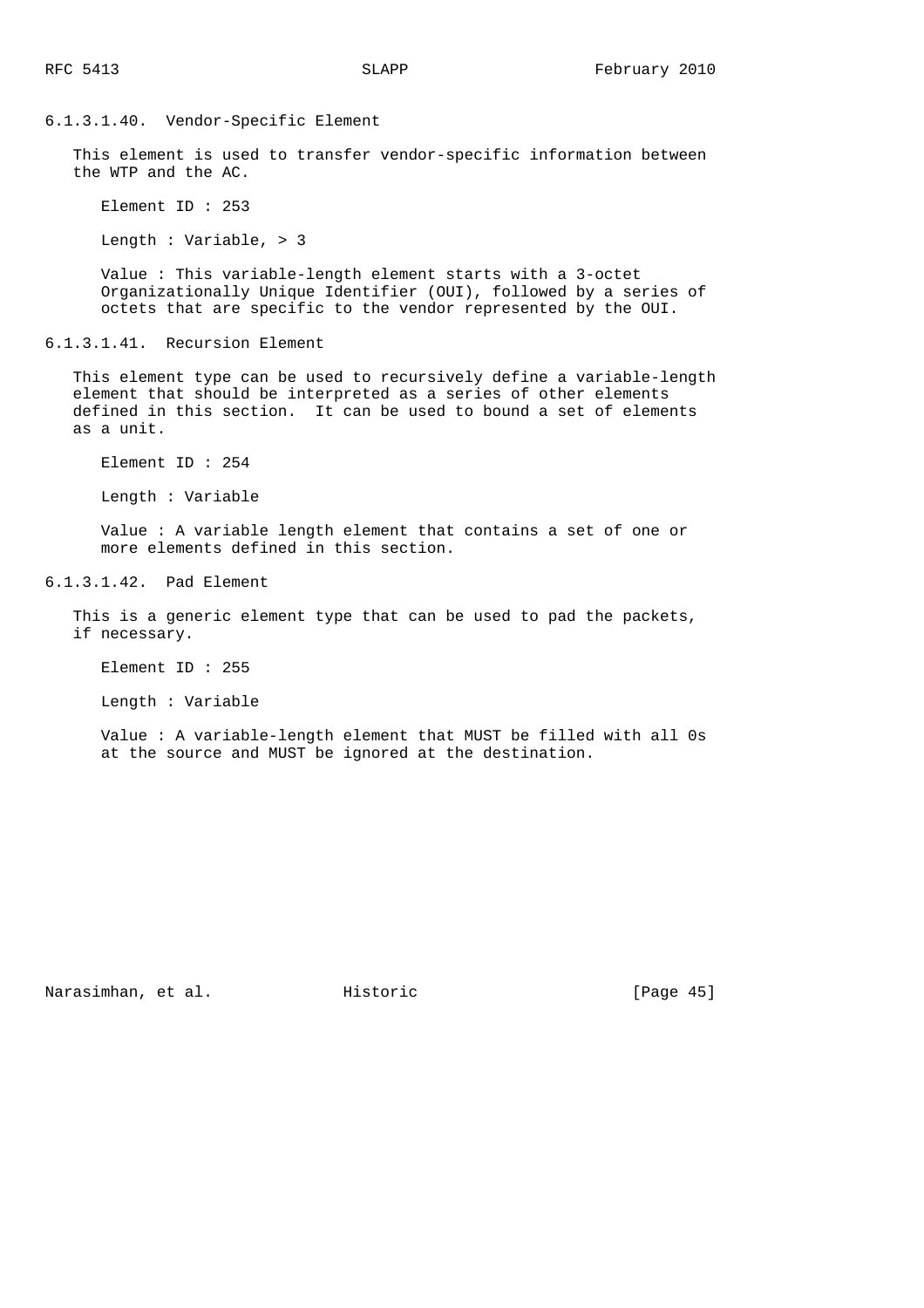#### 6.1.3.1.40. Vendor-Specific Element

This element is used to transfer vendor-specific information between the WTP and the AC.

Element ID : 253

Length : Variable, > 3

Value : This variable-length element starts with a 3-octet Organizationally Unique Identifier (OUI), followed by a series of octets that are specific to the vendor represented by the OUI.

#### 6.1.3.1.41. Recursion Element

This element type can be used to recursively define a variable-length element that should be interpreted as a series of other elements defined in this section. It can be used to bound a set of elements as a unit.

Element ID : 254

Length : Variable

Value : A variable length element that contains a set of one or more elements defined in this section.

#### 6.1.3.1.42. Pad Element

This is a generic element type that can be used to pad the packets, if necessary.

Element ID : 255

Length : Variable

Value : A variable-length element that MUST be filled with all 0s at the source and MUST be ignored at the destination.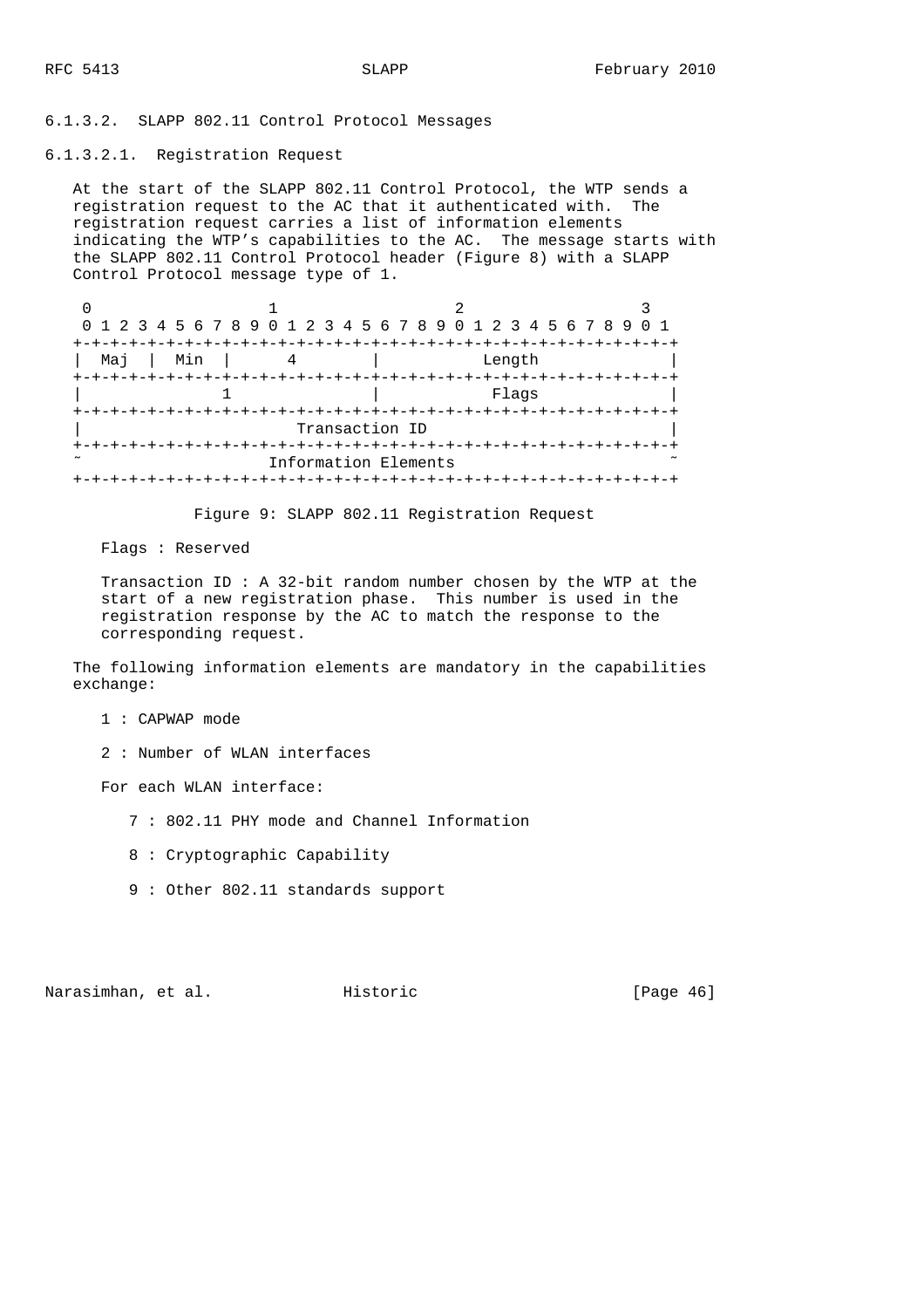#### 6.1.3.2. SLAPP 802.11 Control Protocol Messages

##### 6.1.3.2.1. Registration Request

At the start of the SLAPP 802.11 Control Protocol, the WTP sends a registration request to the AC that it authenticated with. The registration request carries a list of information elements indicating the WTP's capabilities to the AC. The message starts with the SLAPP 802.11 Control Protocol header (Figure 8) with a SLAPP Control Protocol message type of 1.

```
 0                   1                   2                   3
 0 1 2 3 4 5 6 7 8 9 0 1 2 3 4 5 6 7 8 9 0 1 2 3 4 5 6 7 8 9 0 1
+-+-+-+-+-+-+-+-+-+-+-+-+-+-+-+-+-+-+-+-+-+-+-+-+-+-+-+-+-+-+-+-+
|  Maj  |  Min  |       4       |            Length             |
+-+-+-+-+-+-+-+-+-+-+-+-+-+-+-+-+-+-+-+-+-+-+-+-+-+-+-+-+-+-+-+-+
|               1               |            Flags              |
+-+-+-+-+-+-+-+-+-+-+-+-+-+-+-+-+-+-+-+-+-+-+-+-+-+-+-+-+-+-+-+-+
|                        Transaction ID                         |
+-+-+-+-+-+-+-+-+-+-+-+-+-+-+-+-+-+-+-+-+-+-+-+-+-+-+-+-+-+-+-+-+
~                     Information Elements                      ~
+-+-+-+-+-+-+-+-+-+-+-+-+-+-+-+-+-+-+-+-+-+-+-+-+-+-+-+-+-+-+-+-+
```

Figure 9: SLAPP 802.11 Registration Request

Flags : Reserved

Transaction ID : A 32-bit random number chosen by the WTP at the start of a new registration phase. This number is used in the registration response by the AC to match the response to the corresponding request.

The following information elements are mandatory in the capabilities exchange:

1 : CAPWAP mode

2 : Number of WLAN interfaces

For each WLAN interface:

7 : 802.11 PHY mode and Channel Information

8 : Cryptographic Capability

9 : Other 802.11 standards support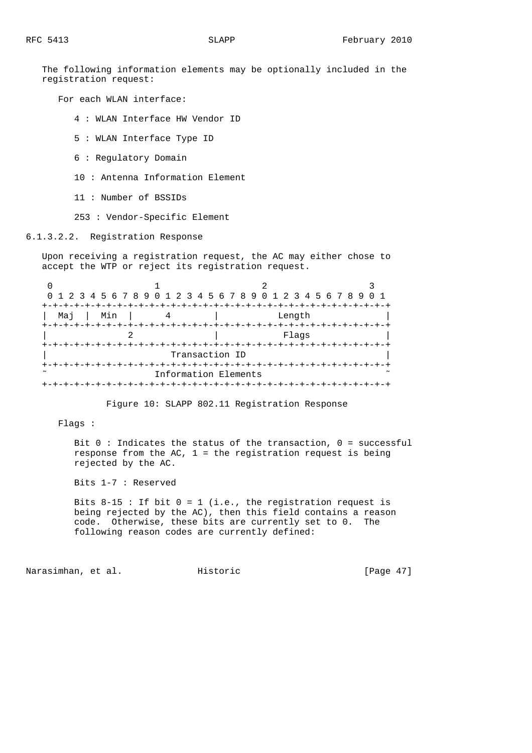The following information elements may be optionally included in the registration request:

For each WLAN interface:

- 4 : WLAN Interface HW Vendor ID
- 5 : WLAN Interface Type ID
- 6 : Regulatory Domain
- 10 : Antenna Information Element
- 11 : Number of BSSIDs
- 253 : Vendor-Specific Element

#### 6.1.3.2.2. Registration Response

Upon receiving a registration request, the AC may either chose to accept the WTP or reject its registration request.

```
 0                   1                   2                   3
 0 1 2 3 4 5 6 7 8 9 0 1 2 3 4 5 6 7 8 9 0 1 2 3 4 5 6 7 8 9 0 1
+-+-+-+-+-+-+-+-+-+-+-+-+-+-+-+-+-+-+-+-+-+-+-+-+-+-+-+-+-+-+-+-+
|  Maj  |  Min  |       4       |            Length             |
+-+-+-+-+-+-+-+-+-+-+-+-+-+-+-+-+-+-+-+-+-+-+-+-+-+-+-+-+-+-+-+-+
|               2               |             Flags             |
+-+-+-+-+-+-+-+-+-+-+-+-+-+-+-+-+-+-+-+-+-+-+-+-+-+-+-+-+-+-+-+-+
|                        Transaction ID                         |
+-+-+-+-+-+-+-+-+-+-+-+-+-+-+-+-+-+-+-+-+-+-+-+-+-+-+-+-+-+-+-+-+
~                     Information Elements                      ~
+-+-+-+-+-+-+-+-+-+-+-+-+-+-+-+-+-+-+-+-+-+-+-+-+-+-+-+-+-+-+-+-+
```

Figure 10: SLAPP 802.11 Registration Response

Flags :

Bit 0 : Indicates the status of the transaction, 0 = successful response from the AC, 1 = the registration request is being rejected by the AC.

Bits 1-7 : Reserved

Bits 8-15 : If bit 0 = 1 (i.e., the registration request is being rejected by the AC), then this field contains a reason code. Otherwise, these bits are currently set to 0. The following reason codes are currently defined: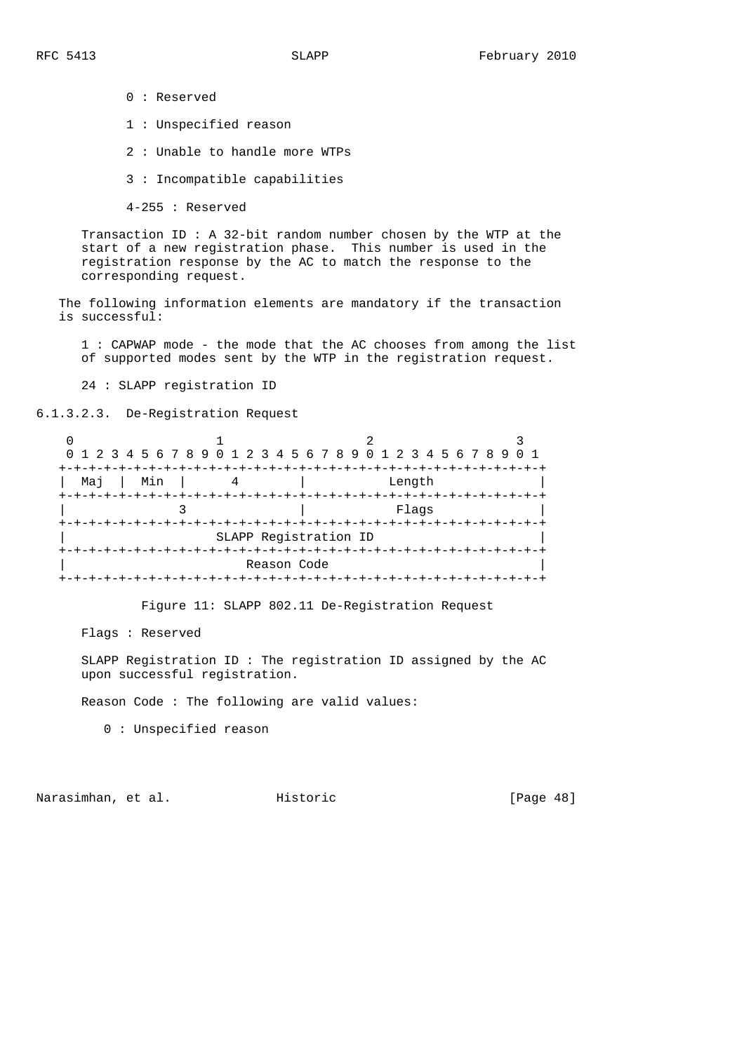0 : Reserved

1 : Unspecified reason

2 : Unable to handle more WTPs

3 : Incompatible capabilities

4-255 : Reserved

Transaction ID : A 32-bit random number chosen by the WTP at the start of a new registration phase. This number is used in the registration response by the AC to match the response to the corresponding request.

The following information elements are mandatory if the transaction is successful:

1 : CAPWAP mode - the mode that the AC chooses from among the list of supported modes sent by the WTP in the registration request.

24 : SLAPP registration ID

#### 6.1.3.2.3. De-Registration Request

```
    0                   1                   2                   3
    0 1 2 3 4 5 6 7 8 9 0 1 2 3 4 5 6 7 8 9 0 1 2 3 4 5 6 7 8 9 0 1
   +-+-+-+-+-+-+-+-+-+-+-+-+-+-+-+-+-+-+-+-+-+-+-+-+-+-+-+-+-+-+-+-+
   |  Maj  |  Min  |      4        |            Length             |
   +-+-+-+-+-+-+-+-+-+-+-+-+-+-+-+-+-+-+-+-+-+-+-+-+-+-+-+-+-+-+-+-+
   |               3               |            Flags              |
   +-+-+-+-+-+-+-+-+-+-+-+-+-+-+-+-+-+-+-+-+-+-+-+-+-+-+-+-+-+-+-+-+
   |                    SLAPP Registration ID                      |
   +-+-+-+-+-+-+-+-+-+-+-+-+-+-+-+-+-+-+-+-+-+-+-+-+-+-+-+-+-+-+-+-+
   |                         Reason Code                           |
   +-+-+-+-+-+-+-+-+-+-+-+-+-+-+-+-+-+-+-+-+-+-+-+-+-+-+-+-+-+-+-+-+
```

Figure 11: SLAPP 802.11 De-Registration Request

Flags : Reserved

SLAPP Registration ID : The registration ID assigned by the AC upon successful registration.

Reason Code : The following are valid values:

0 : Unspecified reason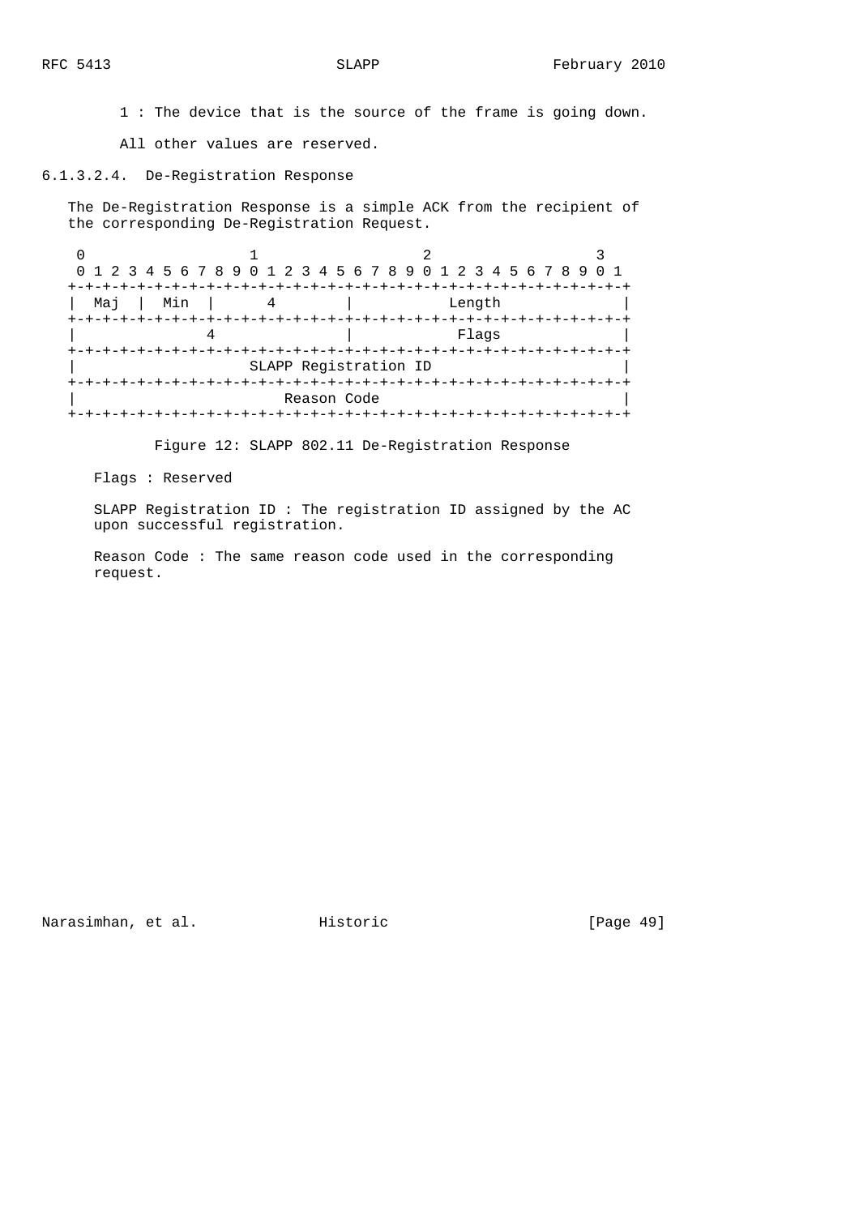1 : The device that is the source of the frame is going down.

All other values are reserved.

#### 6.1.3.2.4. De-Registration Response

The De-Registration Response is a simple ACK from the recipient of the corresponding De-Registration Request.

```
 0                   1                   2                   3
 0 1 2 3 4 5 6 7 8 9 0 1 2 3 4 5 6 7 8 9 0 1 2 3 4 5 6 7 8 9 0 1
+-+-+-+-+-+-+-+-+-+-+-+-+-+-+-+-+-+-+-+-+-+-+-+-+-+-+-+-+-+-+-+-+
|  Maj  |  Min  |       4       |            Length             |
+-+-+-+-+-+-+-+-+-+-+-+-+-+-+-+-+-+-+-+-+-+-+-+-+-+-+-+-+-+-+-+-+
|               4               |             Flags             |
+-+-+-+-+-+-+-+-+-+-+-+-+-+-+-+-+-+-+-+-+-+-+-+-+-+-+-+-+-+-+-+-+
|                     SLAPP Registration ID                     |
+-+-+-+-+-+-+-+-+-+-+-+-+-+-+-+-+-+-+-+-+-+-+-+-+-+-+-+-+-+-+-+-+
|                          Reason Code                          |
+-+-+-+-+-+-+-+-+-+-+-+-+-+-+-+-+-+-+-+-+-+-+-+-+-+-+-+-+-+-+-+-+
```

Figure 12: SLAPP 802.11 De-Registration Response

Flags : Reserved

SLAPP Registration ID : The registration ID assigned by the AC upon successful registration.

Reason Code : The same reason code used in the corresponding request.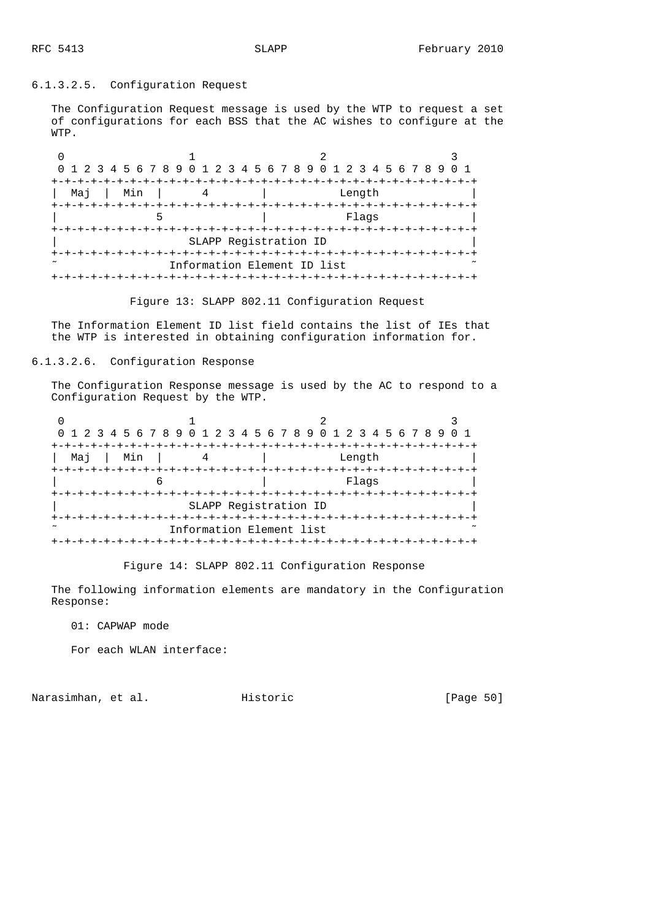#### 6.1.3.2.5. Configuration Request

The Configuration Request message is used by the WTP to request a set of configurations for each BSS that the AC wishes to configure at the WTP.

```
 0                   1                   2                   3
 0 1 2 3 4 5 6 7 8 9 0 1 2 3 4 5 6 7 8 9 0 1 2 3 4 5 6 7 8 9 0 1
+-+-+-+-+-+-+-+-+-+-+-+-+-+-+-+-+-+-+-+-+-+-+-+-+-+-+-+-+-+-+-+-+
|  Maj  |  Min  |       4       |            Length             |
+-+-+-+-+-+-+-+-+-+-+-+-+-+-+-+-+-+-+-+-+-+-+-+-+-+-+-+-+-+-+-+-+
|               5               |             Flags             |
+-+-+-+-+-+-+-+-+-+-+-+-+-+-+-+-+-+-+-+-+-+-+-+-+-+-+-+-+-+-+-+-+
|                     SLAPP Registration ID                     |
+-+-+-+-+-+-+-+-+-+-+-+-+-+-+-+-+-+-+-+-+-+-+-+-+-+-+-+-+-+-+-+-+
~                  Information Element ID list                  ~
+-+-+-+-+-+-+-+-+-+-+-+-+-+-+-+-+-+-+-+-+-+-+-+-+-+-+-+-+-+-+-+-+
```

Figure 13: SLAPP 802.11 Configuration Request

The Information Element ID list field contains the list of IEs that the WTP is interested in obtaining configuration information for.

#### 6.1.3.2.6. Configuration Response

The Configuration Response message is used by the AC to respond to a Configuration Request by the WTP.

```
 0                   1                   2                   3
 0 1 2 3 4 5 6 7 8 9 0 1 2 3 4 5 6 7 8 9 0 1 2 3 4 5 6 7 8 9 0 1
+-+-+-+-+-+-+-+-+-+-+-+-+-+-+-+-+-+-+-+-+-+-+-+-+-+-+-+-+-+-+-+-+
|  Maj  |  Min  |       4       |            Length             |
+-+-+-+-+-+-+-+-+-+-+-+-+-+-+-+-+-+-+-+-+-+-+-+-+-+-+-+-+-+-+-+-+
|               6               |             Flags             |
+-+-+-+-+-+-+-+-+-+-+-+-+-+-+-+-+-+-+-+-+-+-+-+-+-+-+-+-+-+-+-+-+
|                     SLAPP Registration ID                     |
+-+-+-+-+-+-+-+-+-+-+-+-+-+-+-+-+-+-+-+-+-+-+-+-+-+-+-+-+-+-+-+-+
~                    Information Element list                   ~
+-+-+-+-+-+-+-+-+-+-+-+-+-+-+-+-+-+-+-+-+-+-+-+-+-+-+-+-+-+-+-+-+
```

Figure 14: SLAPP 802.11 Configuration Response

The following information elements are mandatory in the Configuration Response:

01: CAPWAP mode

For each WLAN interface: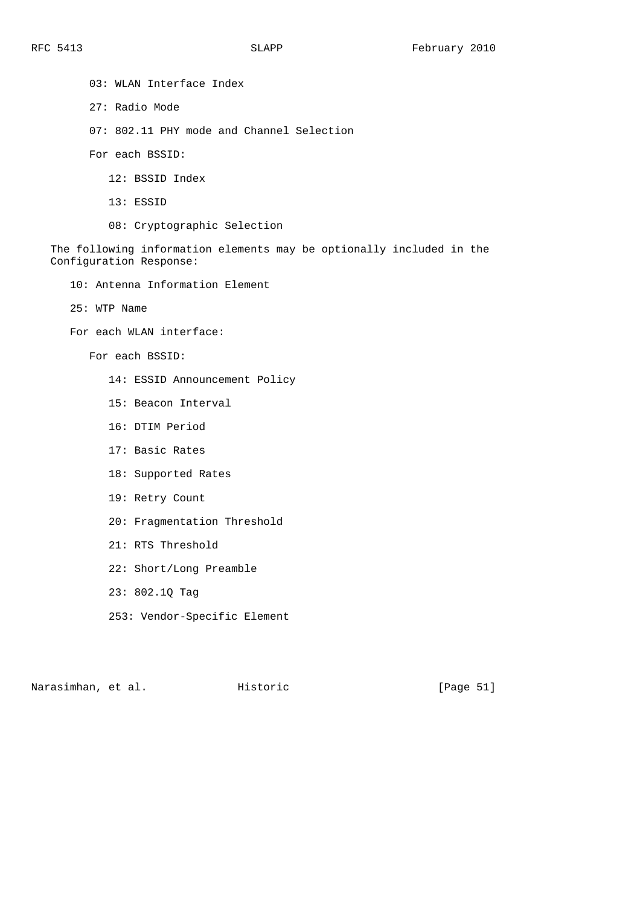03: WLAN Interface Index

27: Radio Mode

07: 802.11 PHY mode and Channel Selection

For each BSSID:

- 12: BSSID Index
- 13: ESSID
- 08: Cryptographic Selection

The following information elements may be optionally included in the Configuration Response:

10: Antenna Information Element

25: WTP Name

For each WLAN interface:

- For each BSSID:
  - 14: ESSID Announcement Policy
  - 15: Beacon Interval
  - 16: DTIM Period
  - 17: Basic Rates
  - 18: Supported Rates
  - 19: Retry Count
  - 20: Fragmentation Threshold
  - 21: RTS Threshold
  - 22: Short/Long Preamble
  - 23: 802.1Q Tag
  - 253: Vendor-Specific Element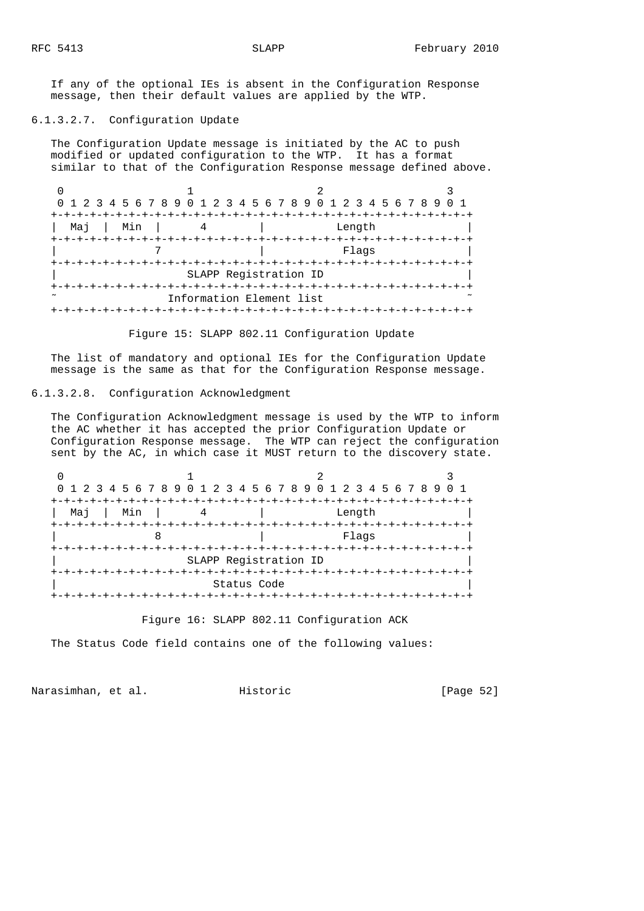If any of the optional IEs is absent in the Configuration Response message, then their default values are applied by the WTP.

#### 6.1.3.2.7. Configuration Update

The Configuration Update message is initiated by the AC to push modified or updated configuration to the WTP. It has a format similar to that of the Configuration Response message defined above.

```
 0                   1                   2                   3
 0 1 2 3 4 5 6 7 8 9 0 1 2 3 4 5 6 7 8 9 0 1 2 3 4 5 6 7 8 9 0 1
+-+-+-+-+-+-+-+-+-+-+-+-+-+-+-+-+-+-+-+-+-+-+-+-+-+-+-+-+-+-+-+-+
| Maj  | Min  |      4        |            Length               |
+-+-+-+-+-+-+-+-+-+-+-+-+-+-+-+-+-+-+-+-+-+-+-+-+-+-+-+-+-+-+-+-+
|               7               |            Flags              |
+-+-+-+-+-+-+-+-+-+-+-+-+-+-+-+-+-+-+-+-+-+-+-+-+-+-+-+-+-+-+-+-+
|                     SLAPP Registration ID                     |
+-+-+-+-+-+-+-+-+-+-+-+-+-+-+-+-+-+-+-+-+-+-+-+-+-+-+-+-+-+-+-+-+
~                   Information Element list                    ~
+-+-+-+-+-+-+-+-+-+-+-+-+-+-+-+-+-+-+-+-+-+-+-+-+-+-+-+-+-+-+-+-+
```

Figure 15: SLAPP 802.11 Configuration Update

The list of mandatory and optional IEs for the Configuration Update message is the same as that for the Configuration Response message.

#### 6.1.3.2.8. Configuration Acknowledgment

The Configuration Acknowledgment message is used by the WTP to inform the AC whether it has accepted the prior Configuration Update or Configuration Response message. The WTP can reject the configuration sent by the AC, in which case it MUST return to the discovery state.

```
 0                   1                   2                   3
 0 1 2 3 4 5 6 7 8 9 0 1 2 3 4 5 6 7 8 9 0 1 2 3 4 5 6 7 8 9 0 1
+-+-+-+-+-+-+-+-+-+-+-+-+-+-+-+-+-+-+-+-+-+-+-+-+-+-+-+-+-+-+-+-+
| Maj  | Min  |      4        |            Length               |
+-+-+-+-+-+-+-+-+-+-+-+-+-+-+-+-+-+-+-+-+-+-+-+-+-+-+-+-+-+-+-+-+
|               8               |            Flags              |
+-+-+-+-+-+-+-+-+-+-+-+-+-+-+-+-+-+-+-+-+-+-+-+-+-+-+-+-+-+-+-+-+
|                     SLAPP Registration ID                     |
+-+-+-+-+-+-+-+-+-+-+-+-+-+-+-+-+-+-+-+-+-+-+-+-+-+-+-+-+-+-+-+-+
|                          Status Code                          |
+-+-+-+-+-+-+-+-+-+-+-+-+-+-+-+-+-+-+-+-+-+-+-+-+-+-+-+-+-+-+-+-+
```

Figure 16: SLAPP 802.11 Configuration ACK

The Status Code field contains one of the following values: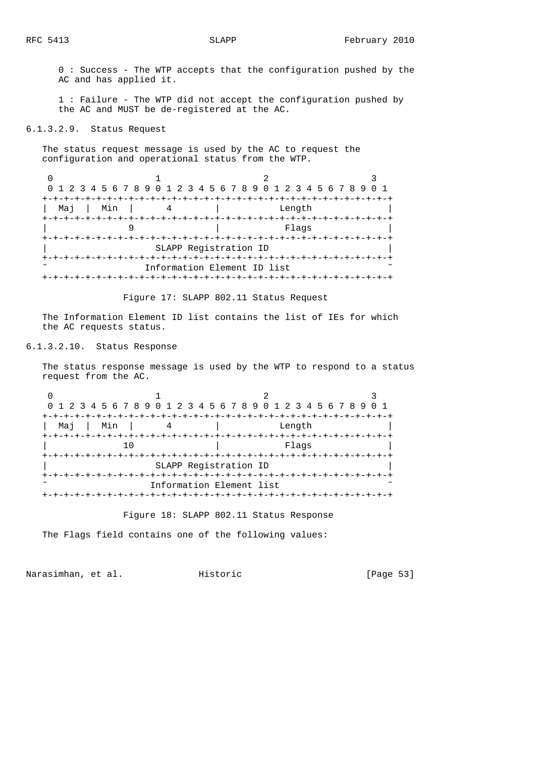0 : Success - The WTP accepts that the configuration pushed by the AC and has applied it.

1 : Failure - The WTP did not accept the configuration pushed by the AC and MUST be de-registered at the AC.

#### 6.1.3.2.9. Status Request

The status request message is used by the AC to request the configuration and operational status from the WTP.

```
 0                   1                   2                   3
 0 1 2 3 4 5 6 7 8 9 0 1 2 3 4 5 6 7 8 9 0 1 2 3 4 5 6 7 8 9 0 1
+-+-+-+-+-+-+-+-+-+-+-+-+-+-+-+-+-+-+-+-+-+-+-+-+-+-+-+-+-+-+-+-+
|  Maj  |  Min  |       4       |            Length             |
+-+-+-+-+-+-+-+-+-+-+-+-+-+-+-+-+-+-+-+-+-+-+-+-+-+-+-+-+-+-+-+-+
|               9               |             Flags             |
+-+-+-+-+-+-+-+-+-+-+-+-+-+-+-+-+-+-+-+-+-+-+-+-+-+-+-+-+-+-+-+-+
|                     SLAPP Registration ID                     |
+-+-+-+-+-+-+-+-+-+-+-+-+-+-+-+-+-+-+-+-+-+-+-+-+-+-+-+-+-+-+-+-+
~                  Information Element ID list                  ~
+-+-+-+-+-+-+-+-+-+-+-+-+-+-+-+-+-+-+-+-+-+-+-+-+-+-+-+-+-+-+-+-+
```

Figure 17: SLAPP 802.11 Status Request

The Information Element ID list contains the list of IEs for which the AC requests status.

#### 6.1.3.2.10. Status Response

The status response message is used by the WTP to respond to a status request from the AC.

```
 0                   1                   2                   3
 0 1 2 3 4 5 6 7 8 9 0 1 2 3 4 5 6 7 8 9 0 1 2 3 4 5 6 7 8 9 0 1
+-+-+-+-+-+-+-+-+-+-+-+-+-+-+-+-+-+-+-+-+-+-+-+-+-+-+-+-+-+-+-+-+
|  Maj  |  Min  |       4       |            Length             |
+-+-+-+-+-+-+-+-+-+-+-+-+-+-+-+-+-+-+-+-+-+-+-+-+-+-+-+-+-+-+-+-+
|              10               |             Flags             |
+-+-+-+-+-+-+-+-+-+-+-+-+-+-+-+-+-+-+-+-+-+-+-+-+-+-+-+-+-+-+-+-+
|                     SLAPP Registration ID                     |
+-+-+-+-+-+-+-+-+-+-+-+-+-+-+-+-+-+-+-+-+-+-+-+-+-+-+-+-+-+-+-+-+
~                    Information Element list                   ~
+-+-+-+-+-+-+-+-+-+-+-+-+-+-+-+-+-+-+-+-+-+-+-+-+-+-+-+-+-+-+-+-+
```

Figure 18: SLAPP 802.11 Status Response

The Flags field contains one of the following values: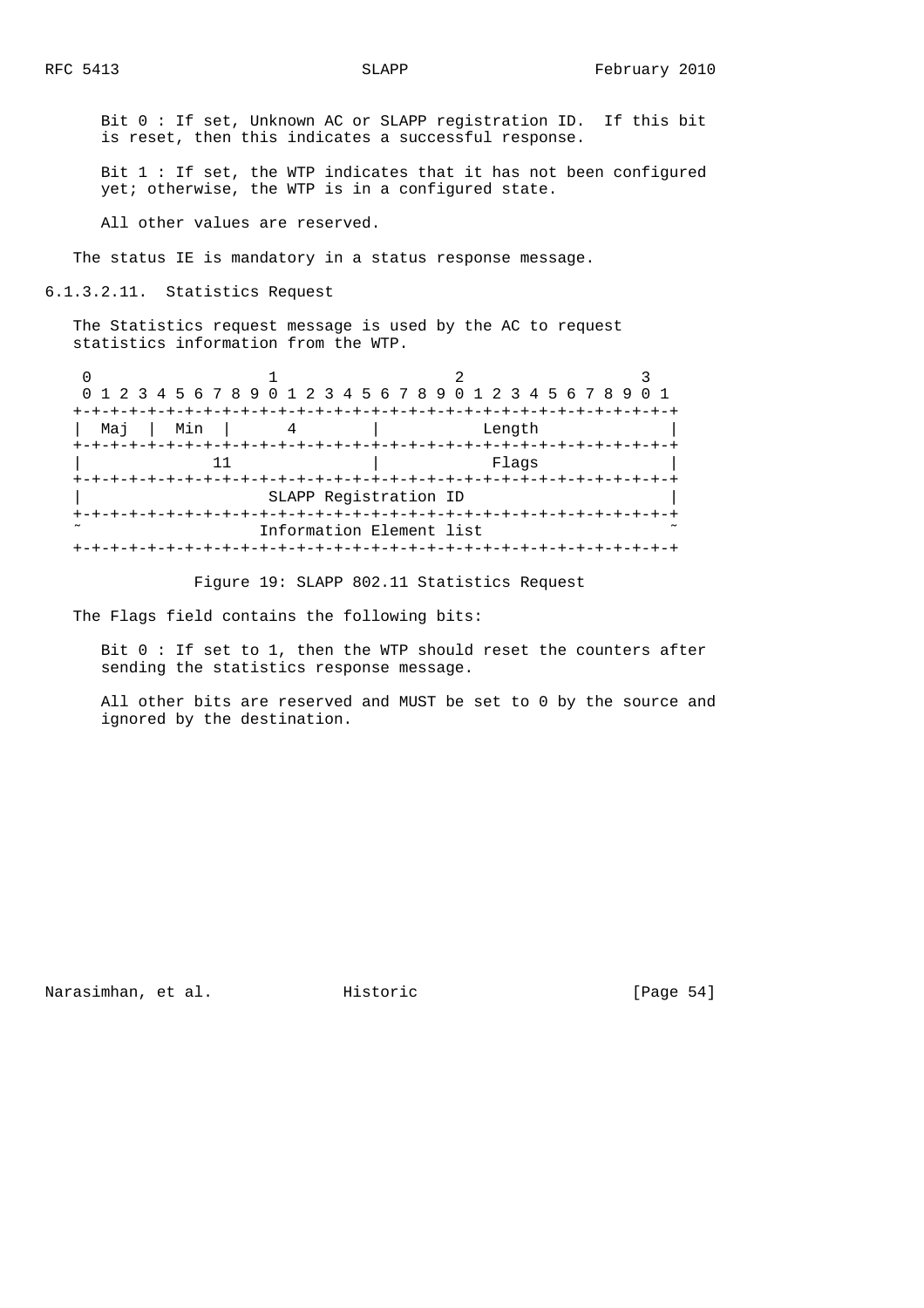Bit 0 : If set, Unknown AC or SLAPP registration ID. If this bit is reset, then this indicates a successful response.

Bit 1 : If set, the WTP indicates that it has not been configured yet; otherwise, the WTP is in a configured state.

All other values are reserved.

The status IE is mandatory in a status response message.

#### 6.1.3.2.11. Statistics Request

The Statistics request message is used by the AC to request statistics information from the WTP.

```
 0                   1                   2                   3
 0 1 2 3 4 5 6 7 8 9 0 1 2 3 4 5 6 7 8 9 0 1 2 3 4 5 6 7 8 9 0 1
+-+-+-+-+-+-+-+-+-+-+-+-+-+-+-+-+-+-+-+-+-+-+-+-+-+-+-+-+-+-+-+-+
|  Maj  |  Min  |      4        |           Length              |
+-+-+-+-+-+-+-+-+-+-+-+-+-+-+-+-+-+-+-+-+-+-+-+-+-+-+-+-+-+-+-+-+
|             11                |            Flags              |
+-+-+-+-+-+-+-+-+-+-+-+-+-+-+-+-+-+-+-+-+-+-+-+-+-+-+-+-+-+-+-+-+
|                    SLAPP Registration ID                      |
+-+-+-+-+-+-+-+-+-+-+-+-+-+-+-+-+-+-+-+-+-+-+-+-+-+-+-+-+-+-+-+-+
~                   Information Element list                    ~
+-+-+-+-+-+-+-+-+-+-+-+-+-+-+-+-+-+-+-+-+-+-+-+-+-+-+-+-+-+-+-+-+
```

Figure 19: SLAPP 802.11 Statistics Request

The Flags field contains the following bits:

Bit 0 : If set to 1, then the WTP should reset the counters after sending the statistics response message.

All other bits are reserved and MUST be set to 0 by the source and ignored by the destination.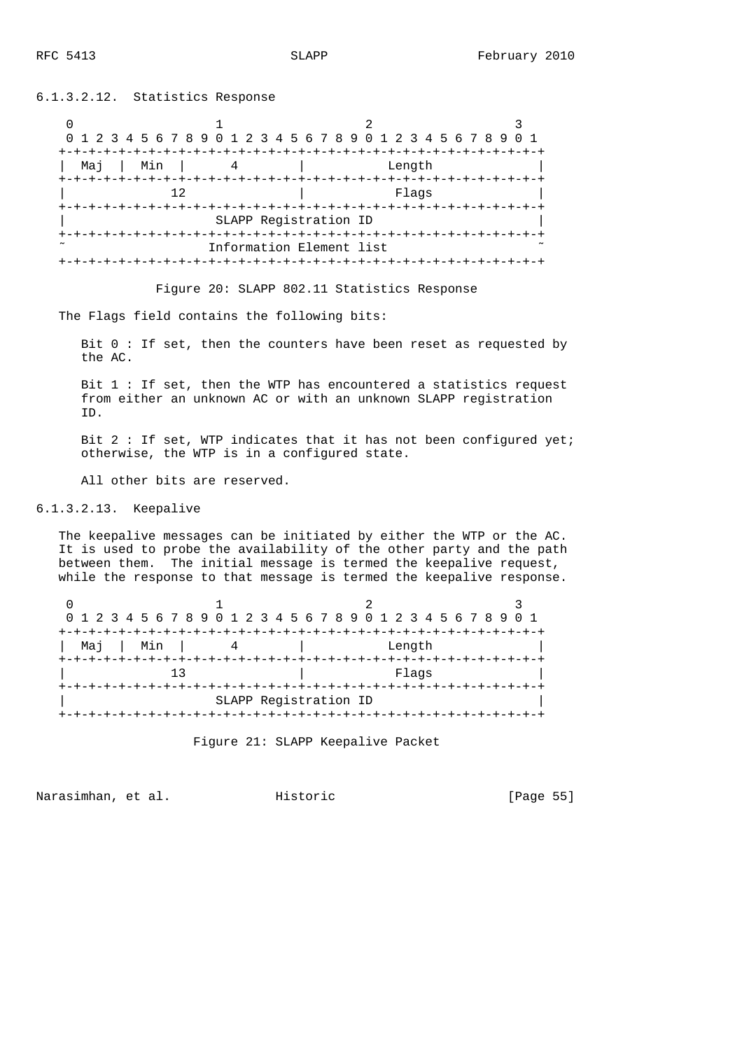#### 6.1.3.2.12. Statistics Response

```
    0                   1                   2                   3
    0 1 2 3 4 5 6 7 8 9 0 1 2 3 4 5 6 7 8 9 0 1 2 3 4 5 6 7 8 9 0 1
   +-+-+-+-+-+-+-+-+-+-+-+-+-+-+-+-+-+-+-+-+-+-+-+-+-+-+-+-+-+-+-+-+
   |  Maj  |  Min  |       4       |            Length             |
   +-+-+-+-+-+-+-+-+-+-+-+-+-+-+-+-+-+-+-+-+-+-+-+-+-+-+-+-+-+-+-+-+
   |              12               |             Flags             |
   +-+-+-+-+-+-+-+-+-+-+-+-+-+-+-+-+-+-+-+-+-+-+-+-+-+-+-+-+-+-+-+-+
   |                     SLAPP Registration ID                     |
   +-+-+-+-+-+-+-+-+-+-+-+-+-+-+-+-+-+-+-+-+-+-+-+-+-+-+-+-+-+-+-+-+
   ~                   Information Element list                    ~
   +-+-+-+-+-+-+-+-+-+-+-+-+-+-+-+-+-+-+-+-+-+-+-+-+-+-+-+-+-+-+-+-+
```

Figure 20: SLAPP 802.11 Statistics Response

The Flags field contains the following bits:

Bit 0 : If set, then the counters have been reset as requested by the AC.

Bit 1 : If set, then the WTP has encountered a statistics request from either an unknown AC or with an unknown SLAPP registration ID.

Bit 2 : If set, WTP indicates that it has not been configured yet; otherwise, the WTP is in a configured state.

All other bits are reserved.

#### 6.1.3.2.13. Keepalive

The keepalive messages can be initiated by either the WTP or the AC. It is used to probe the availability of the other party and the path between them. The initial message is termed the keepalive request, while the response to that message is termed the keepalive response.

```
    0                   1                   2                   3
    0 1 2 3 4 5 6 7 8 9 0 1 2 3 4 5 6 7 8 9 0 1 2 3 4 5 6 7 8 9 0 1
   +-+-+-+-+-+-+-+-+-+-+-+-+-+-+-+-+-+-+-+-+-+-+-+-+-+-+-+-+-+-+-+-+
   |  Maj  |  Min  |       4       |            Length             |
   +-+-+-+-+-+-+-+-+-+-+-+-+-+-+-+-+-+-+-+-+-+-+-+-+-+-+-+-+-+-+-+-+
   |              13               |             Flags             |
   +-+-+-+-+-+-+-+-+-+-+-+-+-+-+-+-+-+-+-+-+-+-+-+-+-+-+-+-+-+-+-+-+
   |                     SLAPP Registration ID                     |
   +-+-+-+-+-+-+-+-+-+-+-+-+-+-+-+-+-+-+-+-+-+-+-+-+-+-+-+-+-+-+-+-+
```

Figure 21: SLAPP Keepalive Packet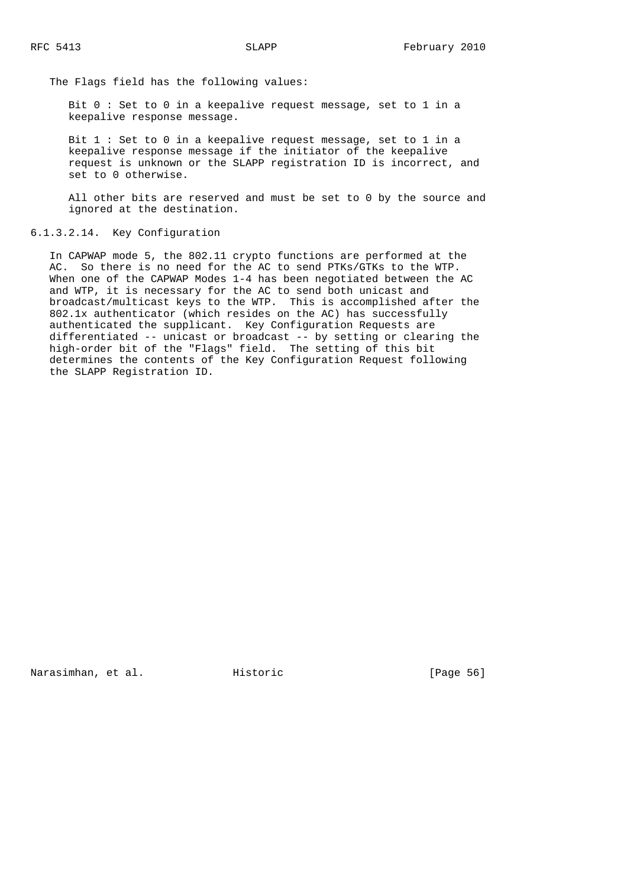The Flags field has the following values:

Bit 0 : Set to 0 in a keepalive request message, set to 1 in a keepalive response message.

Bit 1 : Set to 0 in a keepalive request message, set to 1 in a keepalive response message if the initiator of the keepalive request is unknown or the SLAPP registration ID is incorrect, and set to 0 otherwise.

All other bits are reserved and must be set to 0 by the source and ignored at the destination.

#### 6.1.3.2.14. Key Configuration

In CAPWAP mode 5, the 802.11 crypto functions are performed at the AC. So there is no need for the AC to send PTKs/GTKs to the WTP. When one of the CAPWAP Modes 1-4 has been negotiated between the AC and WTP, it is necessary for the AC to send both unicast and broadcast/multicast keys to the WTP. This is accomplished after the 802.1x authenticator (which resides on the AC) has successfully authenticated the supplicant. Key Configuration Requests are differentiated -- unicast or broadcast -- by setting or clearing the high-order bit of the "Flags" field. The setting of this bit determines the contents of the Key Configuration Request following the SLAPP Registration ID.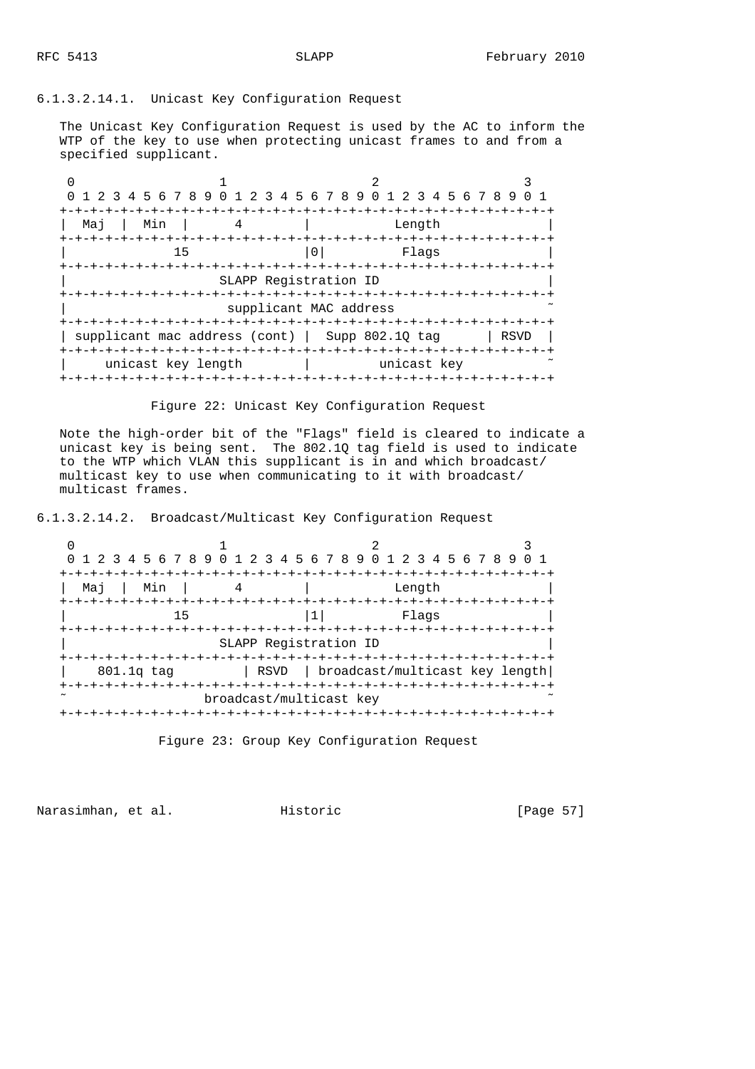### 6.1.3.2.14.1. Unicast Key Configuration Request

The Unicast Key Configuration Request is used by the AC to inform the WTP of the key to use when protecting unicast frames to and from a specified supplicant.

```
 0                   1                   2                   3
 0 1 2 3 4 5 6 7 8 9 0 1 2 3 4 5 6 7 8 9 0 1 2 3 4 5 6 7 8 9 0 1
+-+-+-+-+-+-+-+-+-+-+-+-+-+-+-+-+-+-+-+-+-+-+-+-+-+-+-+-+-+-+-+-+
|  Maj  |  Min  |       4       |            Length             |
+-+-+-+-+-+-+-+-+-+-+-+-+-+-+-+-+-+-+-+-+-+-+-+-+-+-+-+-+-+-+-+-+
|              15               |0|          Flags              |
+-+-+-+-+-+-+-+-+-+-+-+-+-+-+-+-+-+-+-+-+-+-+-+-+-+-+-+-+-+-+-+-+
|                     SLAPP Registration ID                     |
+-+-+-+-+-+-+-+-+-+-+-+-+-+-+-+-+-+-+-+-+-+-+-+-+-+-+-+-+-+-+-+-+
|                     supplicant MAC address                    ~
+-+-+-+-+-+-+-+-+-+-+-+-+-+-+-+-+-+-+-+-+-+-+-+-+-+-+-+-+-+-+-+-+
| supplicant mac address (cont) |  Supp 802.1Q tag      | RSVD  |
+-+-+-+-+-+-+-+-+-+-+-+-+-+-+-+-+-+-+-+-+-+-+-+-+-+-+-+-+-+-+-+-+
|     unicast key length        |         unicast key           ~
+-+-+-+-+-+-+-+-+-+-+-+-+-+-+-+-+-+-+-+-+-+-+-+-+-+-+-+-+-+-+-+-+
```

Figure 22: Unicast Key Configuration Request

Note the high-order bit of the "Flags" field is cleared to indicate a unicast key is being sent. The 802.1Q tag field is used to indicate to the WTP which VLAN this supplicant is in and which broadcast/multicast key to use when communicating to it with broadcast/multicast frames.

### 6.1.3.2.14.2. Broadcast/Multicast Key Configuration Request

```
 0                   1                   2                   3
 0 1 2 3 4 5 6 7 8 9 0 1 2 3 4 5 6 7 8 9 0 1 2 3 4 5 6 7 8 9 0 1
+-+-+-+-+-+-+-+-+-+-+-+-+-+-+-+-+-+-+-+-+-+-+-+-+-+-+-+-+-+-+-+-+
|  Maj  |  Min  |       4       |            Length             |
+-+-+-+-+-+-+-+-+-+-+-+-+-+-+-+-+-+-+-+-+-+-+-+-+-+-+-+-+-+-+-+-+
|              15               |1|          Flags              |
+-+-+-+-+-+-+-+-+-+-+-+-+-+-+-+-+-+-+-+-+-+-+-+-+-+-+-+-+-+-+-+-+
|                     SLAPP Registration ID                     |
+-+-+-+-+-+-+-+-+-+-+-+-+-+-+-+-+-+-+-+-+-+-+-+-+-+-+-+-+-+-+-+-+
|    801.1q tag         | RSVD  | broadcast/multicast key length|
+-+-+-+-+-+-+-+-+-+-+-+-+-+-+-+-+-+-+-+-+-+-+-+-+-+-+-+-+-+-+-+-+
~                   broadcast/multicast key                     ~
+-+-+-+-+-+-+-+-+-+-+-+-+-+-+-+-+-+-+-+-+-+-+-+-+-+-+-+-+-+-+-+-+
```

Figure 23: Group Key Configuration Request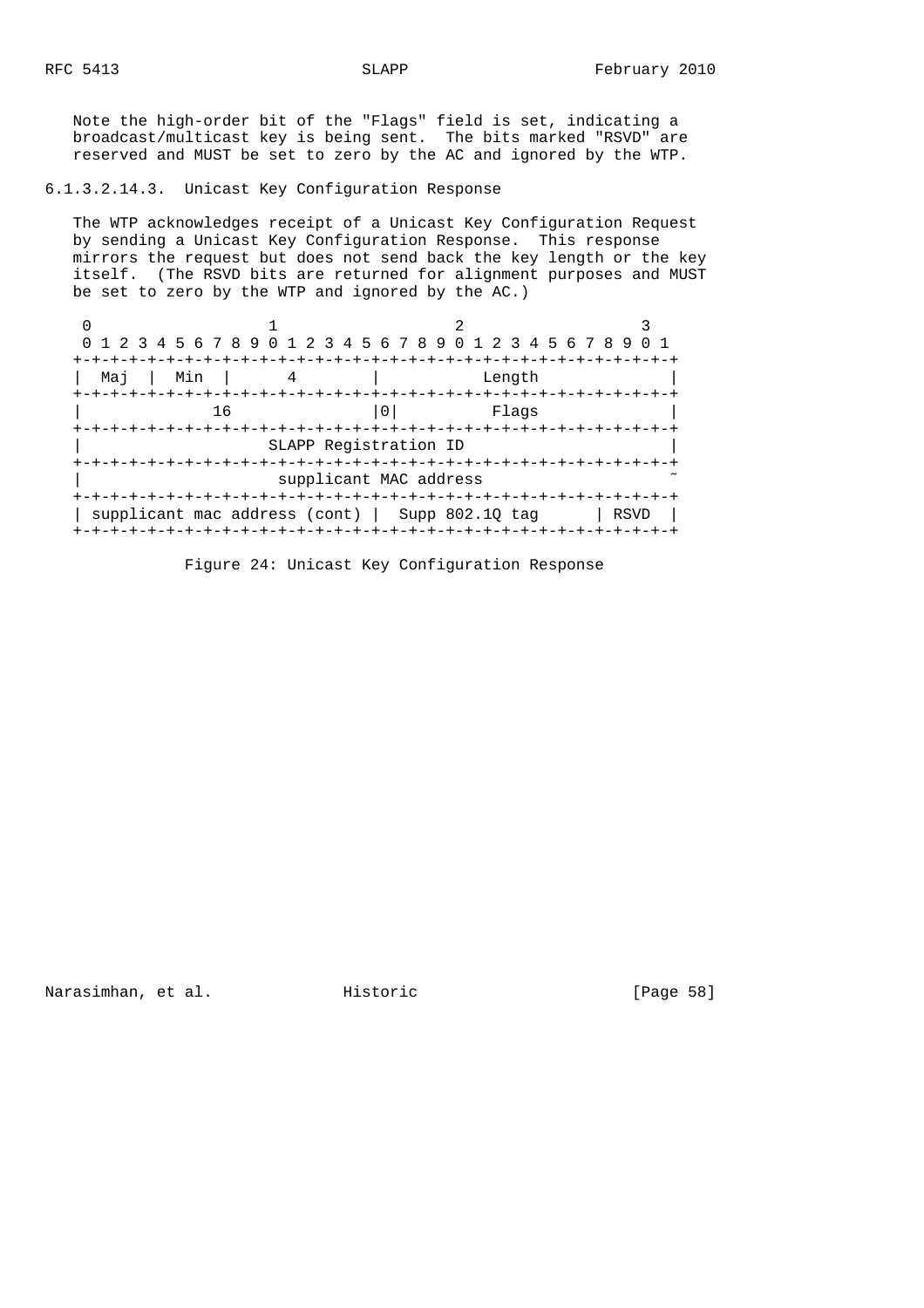Note the high-order bit of the "Flags" field is set, indicating a broadcast/multicast key is being sent. The bits marked "RSVD" are reserved and MUST be set to zero by the AC and ignored by the WTP.

#### 6.1.3.2.14.3. Unicast Key Configuration Response

The WTP acknowledges receipt of a Unicast Key Configuration Request by sending a Unicast Key Configuration Response. This response mirrors the request but does not send back the key length or the key itself. (The RSVD bits are returned for alignment purposes and MUST be set to zero by the WTP and ignored by the AC.)

```
 0                   1                   2                   3
 0 1 2 3 4 5 6 7 8 9 0 1 2 3 4 5 6 7 8 9 0 1 2 3 4 5 6 7 8 9 0 1
+-+-+-+-+-+-+-+-+-+-+-+-+-+-+-+-+-+-+-+-+-+-+-+-+-+-+-+-+-+-+-+-+
|  Maj  |  Min  |       4       |            Length             |
+-+-+-+-+-+-+-+-+-+-+-+-+-+-+-+-+-+-+-+-+-+-+-+-+-+-+-+-+-+-+-+-+
|              16               |0|           Flags             |
+-+-+-+-+-+-+-+-+-+-+-+-+-+-+-+-+-+-+-+-+-+-+-+-+-+-+-+-+-+-+-+-+
|                     SLAPP Registration ID                     |
+-+-+-+-+-+-+-+-+-+-+-+-+-+-+-+-+-+-+-+-+-+-+-+-+-+-+-+-+-+-+-+-+
|                     supplicant MAC address                    ~
+-+-+-+-+-+-+-+-+-+-+-+-+-+-+-+-+-+-+-+-+-+-+-+-+-+-+-+-+-+-+-+-+
| supplicant mac address (cont) |  Supp 802.1Q tag      | RSVD  |
+-+-+-+-+-+-+-+-+-+-+-+-+-+-+-+-+-+-+-+-+-+-+-+-+-+-+-+-+-+-+-+-+
```

Figure 24: Unicast Key Configuration Response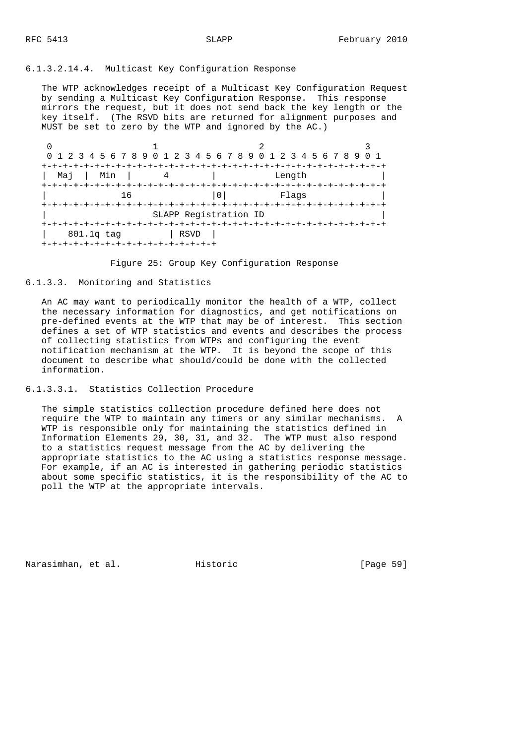#### 6.1.3.2.14.4. Multicast Key Configuration Response

The WTP acknowledges receipt of a Multicast Key Configuration Request by sending a Multicast Key Configuration Response. This response mirrors the request, but it does not send back the key length or the key itself. (The RSVD bits are returned for alignment purposes and MUST be set to zero by the WTP and ignored by the AC.)

```
 0                   1                   2                   3
 0 1 2 3 4 5 6 7 8 9 0 1 2 3 4 5 6 7 8 9 0 1 2 3 4 5 6 7 8 9 0 1
+-+-+-+-+-+-+-+-+-+-+-+-+-+-+-+-+-+-+-+-+-+-+-+-+-+-+-+-+-+-+-+-+
|  Maj  |  Min  |       4       |            Length             |
+-+-+-+-+-+-+-+-+-+-+-+-+-+-+-+-+-+-+-+-+-+-+-+-+-+-+-+-+-+-+-+-+
|             16              |0|             Flags             |
+-+-+-+-+-+-+-+-+-+-+-+-+-+-+-+-+-+-+-+-+-+-+-+-+-+-+-+-+-+-+-+-+
|                     SLAPP Registration ID                     |
+-+-+-+-+-+-+-+-+-+-+-+-+-+-+-+-+-+-+-+-+-+-+-+-+-+-+-+-+-+-+-+-+
|     801.1q tag        |  RSVD |
+-+-+-+-+-+-+-+-+-+-+-+-+-+-+-+-+
```

Figure 25: Group Key Configuration Response

### 6.1.3.3. Monitoring and Statistics

An AC may want to periodically monitor the health of a WTP, collect the necessary information for diagnostics, and get notifications on pre-defined events at the WTP that may be of interest. This section defines a set of WTP statistics and events and describes the process of collecting statistics from WTPs and configuring the event notification mechanism at the WTP. It is beyond the scope of this document to describe what should/could be done with the collected information.

#### 6.1.3.3.1. Statistics Collection Procedure

The simple statistics collection procedure defined here does not require the WTP to maintain any timers or any similar mechanisms. A WTP is responsible only for maintaining the statistics defined in Information Elements 29, 30, 31, and 32. The WTP must also respond to a statistics request message from the AC by delivering the appropriate statistics to the AC using a statistics response message. For example, if an AC is interested in gathering periodic statistics about some specific statistics, it is the responsibility of the AC to poll the WTP at the appropriate intervals.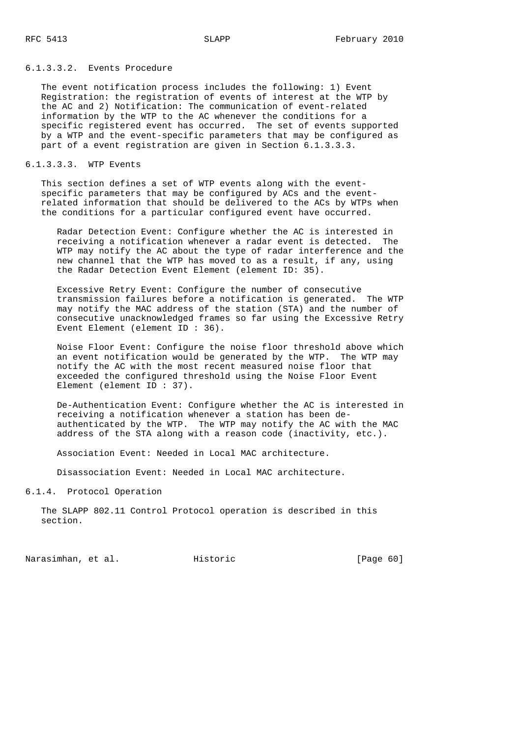#### 6.1.3.3.2. Events Procedure

The event notification process includes the following: 1) Event Registration: the registration of events of interest at the WTP by the AC and 2) Notification: The communication of event-related information by the WTP to the AC whenever the conditions for a specific registered event has occurred. The set of events supported by a WTP and the event-specific parameters that may be configured as part of a event registration are given in Section 6.1.3.3.3.

#### 6.1.3.3.3. WTP Events

This section defines a set of WTP events along with the event-specific parameters that may be configured by ACs and the event-related information that should be delivered to the ACs by WTPs when the conditions for a particular configured event have occurred.

Radar Detection Event: Configure whether the AC is interested in receiving a notification whenever a radar event is detected. The WTP may notify the AC about the type of radar interference and the new channel that the WTP has moved to as a result, if any, using the Radar Detection Event Element (element ID: 35).

Excessive Retry Event: Configure the number of consecutive transmission failures before a notification is generated. The WTP may notify the MAC address of the station (STA) and the number of consecutive unacknowledged frames so far using the Excessive Retry Event Element (element ID : 36).

Noise Floor Event: Configure the noise floor threshold above which an event notification would be generated by the WTP. The WTP may notify the AC with the most recent measured noise floor that exceeded the configured threshold using the Noise Floor Event Element (element ID : 37).

De-Authentication Event: Configure whether the AC is interested in receiving a notification whenever a station has been de-authenticated by the WTP. The WTP may notify the AC with the MAC address of the STA along with a reason code (inactivity, etc.).

Association Event: Needed in Local MAC architecture.

Disassociation Event: Needed in Local MAC architecture.

### 6.1.4. Protocol Operation

The SLAPP 802.11 Control Protocol operation is described in this section.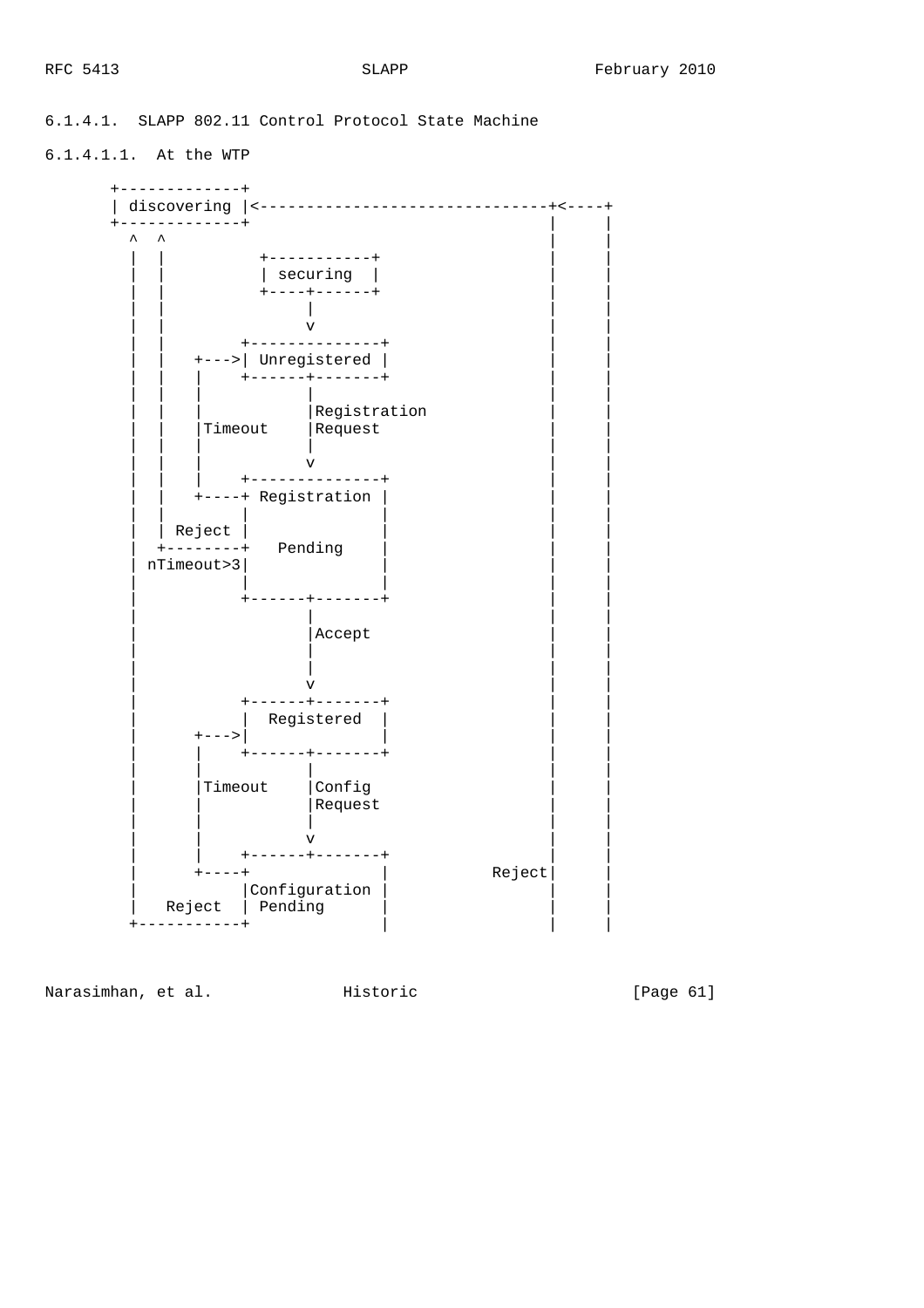6.1.4.1. SLAPP 802.11 Control Protocol State Machine

6.1.4.1.1. At the WTP

```
       +-------------+
       | discovering |<-------------------------------+<----+
       +-------------+                                |     |
         ^  ^                                         |     |
         |  |          +-----------+                  |     |
         |  |          | securing  |                  |     |
         |  |          +----+------+                  |     |
         |  |               |                         |     |
         |  |               v                         |     |
         |  |         +--------------+                |     |
         |  |    +--->| Unregistered |                |     |
         |  |    |    +------+-------+                |     |
         |  |    |           |                        |     |
         |  |    |           |Registration            |     |
         |  |    |Timeout    |Request                 |     |
         |  |    |           |                        |     |
         |  |    |           v                        |     |
         |  |    |    +--------------+                |     |
         |  |    +----+ Registration |                |     |
         |  |         |              |                |     |
         |  | Reject  |              |                |     |
         |  +---------+   Pending    |                |     |
         | nTimeout>3|               |                |     |
         |          |              |                |     |
         |          +------+-------+                |     |
         |                 |                        |     |
         |                 |Accept                  |     |
         |                 |                        |     |
         |                 |                        |     |
         |                 v                        |     |
         |          +------+-------+                |     |
         |          |  Registered  |                |     |
         |      +--->|              |                |     |
         |      |   +------+-------+                |     |
         |      |          |                        |     |
         |      |Timeout   |Config                  |     |
         |      |          |Request                 |     |
         |      |          |                        |     |
         |      |          v                        |     |
         |      |   +------+-------+                |     |
         |      +----+             |          Reject|     |
         |          |Configuration |                |     |
         |   Reject | Pending      |                |     |
         +-----------+              |                |     |
```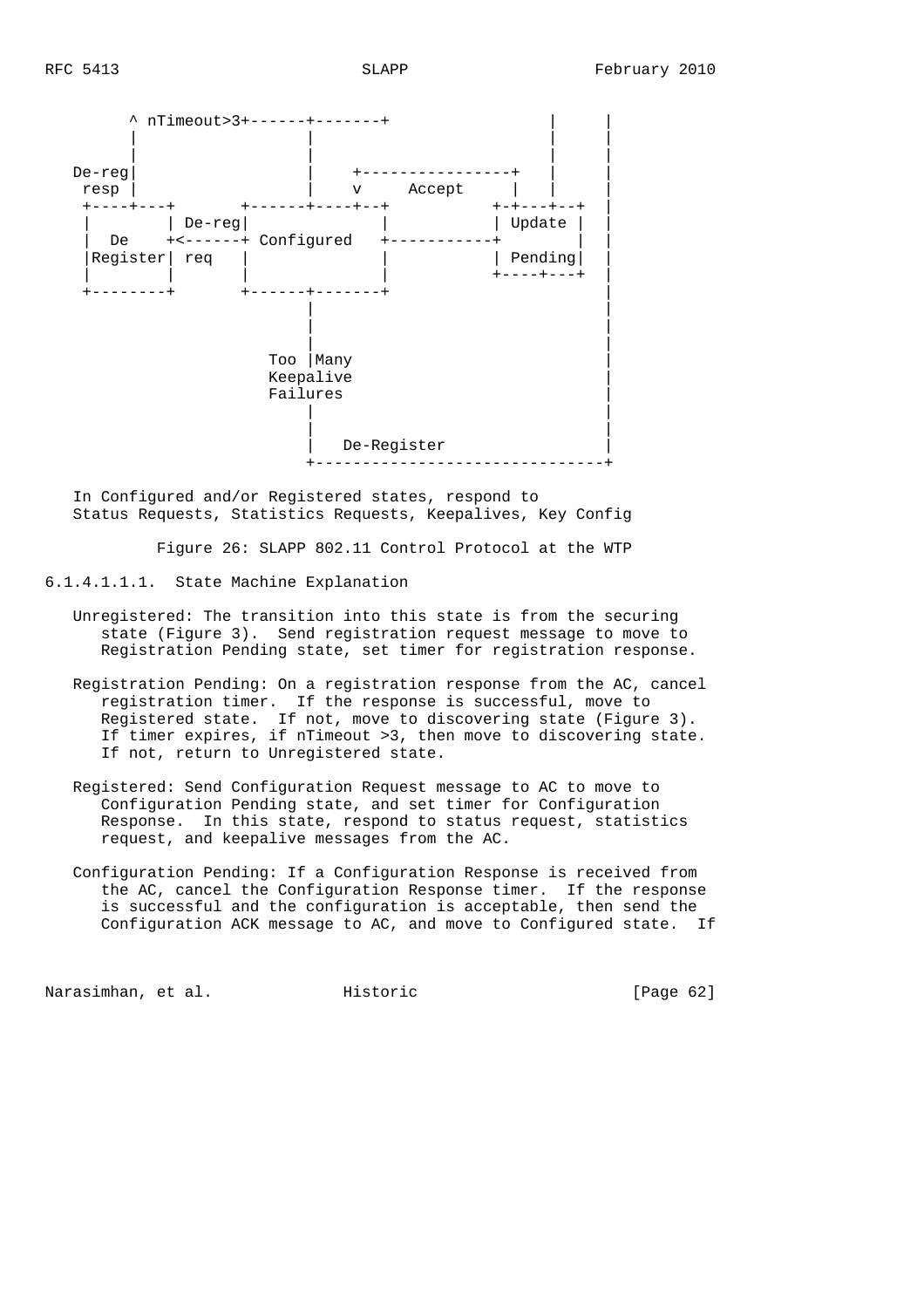```
        ^ nTimeout>3+------+-------+                |     |
        |                  |                        |     |
        |                  |                        |     |
  De-reg|                  |    +----------------+  |     |
   resp |                  |    v     Accept     |  |     |
   +----+---+       +------+----+--+          +-+---+--+  |
   |        | De-reg|              |          | Update |  |
   |  De    +<------+ Configured   +----------+        |  |
   |Register| req   |              |          | Pending|  |
   |        |       |              |          +----+---+  |
   +--------+       +------+-------+                      |
                           |                              |
                           |                              |
                           |                              |
                      Too  |Many                          |
                      Keepalive                           |
                      Failures                            |
                           |                              |
                           |                              |
                           |   De-Register                |
                           +------------------------------+

  In Configured and/or Registered states, respond to
  Status Requests, Statistics Requests, Keepalives, Key Config
```

Figure 26: SLAPP 802.11 Control Protocol at the WTP

###### 6.1.4.1.1.1. State Machine Explanation

Unregistered: The transition into this state is from the securing state (Figure 3). Send registration request message to move to Registration Pending state, set timer for registration response.

Registration Pending: On a registration response from the AC, cancel registration timer. If the response is successful, move to Registered state. If not, move to discovering state (Figure 3). If timer expires, if nTimeout >3, then move to discovering state. If not, return to Unregistered state.

Registered: Send Configuration Request message to AC to move to Configuration Pending state, and set timer for Configuration Response. In this state, respond to status request, statistics request, and keepalive messages from the AC.

Configuration Pending: If a Configuration Response is received from the AC, cancel the Configuration Response timer. If the response is successful and the configuration is acceptable, then send the Configuration ACK message to AC, and move to Configured state. If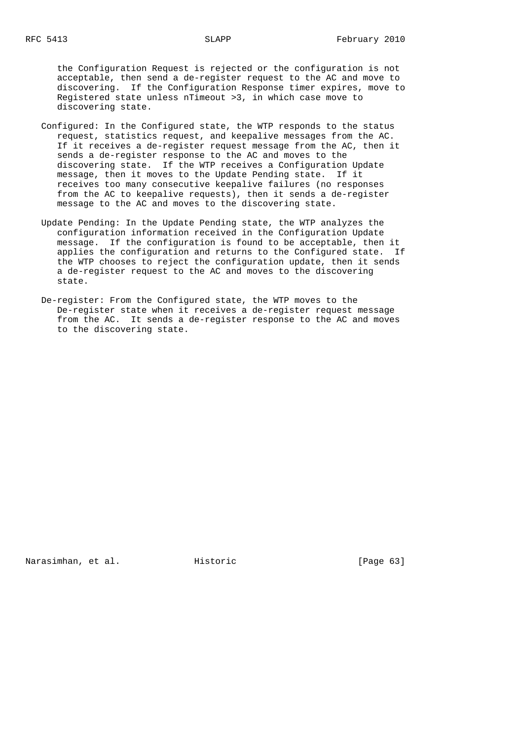the Configuration Request is rejected or the configuration is not acceptable, then send a de-register request to the AC and move to discovering. If the Configuration Response timer expires, move to Registered state unless nTimeout >3, in which case move to discovering state.

Configured: In the Configured state, the WTP responds to the status request, statistics request, and keepalive messages from the AC. If it receives a de-register request message from the AC, then it sends a de-register response to the AC and moves to the discovering state. If the WTP receives a Configuration Update message, then it moves to the Update Pending state. If it receives too many consecutive keepalive failures (no responses from the AC to keepalive requests), then it sends a de-register message to the AC and moves to the discovering state.

Update Pending: In the Update Pending state, the WTP analyzes the configuration information received in the Configuration Update message. If the configuration is found to be acceptable, then it applies the configuration and returns to the Configured state. If the WTP chooses to reject the configuration update, then it sends a de-register request to the AC and moves to the discovering state.

De-register: From the Configured state, the WTP moves to the De-register state when it receives a de-register request message from the AC. It sends a de-register response to the AC and moves to the discovering state.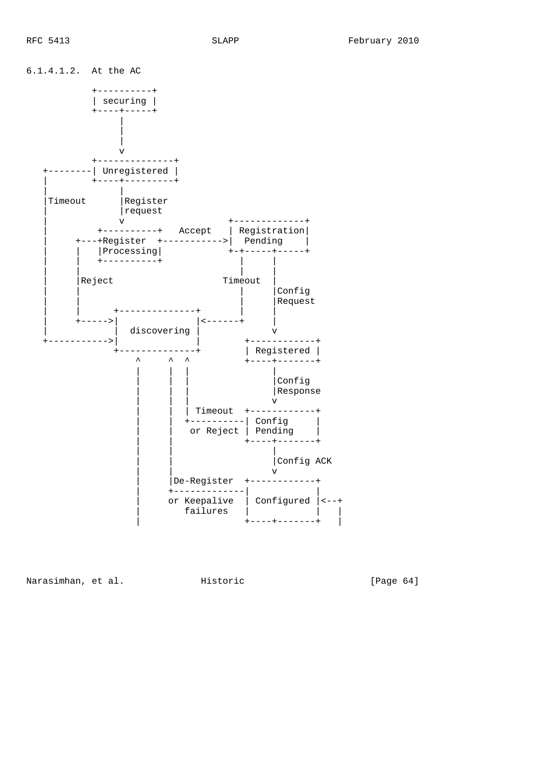6.1.4.1.2.  At the AC

```
           +----------+
           | securing |
           +----+-----+
                |
                |
                |
                v
           +--------------+
   +--------| Unregistered |
   |        +----+---------+
   |             |
   |Timeout      |Register
   |             |request
   |             v                +-------------+
   |          +----------+   Accept   | Registration|
   |     +---+Register  +----------->|  Pending    |
   |     |   |Processing|           +-+-----+-----+
   |     |   +----------+             |     |
   |     |                            |     |
   |     |Reject                   Timeout  |
   |     |                            |     |Config
   |     |                            |     |Request
   |     |      +--------------+      |     |
   |     +----->|              |<-----+     |
   |            |  discovering |            v
   +----------->|              |        +------------+
                +--------------+        | Registered |
                    ^     ^  ^          +----+-------+
                    |     |  |               |
                    |     |  |               |Config
                    |     |  |               |Response
                    |     |  |               v
                    |     |  | Timeout  +------------+
                    |     |  +----------| Config     |
                    |     |   or Reject | Pending    |
                    |     |             +----+-------+
                    |     |                  |
                    |     |                  |Config ACK
                    |     |                  v
                    |     |De-Register  +------------+
                    |     +-------------|            |
                    |     or Keepalive  | Configured |<--+
                    |        failures   |            |   |
                    |                   +----+-------+   |
```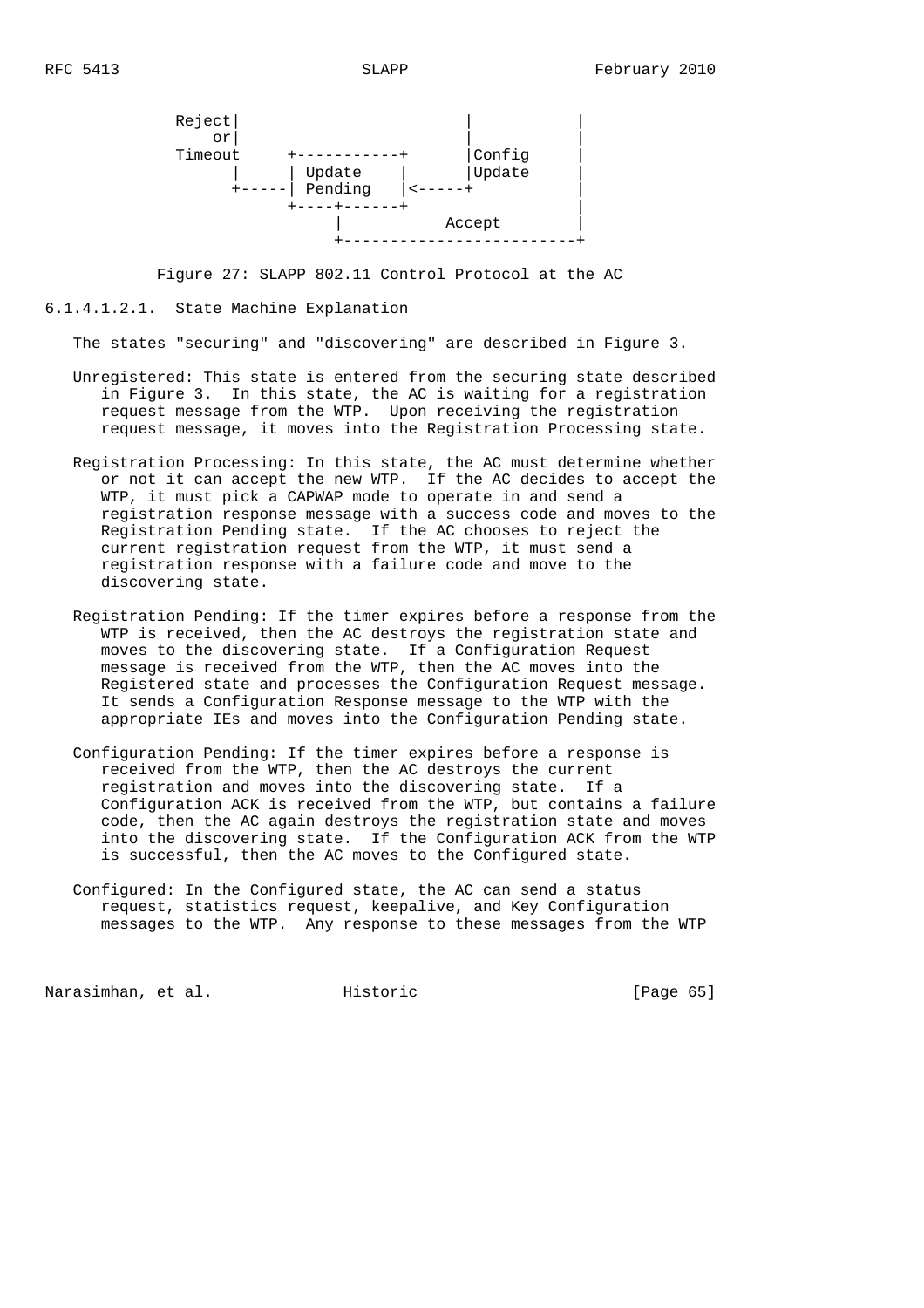```
            Reject|                              |            |
                or|                              |            |
            Timeout     +-----------+            |Config      |
                  |     | Update    |            |Update      |
                  +-----| Pending   |<-----+                  |
                        +----+------+                         |
                             |           Accept               |
                             +--------------------------------+
```

Figure 27: SLAPP 802.11 Control Protocol at the AC

##### 6.1.4.1.2.1. State Machine Explanation

The states "securing" and "discovering" are described in Figure 3.

Unregistered: This state is entered from the securing state described in Figure 3. In this state, the AC is waiting for a registration request message from the WTP. Upon receiving the registration request message, it moves into the Registration Processing state.

Registration Processing: In this state, the AC must determine whether or not it can accept the new WTP. If the AC decides to accept the WTP, it must pick a CAPWAP mode to operate in and send a registration response message with a success code and moves to the Registration Pending state. If the AC chooses to reject the current registration request from the WTP, it must send a registration response with a failure code and move to the discovering state.

Registration Pending: If the timer expires before a response from the WTP is received, then the AC destroys the registration state and moves to the discovering state. If a Configuration Request message is received from the WTP, then the AC moves into the Registered state and processes the Configuration Request message. It sends a Configuration Response message to the WTP with the appropriate IEs and moves into the Configuration Pending state.

Configuration Pending: If the timer expires before a response is received from the WTP, then the AC destroys the current registration and moves into the discovering state. If a Configuration ACK is received from the WTP, but contains a failure code, then the AC again destroys the registration state and moves into the discovering state. If the Configuration ACK from the WTP is successful, then the AC moves to the Configured state.

Configured: In the Configured state, the AC can send a status request, statistics request, keepalive, and Key Configuration messages to the WTP. Any response to these messages from the WTP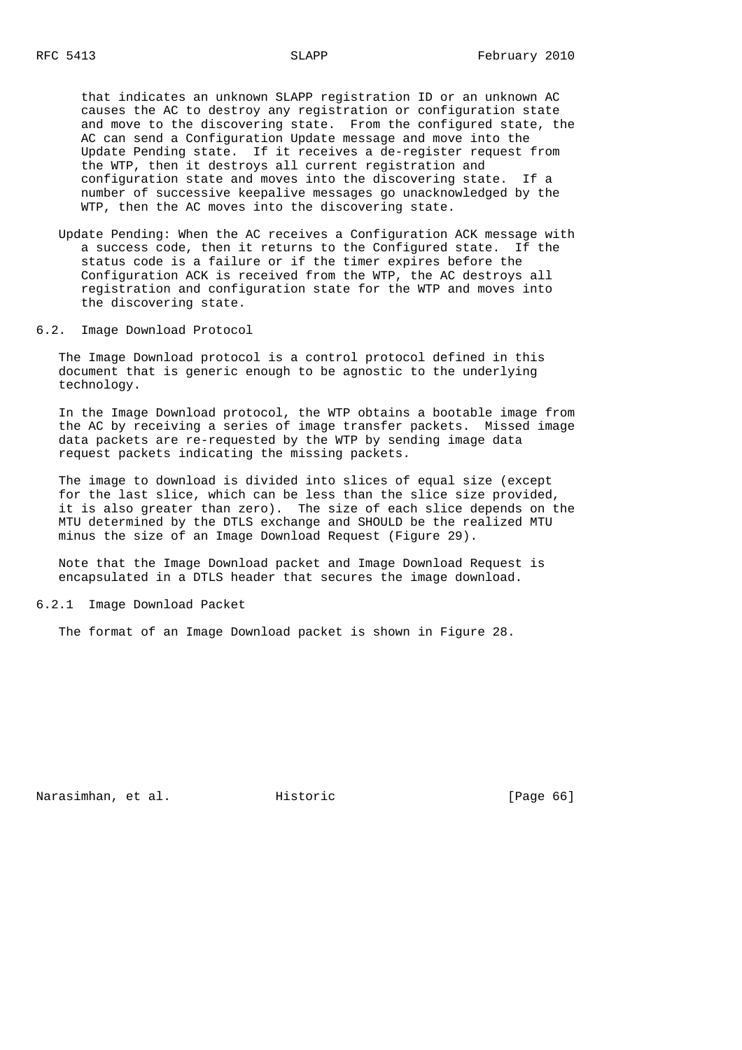that indicates an unknown SLAPP registration ID or an unknown AC causes the AC to destroy any registration or configuration state and move to the discovering state. From the configured state, the AC can send a Configuration Update message and move into the Update Pending state. If it receives a de-register request from the WTP, then it destroys all current registration and configuration state and moves into the discovering state. If a number of successive keepalive messages go unacknowledged by the WTP, then the AC moves into the discovering state.

Update Pending: When the AC receives a Configuration ACK message with a success code, then it returns to the Configured state. If the status code is a failure or if the timer expires before the Configuration ACK is received from the WTP, the AC destroys all registration and configuration state for the WTP and moves into the discovering state.

## 6.2. Image Download Protocol

The Image Download protocol is a control protocol defined in this document that is generic enough to be agnostic to the underlying technology.

In the Image Download protocol, the WTP obtains a bootable image from the AC by receiving a series of image transfer packets. Missed image data packets are re-requested by the WTP by sending image data request packets indicating the missing packets.

The image to download is divided into slices of equal size (except for the last slice, which can be less than the slice size provided, it is also greater than zero). The size of each slice depends on the MTU determined by the DTLS exchange and SHOULD be the realized MTU minus the size of an Image Download Request (Figure 29).

Note that the Image Download packet and Image Download Request is encapsulated in a DTLS header that secures the image download.

### 6.2.1 Image Download Packet

The format of an Image Download packet is shown in Figure 28.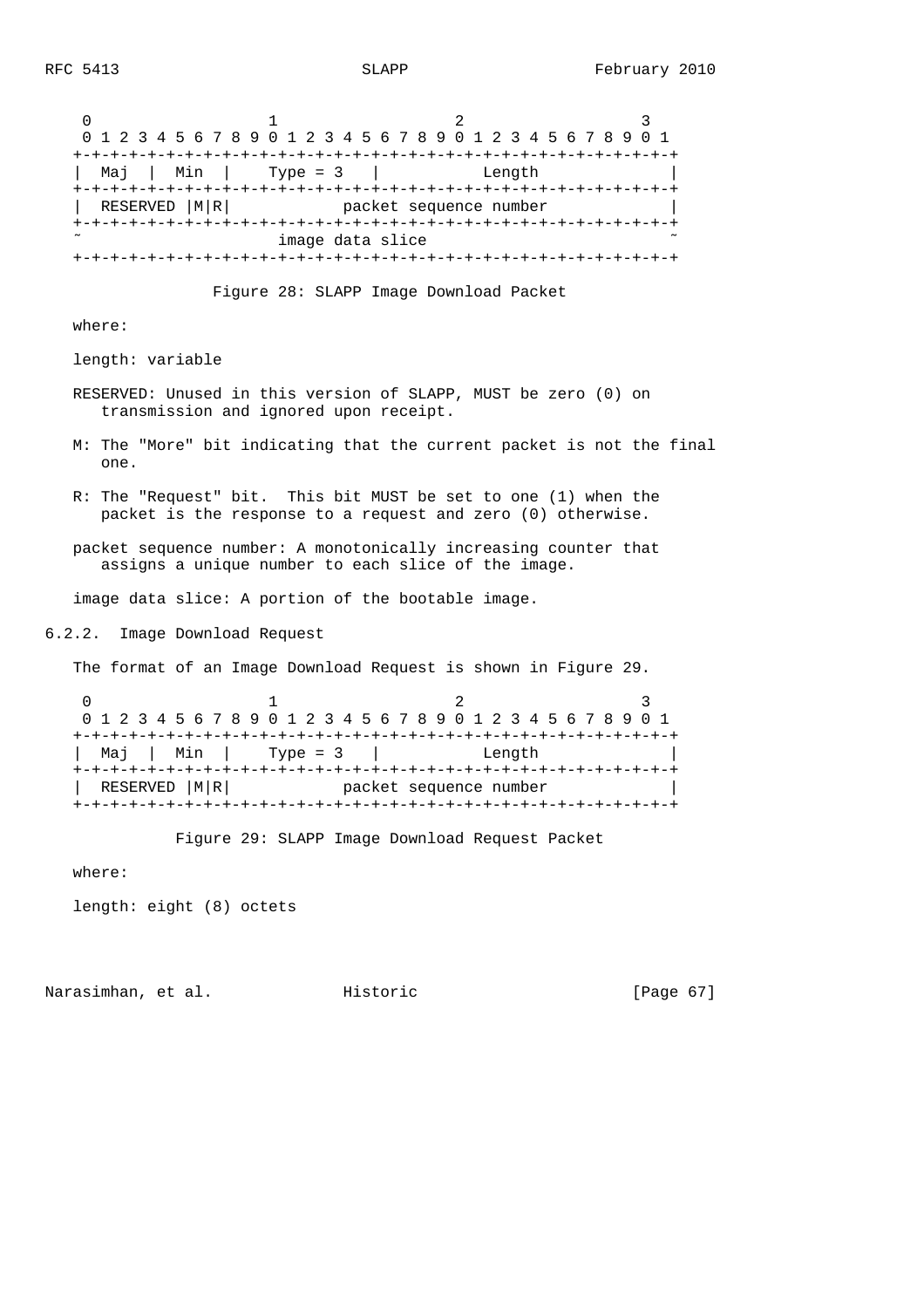```
    0                   1                   2                   3
    0 1 2 3 4 5 6 7 8 9 0 1 2 3 4 5 6 7 8 9 0 1 2 3 4 5 6 7 8 9 0 1
   +-+-+-+-+-+-+-+-+-+-+-+-+-+-+-+-+-+-+-+-+-+-+-+-+-+-+-+-+-+-+-+-+
   |  Maj  |  Min  |    Type = 3   |           Length              |
   +-+-+-+-+-+-+-+-+-+-+-+-+-+-+-+-+-+-+-+-+-+-+-+-+-+-+-+-+-+-+-+-+
   |  RESERVED |M|R|           packet sequence number              |
   +-+-+-+-+-+-+-+-+-+-+-+-+-+-+-+-+-+-+-+-+-+-+-+-+-+-+-+-+-+-+-+-+
   ~                      image data slice                         ~
   +-+-+-+-+-+-+-+-+-+-+-+-+-+-+-+-+-+-+-+-+-+-+-+-+-+-+-+-+-+-+-+-+
```

Figure 28: SLAPP Image Download Packet

where:

length: variable

RESERVED: Unused in this version of SLAPP, MUST be zero (0) on transmission and ignored upon receipt.

M: The "More" bit indicating that the current packet is not the final one.

R: The "Request" bit. This bit MUST be set to one (1) when the packet is the response to a request and zero (0) otherwise.

packet sequence number: A monotonically increasing counter that assigns a unique number to each slice of the image.

image data slice: A portion of the bootable image.

### 6.2.2. Image Download Request

The format of an Image Download Request is shown in Figure 29.

```
    0                   1                   2                   3
    0 1 2 3 4 5 6 7 8 9 0 1 2 3 4 5 6 7 8 9 0 1 2 3 4 5 6 7 8 9 0 1
   +-+-+-+-+-+-+-+-+-+-+-+-+-+-+-+-+-+-+-+-+-+-+-+-+-+-+-+-+-+-+-+-+
   |  Maj  |  Min  |    Type = 3   |           Length              |
   +-+-+-+-+-+-+-+-+-+-+-+-+-+-+-+-+-+-+-+-+-+-+-+-+-+-+-+-+-+-+-+-+
   |  RESERVED |M|R|           packet sequence number              |
   +-+-+-+-+-+-+-+-+-+-+-+-+-+-+-+-+-+-+-+-+-+-+-+-+-+-+-+-+-+-+-+-+
```

Figure 29: SLAPP Image Download Request Packet

where:

length: eight (8) octets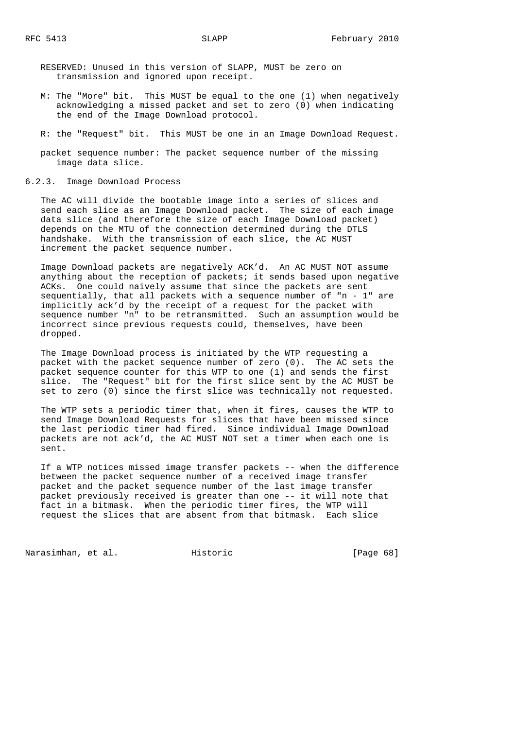RESERVED: Unused in this version of SLAPP, MUST be zero on transmission and ignored upon receipt.

M: The "More" bit. This MUST be equal to the one (1) when negatively acknowledging a missed packet and set to zero (0) when indicating the end of the Image Download protocol.

R: the "Request" bit. This MUST be one in an Image Download Request.

packet sequence number: The packet sequence number of the missing image data slice.

### 6.2.3. Image Download Process

The AC will divide the bootable image into a series of slices and send each slice as an Image Download packet. The size of each image data slice (and therefore the size of each Image Download packet) depends on the MTU of the connection determined during the DTLS handshake. With the transmission of each slice, the AC MUST increment the packet sequence number.

Image Download packets are negatively ACK'd. An AC MUST NOT assume anything about the reception of packets; it sends based upon negative ACKs. One could naively assume that since the packets are sent sequentially, that all packets with a sequence number of "n - 1" are implicitly ack'd by the receipt of a request for the packet with sequence number "n" to be retransmitted. Such an assumption would be incorrect since previous requests could, themselves, have been dropped.

The Image Download process is initiated by the WTP requesting a packet with the packet sequence number of zero (0). The AC sets the packet sequence counter for this WTP to one (1) and sends the first slice. The "Request" bit for the first slice sent by the AC MUST be set to zero (0) since the first slice was technically not requested.

The WTP sets a periodic timer that, when it fires, causes the WTP to send Image Download Requests for slices that have been missed since the last periodic timer had fired. Since individual Image Download packets are not ack'd, the AC MUST NOT set a timer when each one is sent.

If a WTP notices missed image transfer packets -- when the difference between the packet sequence number of a received image transfer packet and the packet sequence number of the last image transfer packet previously received is greater than one -- it will note that fact in a bitmask. When the periodic timer fires, the WTP will request the slices that are absent from that bitmask. Each slice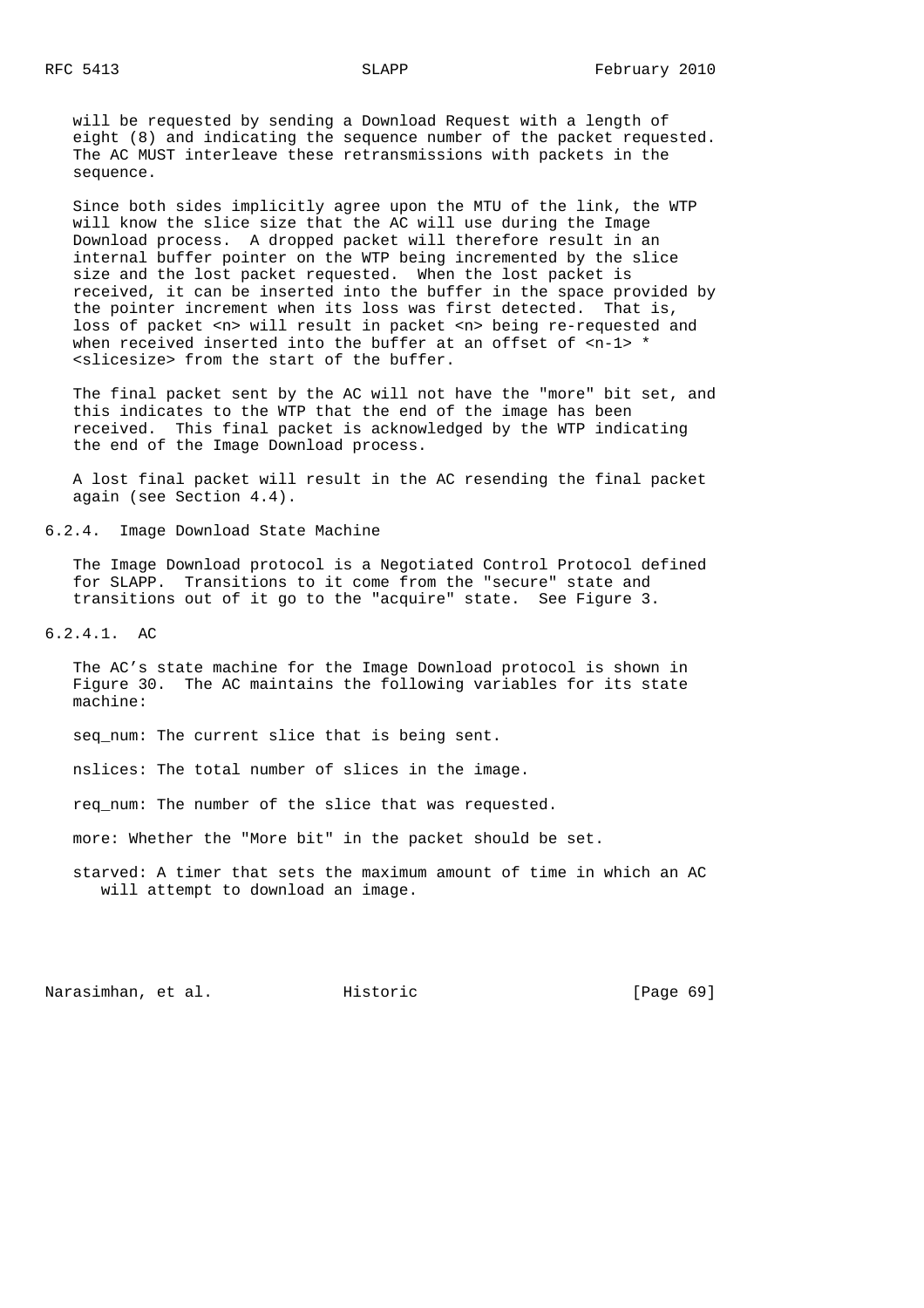will be requested by sending a Download Request with a length of eight (8) and indicating the sequence number of the packet requested. The AC MUST interleave these retransmissions with packets in the sequence.

Since both sides implicitly agree upon the MTU of the link, the WTP will know the slice size that the AC will use during the Image Download process. A dropped packet will therefore result in an internal buffer pointer on the WTP being incremented by the slice size and the lost packet requested. When the lost packet is received, it can be inserted into the buffer in the space provided by the pointer increment when its loss was first detected. That is, loss of packet <n> will result in packet <n> being re-requested and when received inserted into the buffer at an offset of <n-1> * <slicesize> from the start of the buffer.

The final packet sent by the AC will not have the "more" bit set, and this indicates to the WTP that the end of the image has been received. This final packet is acknowledged by the WTP indicating the end of the Image Download process.

A lost final packet will result in the AC resending the final packet again (see Section 4.4).

### 6.2.4. Image Download State Machine

The Image Download protocol is a Negotiated Control Protocol defined for SLAPP. Transitions to it come from the "secure" state and transitions out of it go to the "acquire" state. See Figure 3.

#### 6.2.4.1. AC

The AC's state machine for the Image Download protocol is shown in Figure 30. The AC maintains the following variables for its state machine:

seq_num: The current slice that is being sent.

nslices: The total number of slices in the image.

req_num: The number of the slice that was requested.

more: Whether the "More bit" in the packet should be set.

starved: A timer that sets the maximum amount of time in which an AC will attempt to download an image.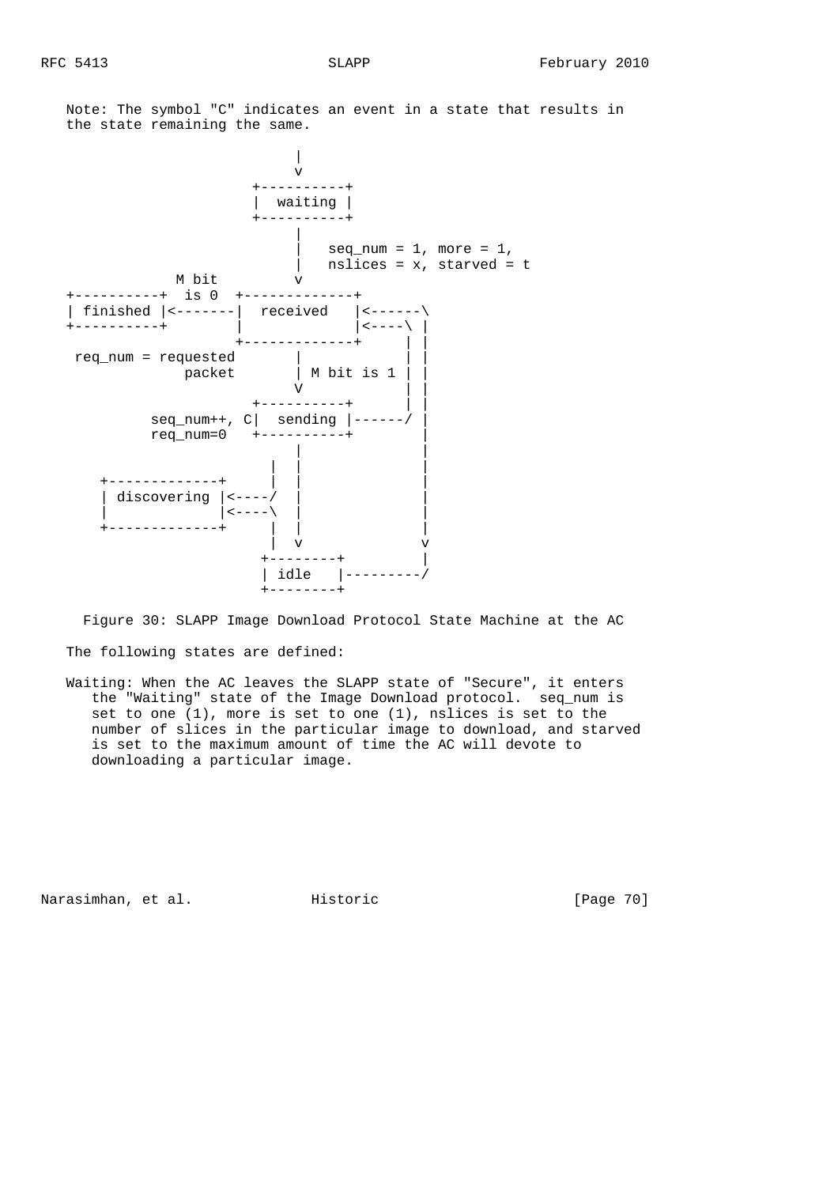Note: The symbol "C" indicates an event in a state that results in the state remaining the same.

```
                             |
                             v
                        +----------+
                        |  waiting |
                        +----------+
                             |
                             |   seq_num = 1, more = 1,
                             |   nslices = x, starved = t
              M bit          v
   +----------+  is 0  +-------------+
   | finished |<-------|  received   |<------\
   +----------+        |             |<----\ |
                       +-------------+     | |
    req_num = requested      |             | |
                packet       | M bit is 1  | |
                             V             | |
                        +----------+       | |
             seq_num++, C|  sending |------/ |
             req_num=0   +----------+        |
                             |               |
                          |  |               |
      +-------------+     |  |               |
      | discovering |<----/  |               |
      |             |<----\  |               |
      +-------------+     |  |               |
                          |  v               v
                        +--------+           |
                        | idle   |---------/
                        +--------+
```

Figure 30: SLAPP Image Download Protocol State Machine at the AC

The following states are defined:

Waiting: When the AC leaves the SLAPP state of "Secure", it enters the "Waiting" state of the Image Download protocol. seq_num is set to one (1), more is set to one (1), nslices is set to the number of slices in the particular image to download, and starved is set to the maximum amount of time the AC will devote to downloading a particular image.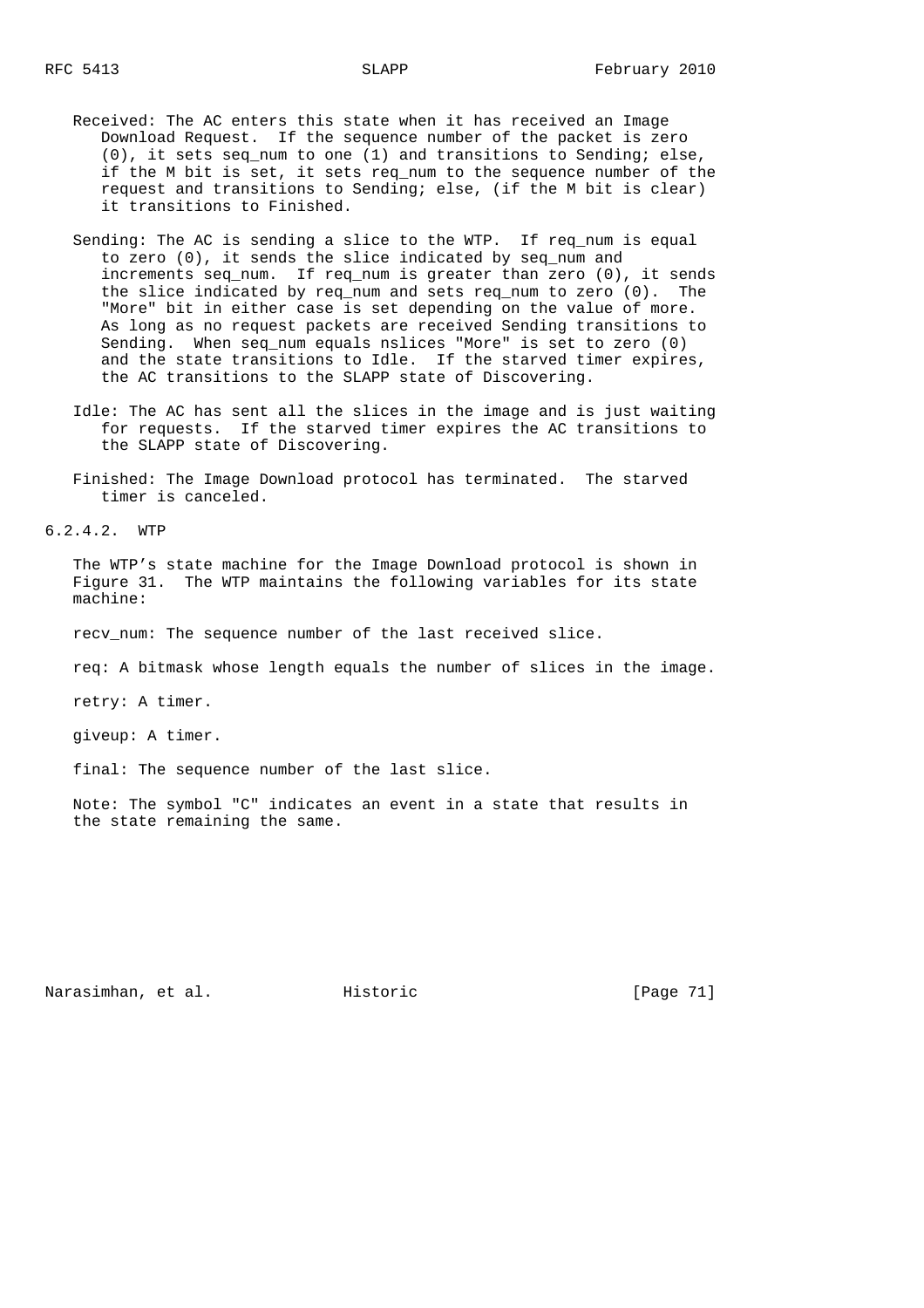Received: The AC enters this state when it has received an Image Download Request. If the sequence number of the packet is zero (0), it sets seq_num to one (1) and transitions to Sending; else, if the M bit is set, it sets req_num to the sequence number of the request and transitions to Sending; else, (if the M bit is clear) it transitions to Finished.

Sending: The AC is sending a slice to the WTP. If req_num is equal to zero (0), it sends the slice indicated by seq_num and increments seq_num. If req_num is greater than zero (0), it sends the slice indicated by req_num and sets req_num to zero (0). The "More" bit in either case is set depending on the value of more. As long as no request packets are received Sending transitions to Sending. When seq_num equals nslices "More" is set to zero (0) and the state transitions to Idle. If the starved timer expires, the AC transitions to the SLAPP state of Discovering.

Idle: The AC has sent all the slices in the image and is just waiting for requests. If the starved timer expires the AC transitions to the SLAPP state of Discovering.

Finished: The Image Download protocol has terminated. The starved timer is canceled.

#### 6.2.4.2. WTP

The WTP's state machine for the Image Download protocol is shown in Figure 31. The WTP maintains the following variables for its state machine:

recv_num: The sequence number of the last received slice.

req: A bitmask whose length equals the number of slices in the image.

retry: A timer.

giveup: A timer.

final: The sequence number of the last slice.

Note: The symbol "C" indicates an event in a state that results in the state remaining the same.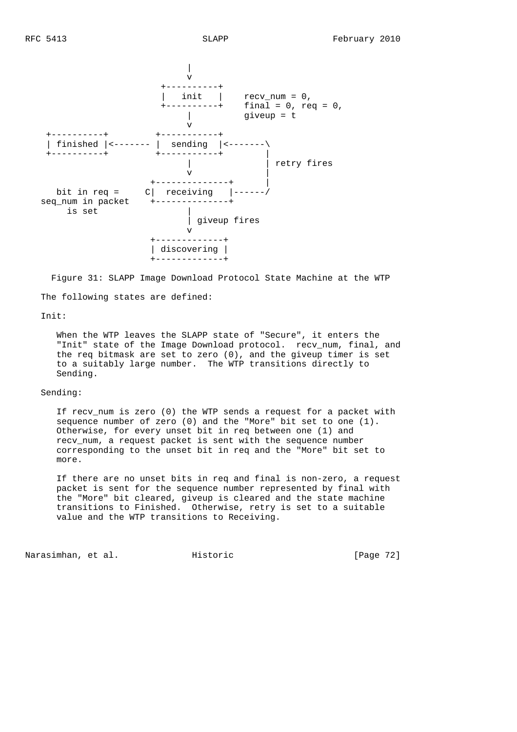```
                             |
                             v
                        +----------+
                        |   init   |    recv_num = 0,
                        +----------+    final = 0, req = 0,
                             |          giveup = t
                             v
  +----------+         +-----------+
  | finished |<------- |  sending  |<-------\
  +----------+         +-----------+        |
                             |              | retry fires
                             v              |
                      +--------------+      |
    bit in req =     C|  receiving   |------/
  seq_num in packet   +--------------+
       is set                |
                             | giveup fires
                             v
                      +-------------+
                      | discovering |
                      +-------------+
```

Figure 31: SLAPP Image Download Protocol State Machine at the WTP

The following states are defined:

Init:

When the WTP leaves the SLAPP state of "Secure", it enters the "Init" state of the Image Download protocol. recv_num, final, and the req bitmask are set to zero (0), and the giveup timer is set to a suitably large number. The WTP transitions directly to Sending.

Sending:

If recv_num is zero (0) the WTP sends a request for a packet with sequence number of zero (0) and the "More" bit set to one (1). Otherwise, for every unset bit in req between one (1) and recv_num, a request packet is sent with the sequence number corresponding to the unset bit in req and the "More" bit set to more.

If there are no unset bits in req and final is non-zero, a request packet is sent for the sequence number represented by final with the "More" bit cleared, giveup is cleared and the state machine transitions to Finished. Otherwise, retry is set to a suitable value and the WTP transitions to Receiving.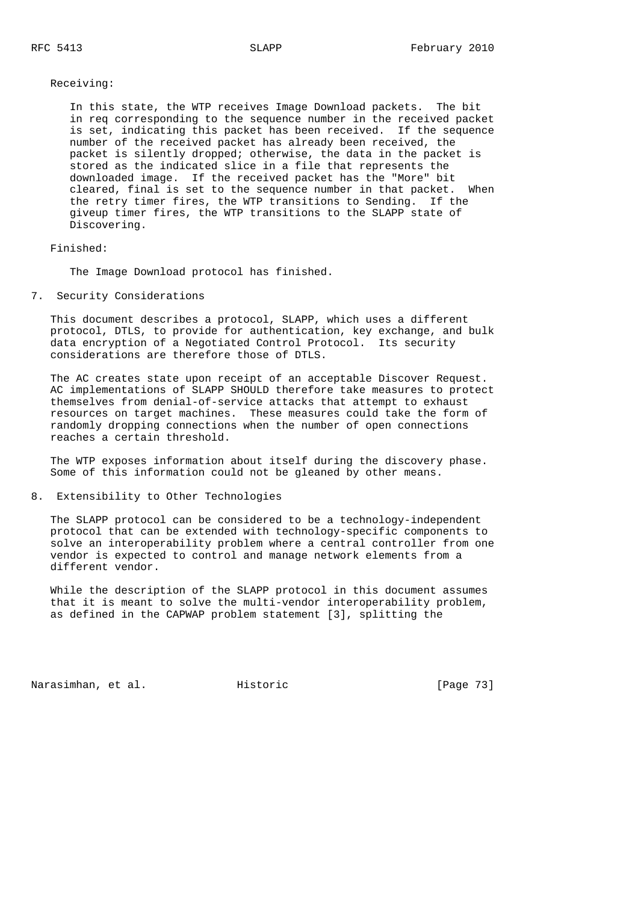Receiving:

In this state, the WTP receives Image Download packets. The bit in req corresponding to the sequence number in the received packet is set, indicating this packet has been received. If the sequence number of the received packet has already been received, the packet is silently dropped; otherwise, the data in the packet is stored as the indicated slice in a file that represents the downloaded image. If the received packet has the "More" bit cleared, final is set to the sequence number in that packet. When the retry timer fires, the WTP transitions to Sending. If the giveup timer fires, the WTP transitions to the SLAPP state of Discovering.

Finished:

The Image Download protocol has finished.

## 7. Security Considerations

This document describes a protocol, SLAPP, which uses a different protocol, DTLS, to provide for authentication, key exchange, and bulk data encryption of a Negotiated Control Protocol. Its security considerations are therefore those of DTLS.

The AC creates state upon receipt of an acceptable Discover Request. AC implementations of SLAPP SHOULD therefore take measures to protect themselves from denial-of-service attacks that attempt to exhaust resources on target machines. These measures could take the form of randomly dropping connections when the number of open connections reaches a certain threshold.

The WTP exposes information about itself during the discovery phase. Some of this information could not be gleaned by other means.

## 8. Extensibility to Other Technologies

The SLAPP protocol can be considered to be a technology-independent protocol that can be extended with technology-specific components to solve an interoperability problem where a central controller from one vendor is expected to control and manage network elements from a different vendor.

While the description of the SLAPP protocol in this document assumes that it is meant to solve the multi-vendor interoperability problem, as defined in the CAPWAP problem statement [3], splitting the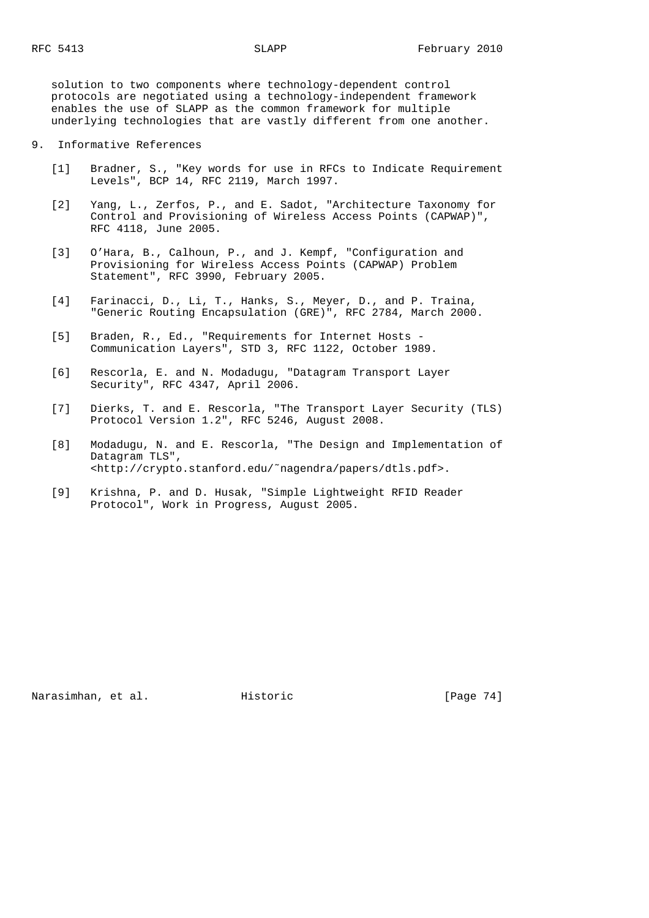solution to two components where technology-dependent control protocols are negotiated using a technology-independent framework enables the use of SLAPP as the common framework for multiple underlying technologies that are vastly different from one another.

## 9. Informative References

[1] Bradner, S., "Key words for use in RFCs to Indicate Requirement Levels", BCP 14, RFC 2119, March 1997.

[2] Yang, L., Zerfos, P., and E. Sadot, "Architecture Taxonomy for Control and Provisioning of Wireless Access Points (CAPWAP)", RFC 4118, June 2005.

[3] O'Hara, B., Calhoun, P., and J. Kempf, "Configuration and Provisioning for Wireless Access Points (CAPWAP) Problem Statement", RFC 3990, February 2005.

[4] Farinacci, D., Li, T., Hanks, S., Meyer, D., and P. Traina, "Generic Routing Encapsulation (GRE)", RFC 2784, March 2000.

[5] Braden, R., Ed., "Requirements for Internet Hosts - Communication Layers", STD 3, RFC 1122, October 1989.

[6] Rescorla, E. and N. Modadugu, "Datagram Transport Layer Security", RFC 4347, April 2006.

[7] Dierks, T. and E. Rescorla, "The Transport Layer Security (TLS) Protocol Version 1.2", RFC 5246, August 2008.

[8] Modadugu, N. and E. Rescorla, "The Design and Implementation of Datagram TLS", <http://crypto.stanford.edu/~nagendra/papers/dtls.pdf>.

[9] Krishna, P. and D. Husak, "Simple Lightweight RFID Reader Protocol", Work in Progress, August 2005.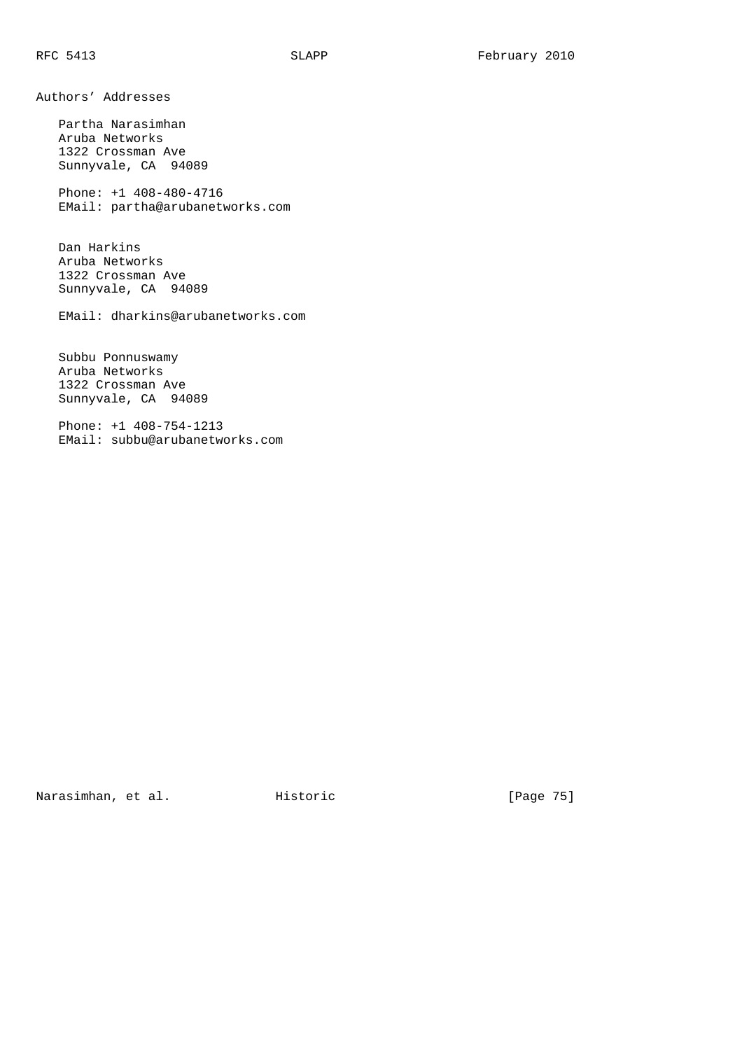## Authors' Addresses

Partha Narasimhan
Aruba Networks
1322 Crossman Ave
Sunnyvale, CA 94089

Phone: +1 408-480-4716
EMail: partha@arubanetworks.com

Dan Harkins
Aruba Networks
1322 Crossman Ave
Sunnyvale, CA 94089

EMail: dharkins@arubanetworks.com

Subbu Ponnuswamy
Aruba Networks
1322 Crossman Ave
Sunnyvale, CA 94089

Phone: +1 408-754-1213
EMail: subbu@arubanetworks.com